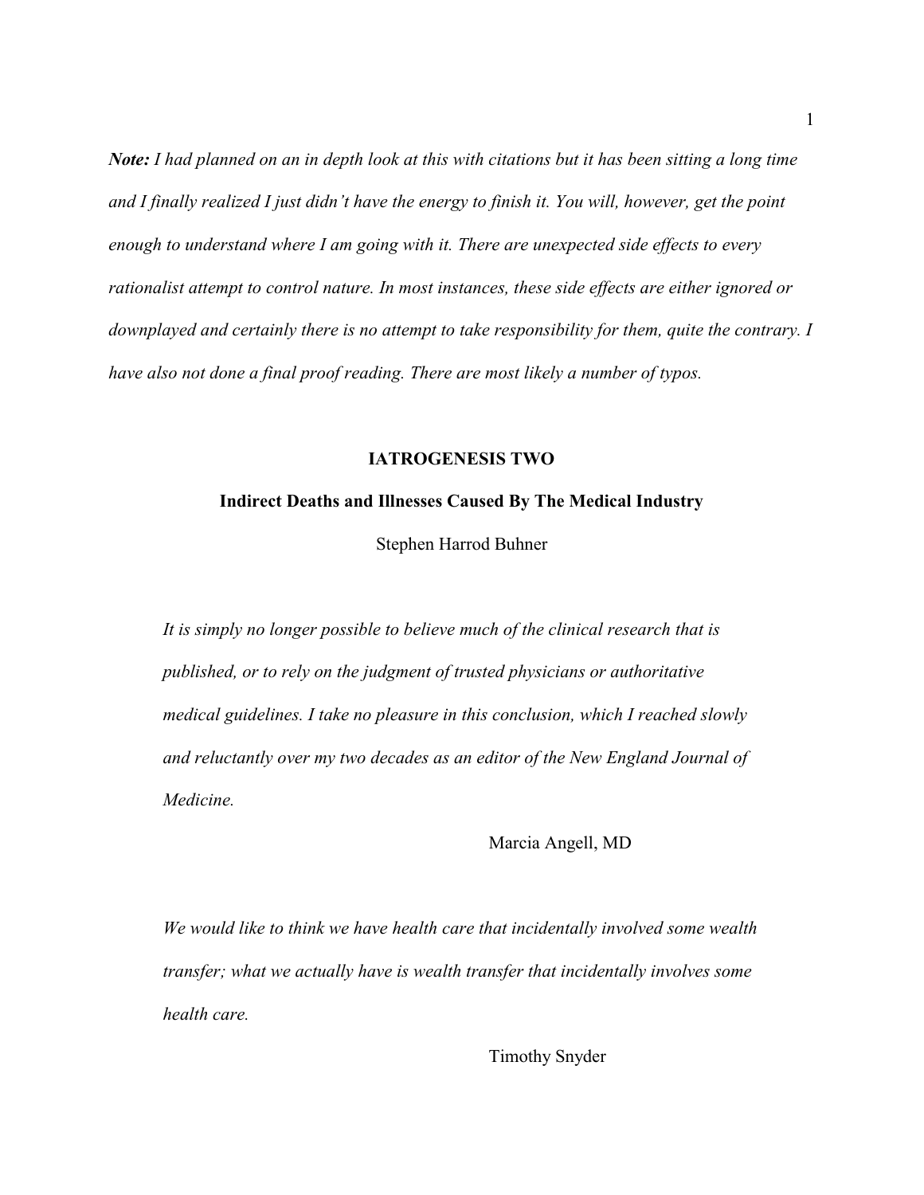***Note:*** *I had planned on an in depth look at this with citations but it has been sitting a long time and I finally realized I just didn't have the energy to finish it. You will, however, get the point enough to understand where I am going with it. There are unexpected side effects to every rationalist attempt to control nature. In most instances, these side effects are either ignored or downplayed and certainly there is no attempt to take responsibility for them, quite the contrary. I have also not done a final proof reading. There are most likely a number of typos.*

# IATROGENESIS TWO

## Indirect Deaths and Illnesses Caused By The Medical Industry

Stephen Harrod Buhner

> *It is simply no longer possible to believe much of the clinical research that is published, or to rely on the judgment of trusted physicians or authoritative medical guidelines. I take no pleasure in this conclusion, which I reached slowly and reluctantly over my two decades as an editor of the New England Journal of Medicine.*
>
> Marcia Angell, MD

> *We would like to think we have health care that incidentally involved some wealth transfer; what we actually have is wealth transfer that incidentally involves some health care.*
>
> Timothy Snyder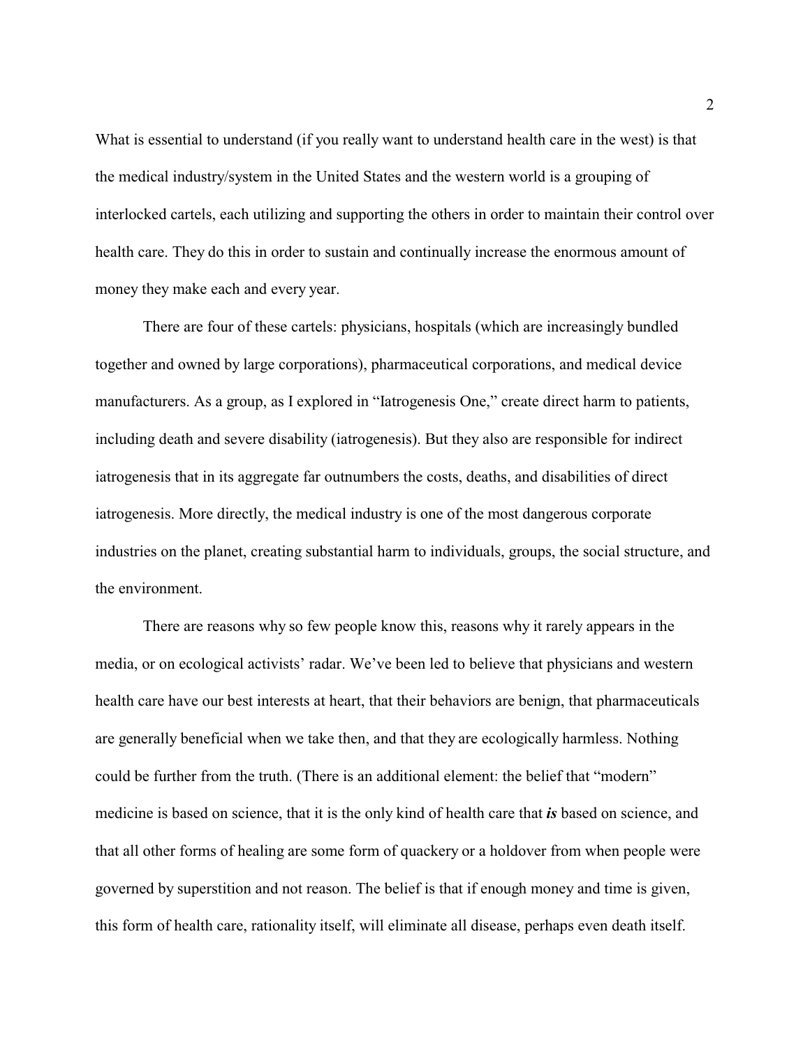What is essential to understand (if you really want to understand health care in the west) is that the medical industry/system in the United States and the western world is a grouping of interlocked cartels, each utilizing and supporting the others in order to maintain their control over health care. They do this in order to sustain and continually increase the enormous amount of money they make each and every year.

There are four of these cartels: physicians, hospitals (which are increasingly bundled together and owned by large corporations), pharmaceutical corporations, and medical device manufacturers. As a group, as I explored in "Iatrogenesis One," create direct harm to patients, including death and severe disability (iatrogenesis). But they also are responsible for indirect iatrogenesis that in its aggregate far outnumbers the costs, deaths, and disabilities of direct iatrogenesis. More directly, the medical industry is one of the most dangerous corporate industries on the planet, creating substantial harm to individuals, groups, the social structure, and the environment.

There are reasons why so few people know this, reasons why it rarely appears in the media, or on ecological activists' radar. We've been led to believe that physicians and western health care have our best interests at heart, that their behaviors are benign, that pharmaceuticals are generally beneficial when we take then, and that they are ecologically harmless. Nothing could be further from the truth. (There is an additional element: the belief that "modern" medicine is based on science, that it is the only kind of health care that ***is*** based on science, and that all other forms of healing are some form of quackery or a holdover from when people were governed by superstition and not reason. The belief is that if enough money and time is given, this form of health care, rationality itself, will eliminate all disease, perhaps even death itself.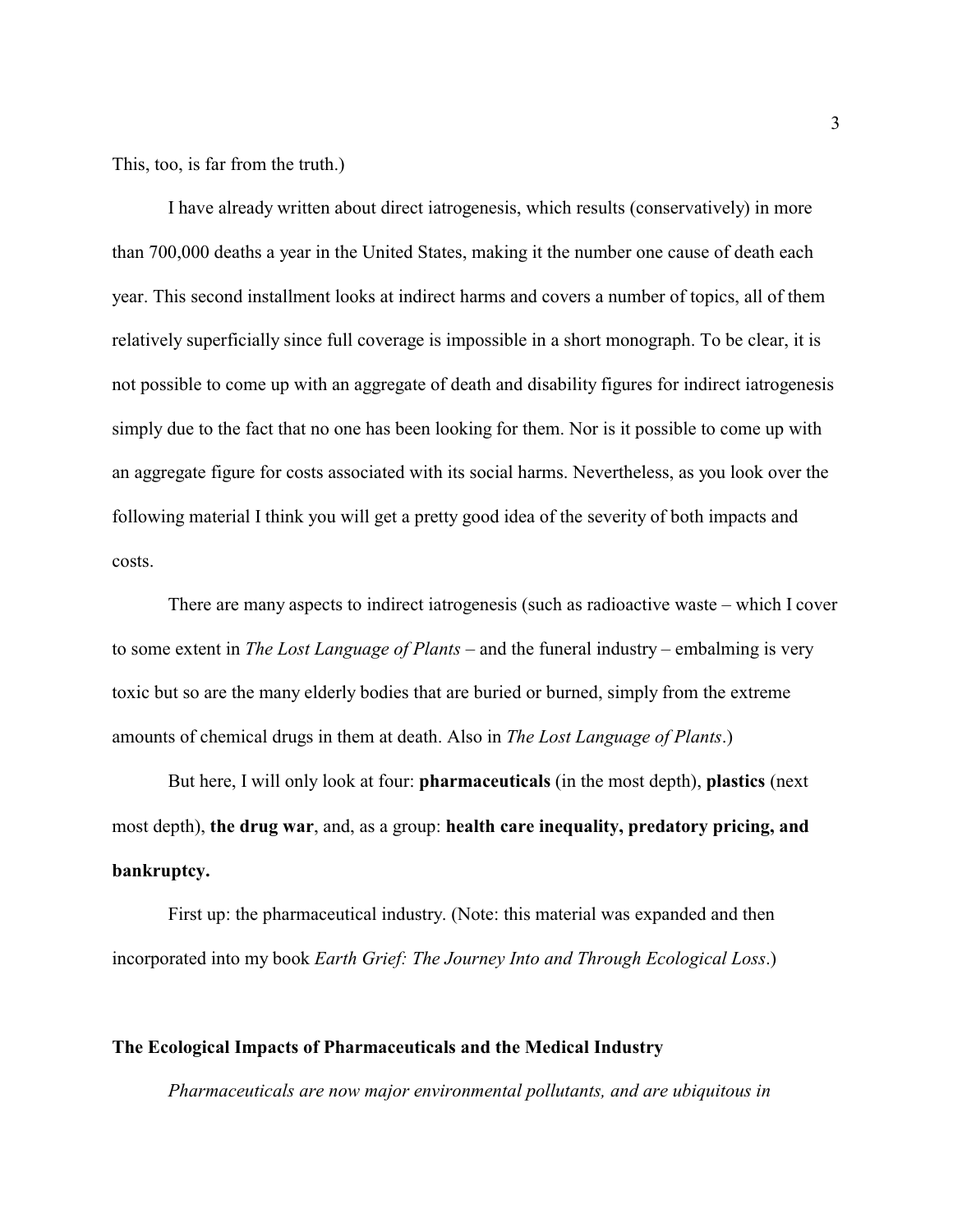This, too, is far from the truth.)

I have already written about direct iatrogenesis, which results (conservatively) in more than 700,000 deaths a year in the United States, making it the number one cause of death each year. This second installment looks at indirect harms and covers a number of topics, all of them relatively superficially since full coverage is impossible in a short monograph. To be clear, it is not possible to come up with an aggregate of death and disability figures for indirect iatrogenesis simply due to the fact that no one has been looking for them. Nor is it possible to come up with an aggregate figure for costs associated with its social harms. Nevertheless, as you look over the following material I think you will get a pretty good idea of the severity of both impacts and costs.

There are many aspects to indirect iatrogenesis (such as radioactive waste – which I cover to some extent in *The Lost Language of Plants* – and the funeral industry – embalming is very toxic but so are the many elderly bodies that are buried or burned, simply from the extreme amounts of chemical drugs in them at death. Also in *The Lost Language of Plants*.)

But here, I will only look at four: **pharmaceuticals** (in the most depth), **plastics** (next most depth), **the drug war**, and, as a group: **health care inequality, predatory pricing, and bankruptcy.**

First up: the pharmaceutical industry. (Note: this material was expanded and then incorporated into my book *Earth Grief: The Journey Into and Through Ecological Loss*.)

**The Ecological Impacts of Pharmaceuticals and the Medical Industry**

*Pharmaceuticals are now major environmental pollutants, and are ubiquitous in*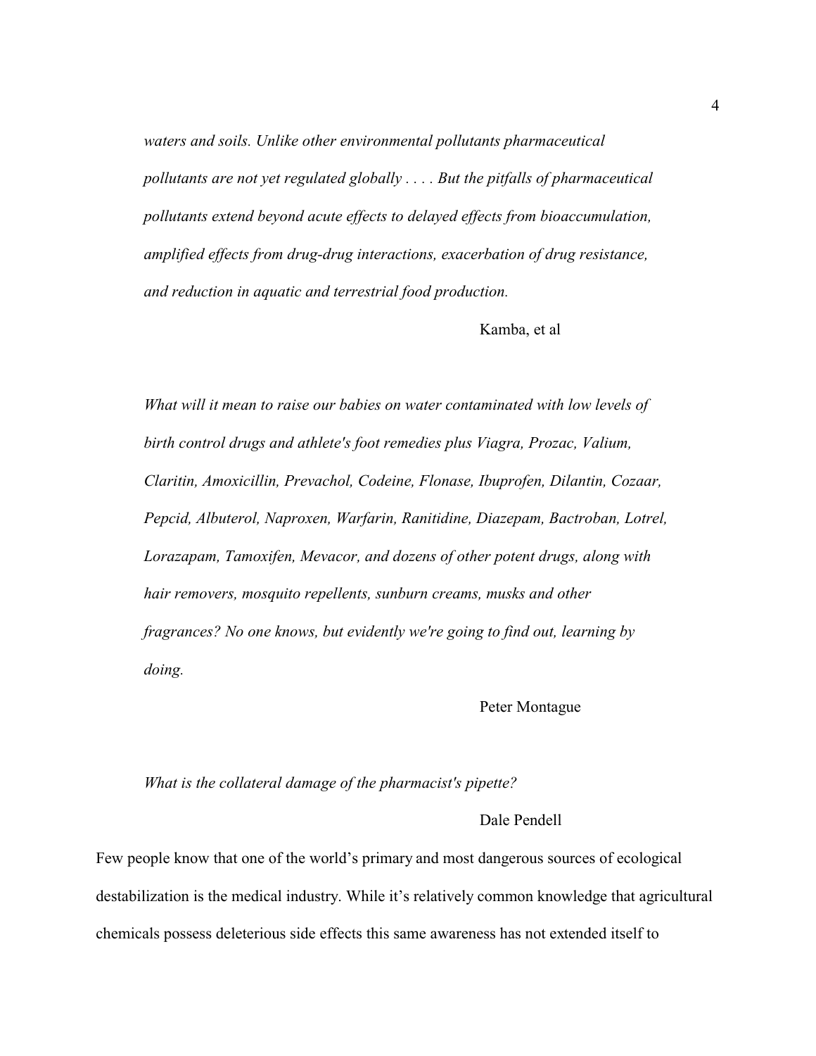*waters and soils. Unlike other environmental pollutants pharmaceutical pollutants are not yet regulated globally . . . . But the pitfalls of pharmaceutical pollutants extend beyond acute effects to delayed effects from bioaccumulation, amplified effects from drug-drug interactions, exacerbation of drug resistance, and reduction in aquatic and terrestrial food production.*

Kamba, et al

*What will it mean to raise our babies on water contaminated with low levels of birth control drugs and athlete's foot remedies plus Viagra, Prozac, Valium, Claritin, Amoxicillin, Prevachol, Codeine, Flonase, Ibuprofen, Dilantin, Cozaar, Pepcid, Albuterol, Naproxen, Warfarin, Ranitidine, Diazepam, Bactroban, Lotrel, Lorazapam, Tamoxifen, Mevacor, and dozens of other potent drugs, along with hair removers, mosquito repellents, sunburn creams, musks and other fragrances? No one knows, but evidently we're going to find out, learning by doing.*

Peter Montague

*What is the collateral damage of the pharmacist's pipette?*

Dale Pendell

Few people know that one of the world's primary and most dangerous sources of ecological destabilization is the medical industry. While it's relatively common knowledge that agricultural chemicals possess deleterious side effects this same awareness has not extended itself to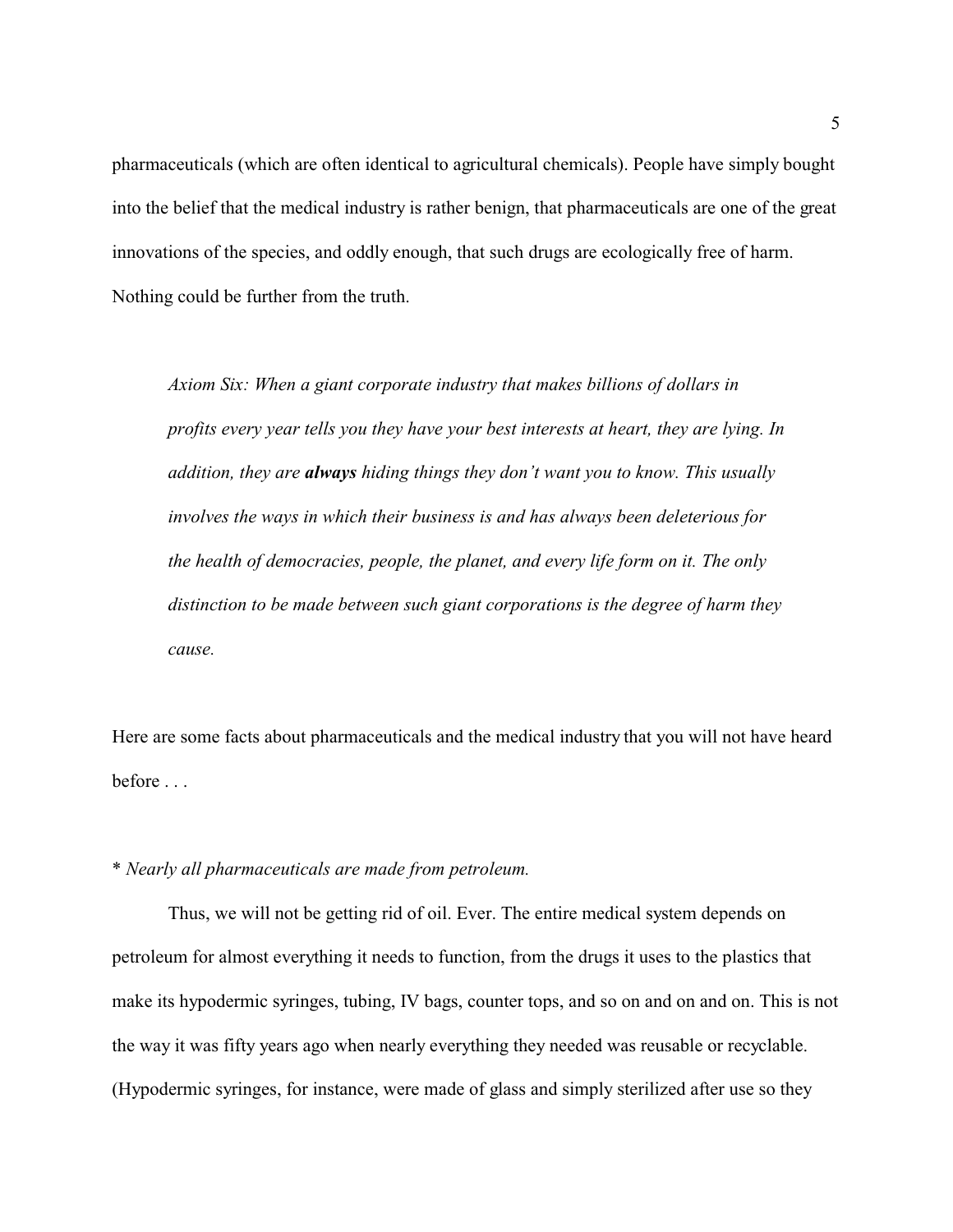pharmaceuticals (which are often identical to agricultural chemicals). People have simply bought into the belief that the medical industry is rather benign, that pharmaceuticals are one of the great innovations of the species, and oddly enough, that such drugs are ecologically free of harm. Nothing could be further from the truth.

> *Axiom Six: When a giant corporate industry that makes billions of dollars in profits every year tells you they have your best interests at heart, they are lying. In addition, they are **always** hiding things they don't want you to know. This usually involves the ways in which their business is and has always been deleterious for the health of democracies, people, the planet, and every life form on it. The only distinction to be made between such giant corporations is the degree of harm they cause.*

Here are some facts about pharmaceuticals and the medical industry that you will not have heard before . . .

* *Nearly all pharmaceuticals are made from petroleum.*

Thus, we will not be getting rid of oil. Ever. The entire medical system depends on petroleum for almost everything it needs to function, from the drugs it uses to the plastics that make its hypodermic syringes, tubing, IV bags, counter tops, and so on and on and on. This is not the way it was fifty years ago when nearly everything they needed was reusable or recyclable. (Hypodermic syringes, for instance, were made of glass and simply sterilized after use so they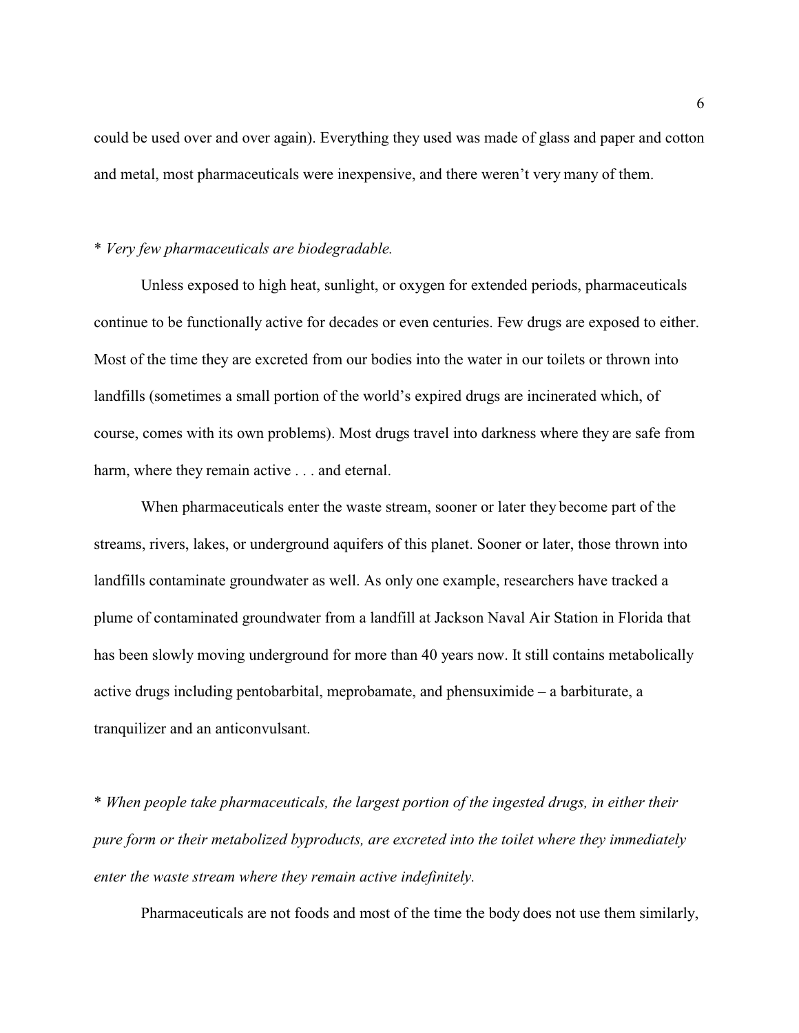could be used over and over again). Everything they used was made of glass and paper and cotton and metal, most pharmaceuticals were inexpensive, and there weren't very many of them.

* *Very few pharmaceuticals are biodegradable.*

Unless exposed to high heat, sunlight, or oxygen for extended periods, pharmaceuticals continue to be functionally active for decades or even centuries. Few drugs are exposed to either. Most of the time they are excreted from our bodies into the water in our toilets or thrown into landfills (sometimes a small portion of the world's expired drugs are incinerated which, of course, comes with its own problems). Most drugs travel into darkness where they are safe from harm, where they remain active . . . and eternal.

When pharmaceuticals enter the waste stream, sooner or later they become part of the streams, rivers, lakes, or underground aquifers of this planet. Sooner or later, those thrown into landfills contaminate groundwater as well. As only one example, researchers have tracked a plume of contaminated groundwater from a landfill at Jackson Naval Air Station in Florida that has been slowly moving underground for more than 40 years now. It still contains metabolically active drugs including pentobarbital, meprobamate, and phensuximide – a barbiturate, a tranquilizer and an anticonvulsant.

* *When people take pharmaceuticals, the largest portion of the ingested drugs, in either their pure form or their metabolized byproducts, are excreted into the toilet where they immediately enter the waste stream where they remain active indefinitely.*

Pharmaceuticals are not foods and most of the time the body does not use them similarly,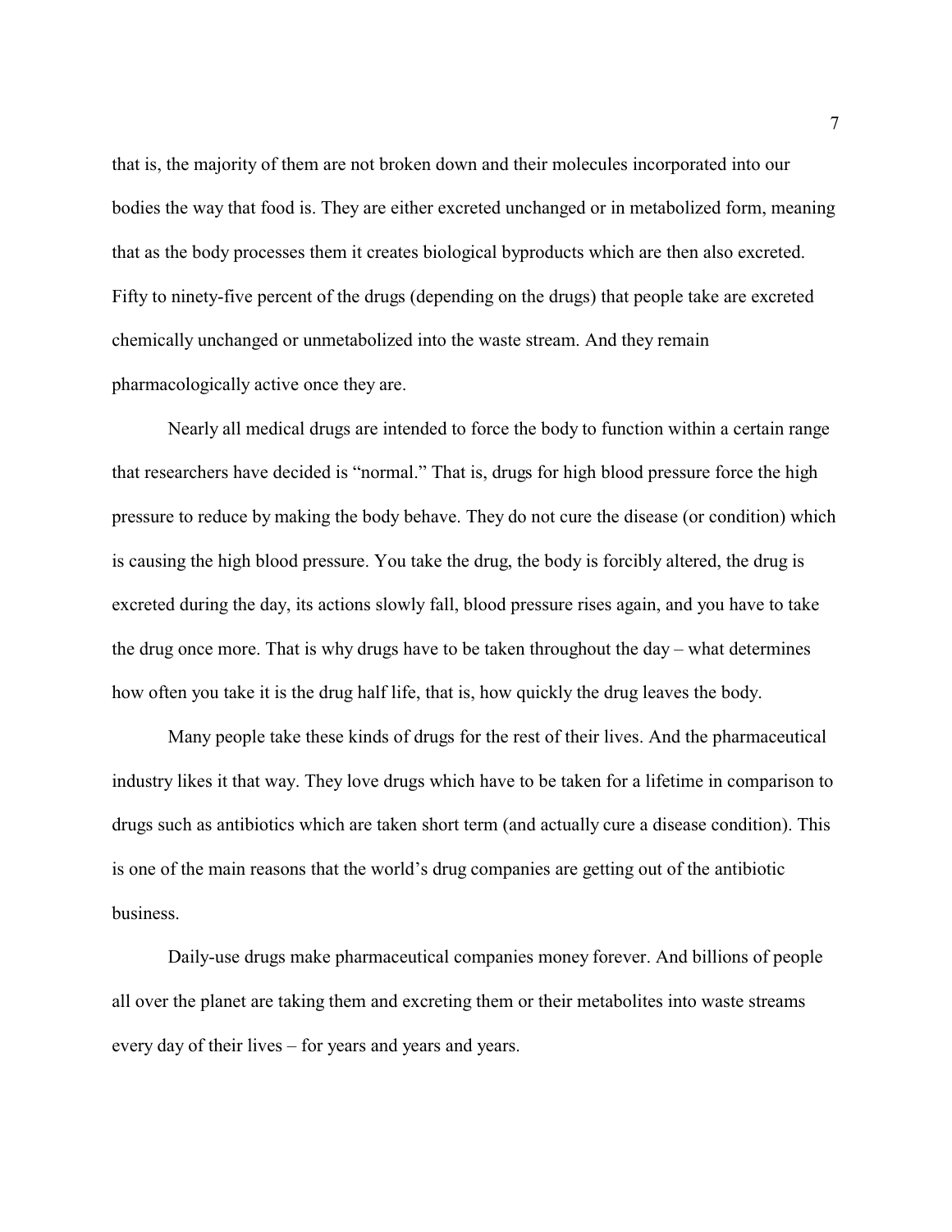that is, the majority of them are not broken down and their molecules incorporated into our bodies the way that food is. They are either excreted unchanged or in metabolized form, meaning that as the body processes them it creates biological byproducts which are then also excreted. Fifty to ninety-five percent of the drugs (depending on the drugs) that people take are excreted chemically unchanged or unmetabolized into the waste stream. And they remain pharmacologically active once they are.

Nearly all medical drugs are intended to force the body to function within a certain range that researchers have decided is "normal." That is, drugs for high blood pressure force the high pressure to reduce by making the body behave. They do not cure the disease (or condition) which is causing the high blood pressure. You take the drug, the body is forcibly altered, the drug is excreted during the day, its actions slowly fall, blood pressure rises again, and you have to take the drug once more. That is why drugs have to be taken throughout the day – what determines how often you take it is the drug half life, that is, how quickly the drug leaves the body.

Many people take these kinds of drugs for the rest of their lives. And the pharmaceutical industry likes it that way. They love drugs which have to be taken for a lifetime in comparison to drugs such as antibiotics which are taken short term (and actually cure a disease condition). This is one of the main reasons that the world's drug companies are getting out of the antibiotic business.

Daily-use drugs make pharmaceutical companies money forever. And billions of people all over the planet are taking them and excreting them or their metabolites into waste streams every day of their lives – for years and years and years.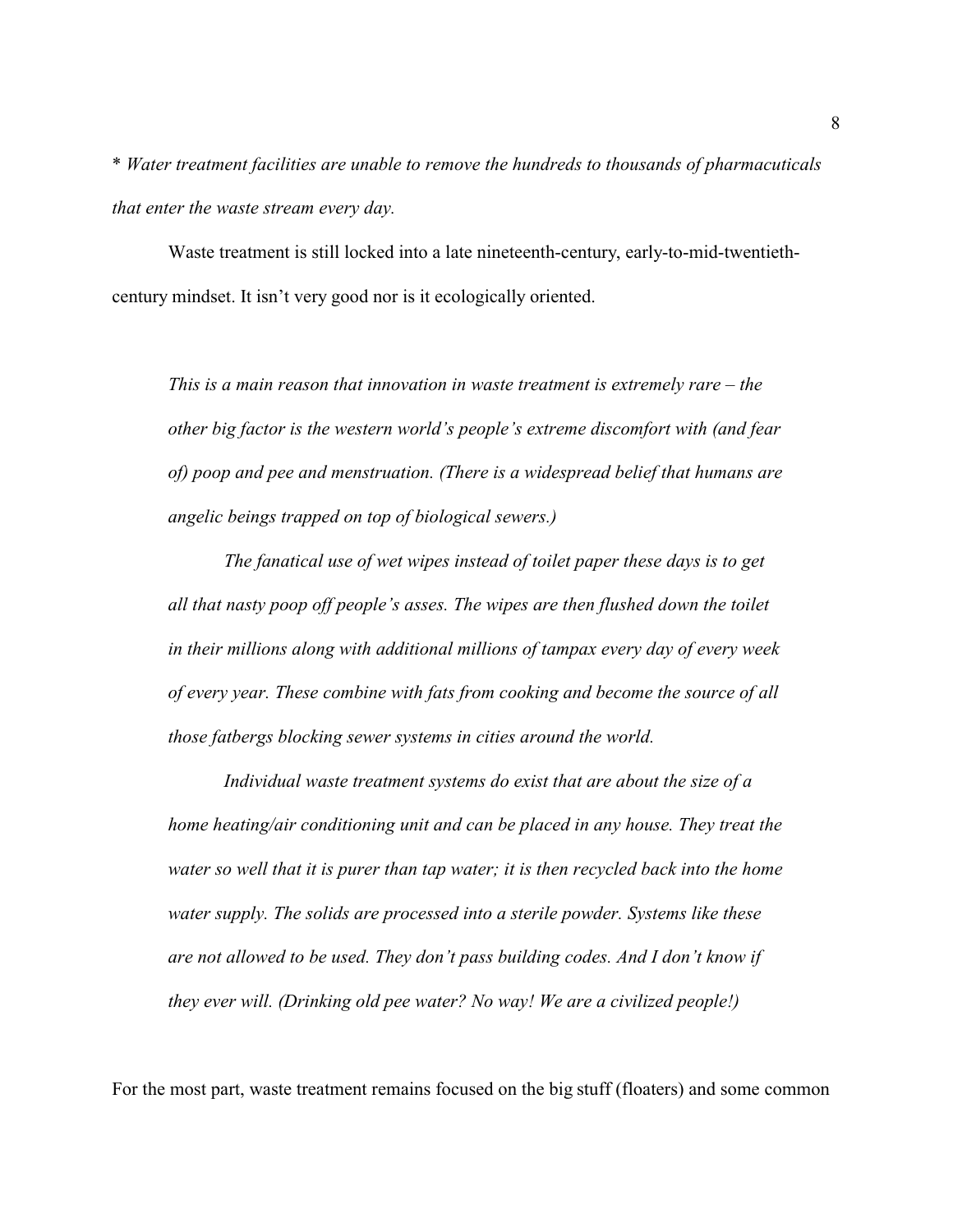* *Water treatment facilities are unable to remove the hundreds to thousands of pharmacuticals that enter the waste stream every day.*

Waste treatment is still locked into a late nineteenth-century, early-to-mid-twentieth-century mindset. It isn't very good nor is it ecologically oriented.

> *This is a main reason that innovation in waste treatment is extremely rare – the other big factor is the western world's people's extreme discomfort with (and fear of) poop and pee and menstruation. (There is a widespread belief that humans are angelic beings trapped on top of biological sewers.)*
>
> *The fanatical use of wet wipes instead of toilet paper these days is to get all that nasty poop off people's asses. The wipes are then flushed down the toilet in their millions along with additional millions of tampax every day of every week of every year. These combine with fats from cooking and become the source of all those fatbergs blocking sewer systems in cities around the world.*
>
> *Individual waste treatment systems do exist that are about the size of a home heating/air conditioning unit and can be placed in any house. They treat the water so well that it is purer than tap water; it is then recycled back into the home water supply. The solids are processed into a sterile powder. Systems like these are not allowed to be used. They don't pass building codes. And I don't know if they ever will. (Drinking old pee water? No way! We are a civilized people!)*

For the most part, waste treatment remains focused on the big stuff (floaters) and some common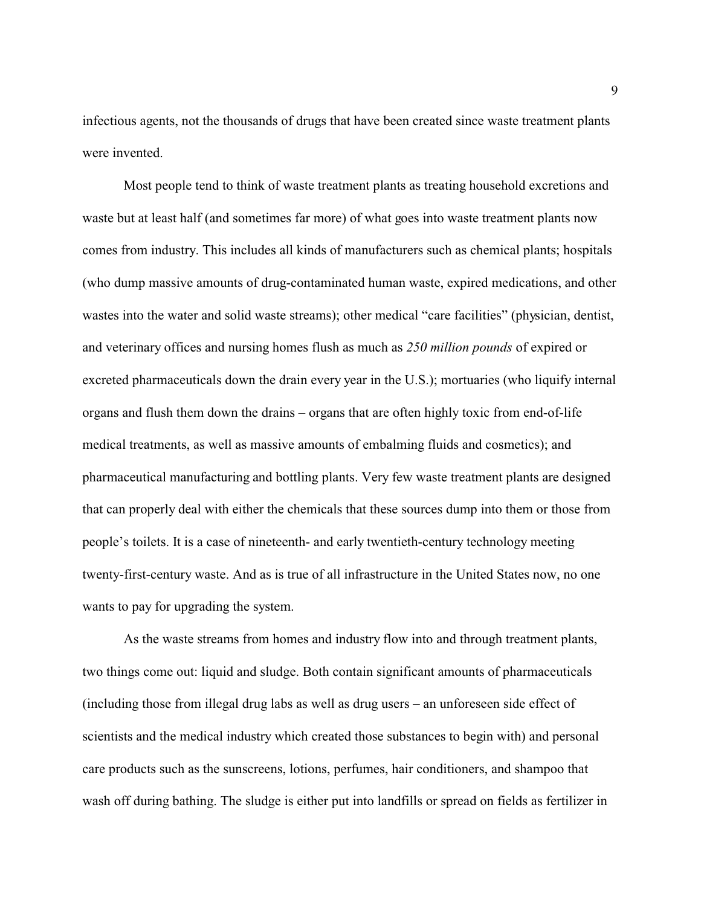infectious agents, not the thousands of drugs that have been created since waste treatment plants were invented.

Most people tend to think of waste treatment plants as treating household excretions and waste but at least half (and sometimes far more) of what goes into waste treatment plants now comes from industry. This includes all kinds of manufacturers such as chemical plants; hospitals (who dump massive amounts of drug-contaminated human waste, expired medications, and other wastes into the water and solid waste streams); other medical "care facilities" (physician, dentist, and veterinary offices and nursing homes flush as much as *250 million pounds* of expired or excreted pharmaceuticals down the drain every year in the U.S.); mortuaries (who liquify internal organs and flush them down the drains – organs that are often highly toxic from end-of-life medical treatments, as well as massive amounts of embalming fluids and cosmetics); and pharmaceutical manufacturing and bottling plants. Very few waste treatment plants are designed that can properly deal with either the chemicals that these sources dump into them or those from people's toilets. It is a case of nineteenth- and early twentieth-century technology meeting twenty-first-century waste. And as is true of all infrastructure in the United States now, no one wants to pay for upgrading the system.

As the waste streams from homes and industry flow into and through treatment plants, two things come out: liquid and sludge. Both contain significant amounts of pharmaceuticals (including those from illegal drug labs as well as drug users – an unforeseen side effect of scientists and the medical industry which created those substances to begin with) and personal care products such as the sunscreens, lotions, perfumes, hair conditioners, and shampoo that wash off during bathing. The sludge is either put into landfills or spread on fields as fertilizer in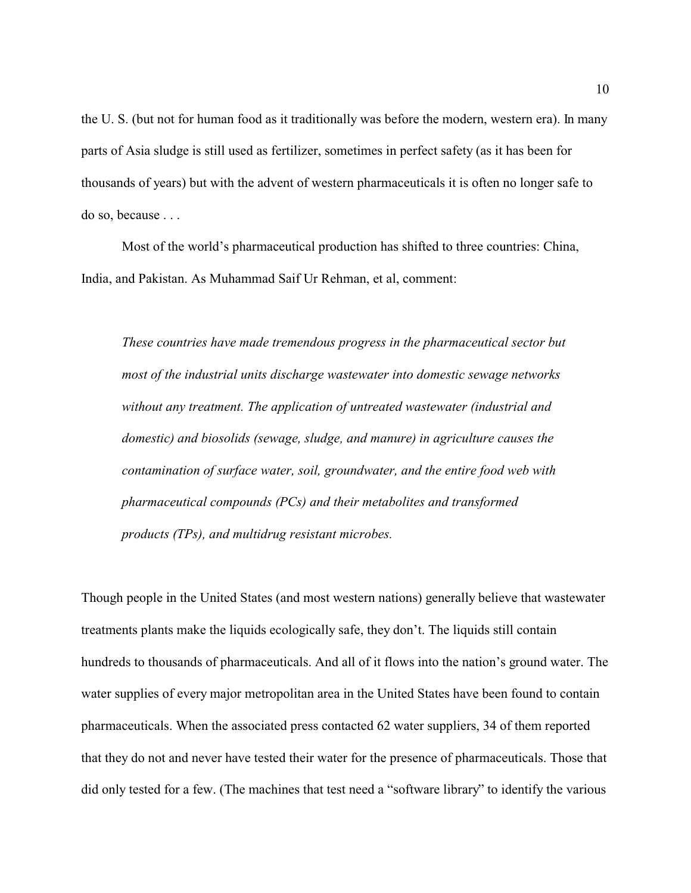the U. S. (but not for human food as it traditionally was before the modern, western era). In many parts of Asia sludge is still used as fertilizer, sometimes in perfect safety (as it has been for thousands of years) but with the advent of western pharmaceuticals it is often no longer safe to do so, because . . .

Most of the world's pharmaceutical production has shifted to three countries: China, India, and Pakistan. As Muhammad Saif Ur Rehman, et al, comment:

> *These countries have made tremendous progress in the pharmaceutical sector but most of the industrial units discharge wastewater into domestic sewage networks without any treatment. The application of untreated wastewater (industrial and domestic) and biosolids (sewage, sludge, and manure) in agriculture causes the contamination of surface water, soil, groundwater, and the entire food web with pharmaceutical compounds (PCs) and their metabolites and transformed products (TPs), and multidrug resistant microbes.*

Though people in the United States (and most western nations) generally believe that wastewater treatments plants make the liquids ecologically safe, they don't. The liquids still contain hundreds to thousands of pharmaceuticals. And all of it flows into the nation's ground water. The water supplies of every major metropolitan area in the United States have been found to contain pharmaceuticals. When the associated press contacted 62 water suppliers, 34 of them reported that they do not and never have tested their water for the presence of pharmaceuticals. Those that did only tested for a few. (The machines that test need a "software library" to identify the various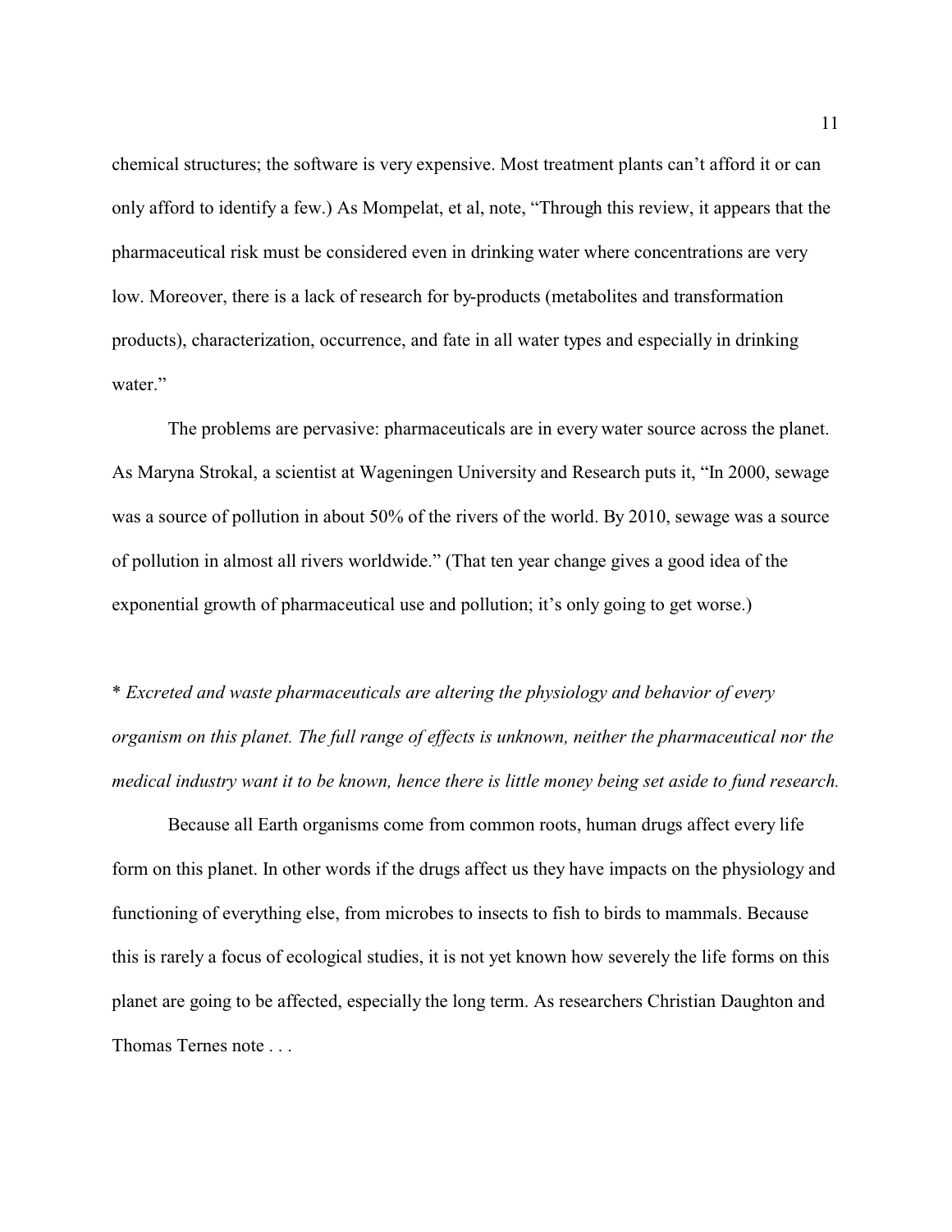chemical structures; the software is very expensive. Most treatment plants can't afford it or can only afford to identify a few.) As Mompelat, et al, note, "Through this review, it appears that the pharmaceutical risk must be considered even in drinking water where concentrations are very low. Moreover, there is a lack of research for by-products (metabolites and transformation products), characterization, occurrence, and fate in all water types and especially in drinking water."

The problems are pervasive: pharmaceuticals are in every water source across the planet. As Maryna Strokal, a scientist at Wageningen University and Research puts it, "In 2000, sewage was a source of pollution in about 50% of the rivers of the world. By 2010, sewage was a source of pollution in almost all rivers worldwide." (That ten year change gives a good idea of the exponential growth of pharmaceutical use and pollution; it's only going to get worse.)

\* *Excreted and waste pharmaceuticals are altering the physiology and behavior of every organism on this planet. The full range of effects is unknown, neither the pharmaceutical nor the medical industry want it to be known, hence there is little money being set aside to fund research.*

Because all Earth organisms come from common roots, human drugs affect every life form on this planet. In other words if the drugs affect us they have impacts on the physiology and functioning of everything else, from microbes to insects to fish to birds to mammals. Because this is rarely a focus of ecological studies, it is not yet known how severely the life forms on this planet are going to be affected, especially the long term. As researchers Christian Daughton and Thomas Ternes note . . .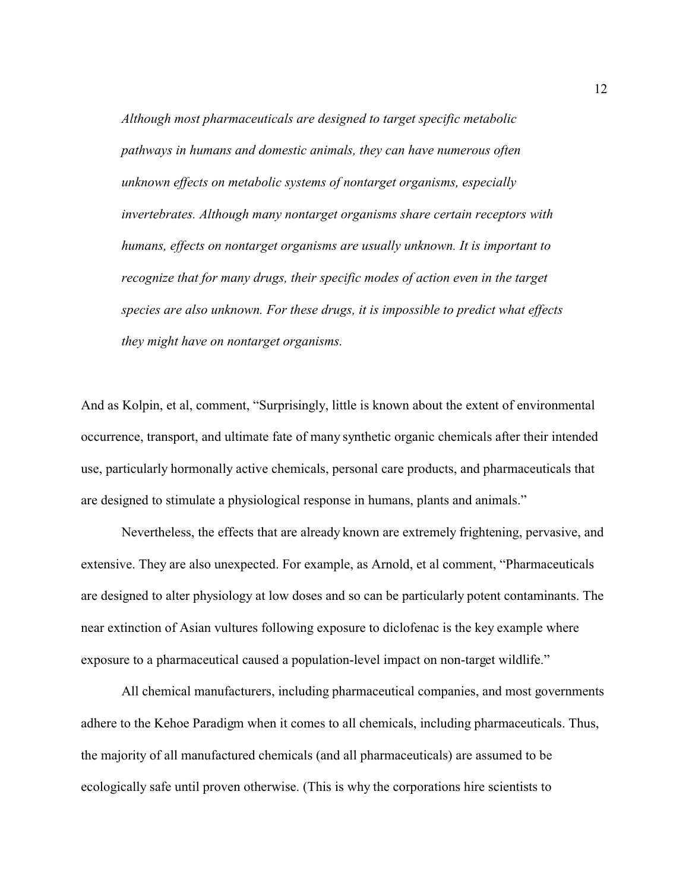> *Although most pharmaceuticals are designed to target specific metabolic pathways in humans and domestic animals, they can have numerous often unknown effects on metabolic systems of nontarget organisms, especially invertebrates. Although many nontarget organisms share certain receptors with humans, effects on nontarget organisms are usually unknown. It is important to recognize that for many drugs, their specific modes of action even in the target species are also unknown. For these drugs, it is impossible to predict what effects they might have on nontarget organisms.*

And as Kolpin, et al, comment, "Surprisingly, little is known about the extent of environmental occurrence, transport, and ultimate fate of many synthetic organic chemicals after their intended use, particularly hormonally active chemicals, personal care products, and pharmaceuticals that are designed to stimulate a physiological response in humans, plants and animals."

Nevertheless, the effects that are already known are extremely frightening, pervasive, and extensive. They are also unexpected. For example, as Arnold, et al comment, "Pharmaceuticals are designed to alter physiology at low doses and so can be particularly potent contaminants. The near extinction of Asian vultures following exposure to diclofenac is the key example where exposure to a pharmaceutical caused a population-level impact on non-target wildlife."

All chemical manufacturers, including pharmaceutical companies, and most governments adhere to the Kehoe Paradigm when it comes to all chemicals, including pharmaceuticals. Thus, the majority of all manufactured chemicals (and all pharmaceuticals) are assumed to be ecologically safe until proven otherwise. (This is why the corporations hire scientists to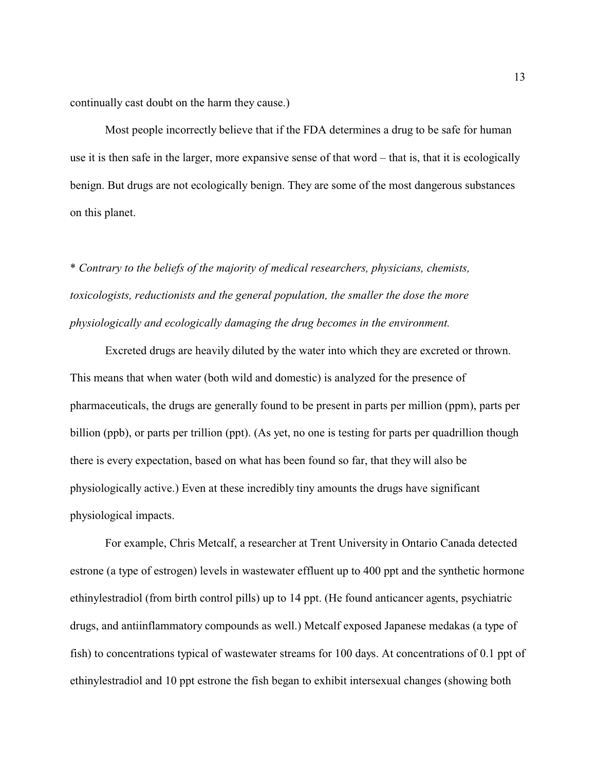continually cast doubt on the harm they cause.)

Most people incorrectly believe that if the FDA determines a drug to be safe for human use it is then safe in the larger, more expansive sense of that word – that is, that it is ecologically benign. But drugs are not ecologically benign. They are some of the most dangerous substances on this planet.

* *Contrary to the beliefs of the majority of medical researchers, physicians, chemists, toxicologists, reductionists and the general population, the smaller the dose the more physiologically and ecologically damaging the drug becomes in the environment.*

Excreted drugs are heavily diluted by the water into which they are excreted or thrown. This means that when water (both wild and domestic) is analyzed for the presence of pharmaceuticals, the drugs are generally found to be present in parts per million (ppm), parts per billion (ppb), or parts per trillion (ppt). (As yet, no one is testing for parts per quadrillion though there is every expectation, based on what has been found so far, that they will also be physiologically active.) Even at these incredibly tiny amounts the drugs have significant physiological impacts.

For example, Chris Metcalf, a researcher at Trent University in Ontario Canada detected estrone (a type of estrogen) levels in wastewater effluent up to 400 ppt and the synthetic hormone ethinylestradiol (from birth control pills) up to 14 ppt. (He found anticancer agents, psychiatric drugs, and antiinflammatory compounds as well.) Metcalf exposed Japanese medakas (a type of fish) to concentrations typical of wastewater streams for 100 days. At concentrations of 0.1 ppt of ethinylestradiol and 10 ppt estrone the fish began to exhibit intersexual changes (showing both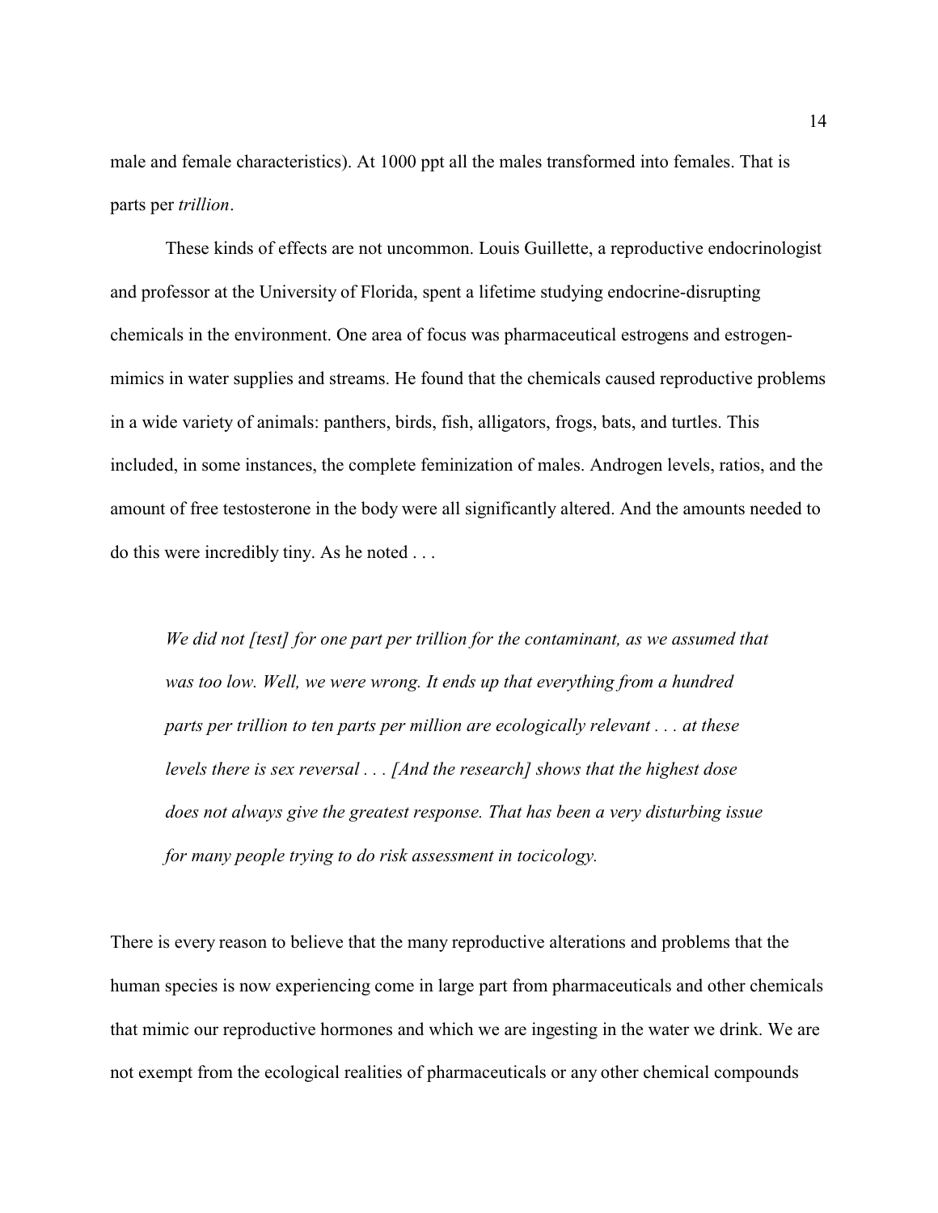male and female characteristics). At 1000 ppt all the males transformed into females. That is parts per *trillion*.

These kinds of effects are not uncommon. Louis Guillette, a reproductive endocrinologist and professor at the University of Florida, spent a lifetime studying endocrine-disrupting chemicals in the environment. One area of focus was pharmaceutical estrogens and estrogen-mimics in water supplies and streams. He found that the chemicals caused reproductive problems in a wide variety of animals: panthers, birds, fish, alligators, frogs, bats, and turtles. This included, in some instances, the complete feminization of males. Androgen levels, ratios, and the amount of free testosterone in the body were all significantly altered. And the amounts needed to do this were incredibly tiny. As he noted . . .

> *We did not [test] for one part per trillion for the contaminant, as we assumed that was too low. Well, we were wrong. It ends up that everything from a hundred parts per trillion to ten parts per million are ecologically relevant . . . at these levels there is sex reversal . . . [And the research] shows that the highest dose does not always give the greatest response. That has been a very disturbing issue for many people trying to do risk assessment in tocicology.*

There is every reason to believe that the many reproductive alterations and problems that the human species is now experiencing come in large part from pharmaceuticals and other chemicals that mimic our reproductive hormones and which we are ingesting in the water we drink. We are not exempt from the ecological realities of pharmaceuticals or any other chemical compounds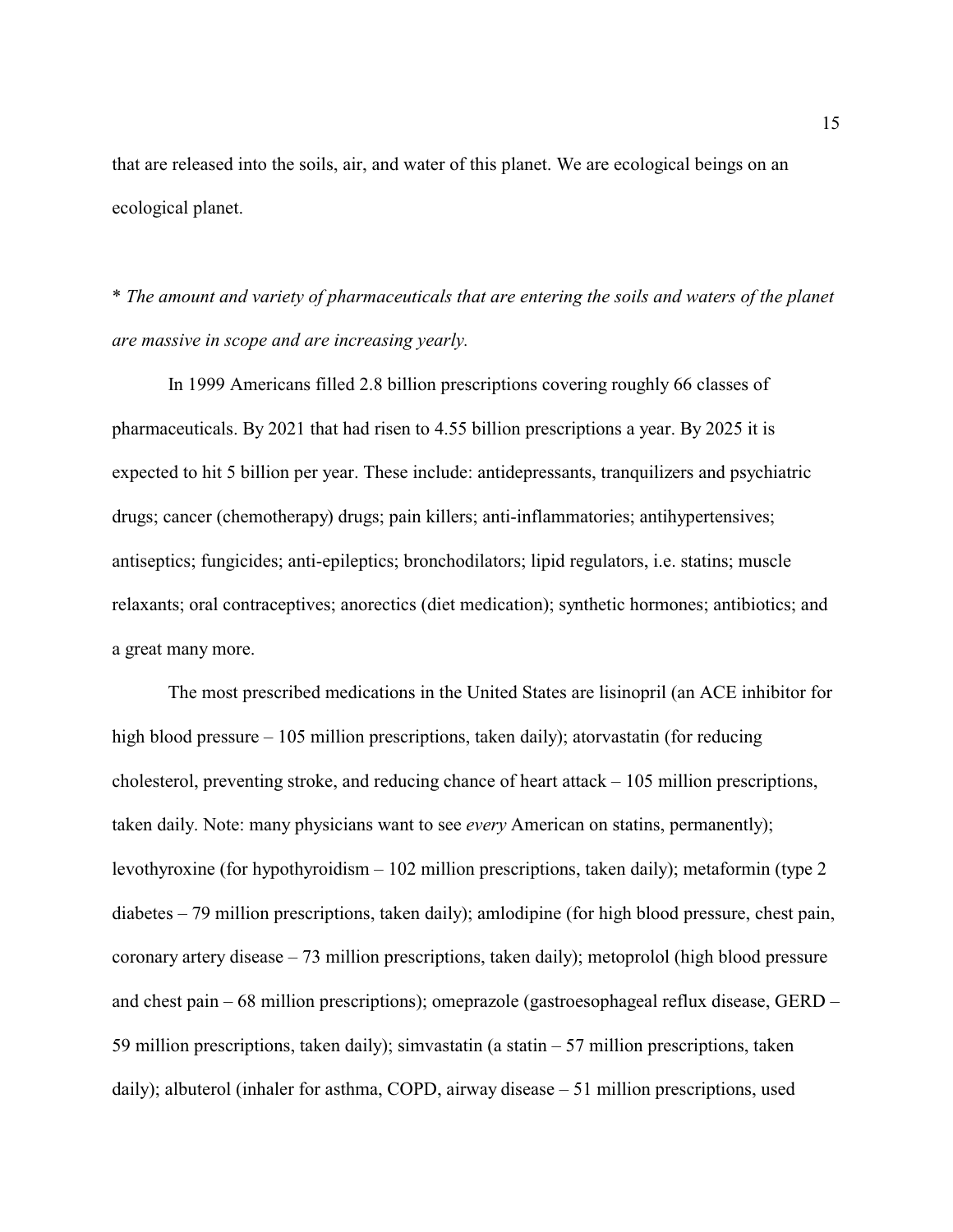that are released into the soils, air, and water of this planet. We are ecological beings on an ecological planet.

* *The amount and variety of pharmaceuticals that are entering the soils and waters of the planet are massive in scope and are increasing yearly.*

In 1999 Americans filled 2.8 billion prescriptions covering roughly 66 classes of pharmaceuticals. By 2021 that had risen to 4.55 billion prescriptions a year. By 2025 it is expected to hit 5 billion per year. These include: antidepressants, tranquilizers and psychiatric drugs; cancer (chemotherapy) drugs; pain killers; anti-inflammatories; antihypertensives; antiseptics; fungicides; anti-epileptics; bronchodilators; lipid regulators, i.e. statins; muscle relaxants; oral contraceptives; anorectics (diet medication); synthetic hormones; antibiotics; and a great many more.

The most prescribed medications in the United States are lisinopril (an ACE inhibitor for high blood pressure – 105 million prescriptions, taken daily); atorvastatin (for reducing cholesterol, preventing stroke, and reducing chance of heart attack – 105 million prescriptions, taken daily. Note: many physicians want to see *every* American on statins, permanently); levothyroxine (for hypothyroidism – 102 million prescriptions, taken daily); metaformin (type 2 diabetes – 79 million prescriptions, taken daily); amlodipine (for high blood pressure, chest pain, coronary artery disease – 73 million prescriptions, taken daily); metoprolol (high blood pressure and chest pain – 68 million prescriptions); omeprazole (gastroesophageal reflux disease, GERD – 59 million prescriptions, taken daily); simvastatin (a statin – 57 million prescriptions, taken daily); albuterol (inhaler for asthma, COPD, airway disease – 51 million prescriptions, used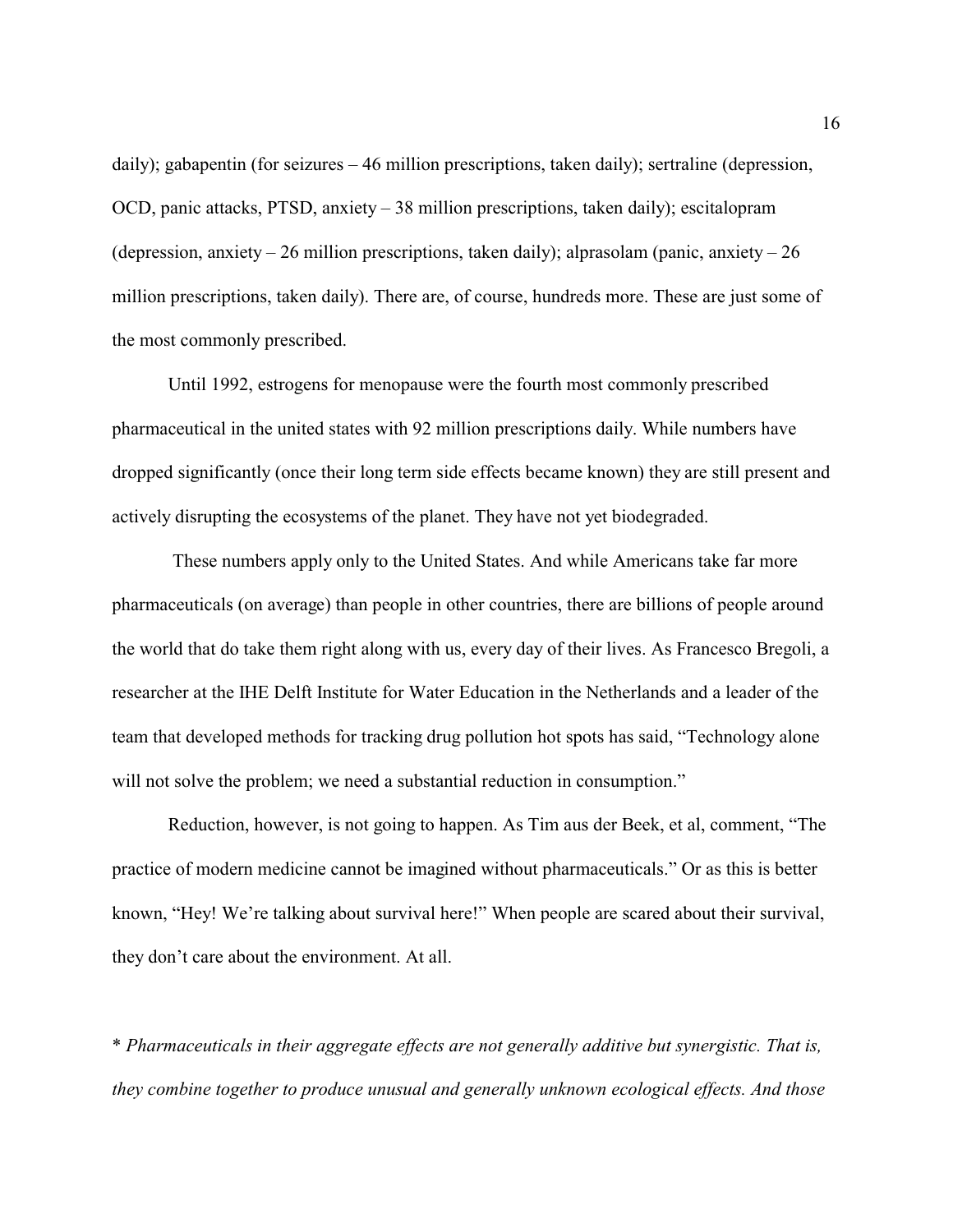daily); gabapentin (for seizures – 46 million prescriptions, taken daily); sertraline (depression, OCD, panic attacks, PTSD, anxiety – 38 million prescriptions, taken daily); escitalopram (depression, anxiety – 26 million prescriptions, taken daily); alprasolam (panic, anxiety – 26 million prescriptions, taken daily). There are, of course, hundreds more. These are just some of the most commonly prescribed.

Until 1992, estrogens for menopause were the fourth most commonly prescribed pharmaceutical in the united states with 92 million prescriptions daily. While numbers have dropped significantly (once their long term side effects became known) they are still present and actively disrupting the ecosystems of the planet. They have not yet biodegraded.

These numbers apply only to the United States. And while Americans take far more pharmaceuticals (on average) than people in other countries, there are billions of people around the world that do take them right along with us, every day of their lives. As Francesco Bregoli, a researcher at the IHE Delft Institute for Water Education in the Netherlands and a leader of the team that developed methods for tracking drug pollution hot spots has said, "Technology alone will not solve the problem; we need a substantial reduction in consumption."

Reduction, however, is not going to happen. As Tim aus der Beek, et al, comment, "The practice of modern medicine cannot be imagined without pharmaceuticals." Or as this is better known, "Hey! We're talking about survival here!" When people are scared about their survival, they don't care about the environment. At all.

\* *Pharmaceuticals in their aggregate effects are not generally additive but synergistic. That is, they combine together to produce unusual and generally unknown ecological effects. And those*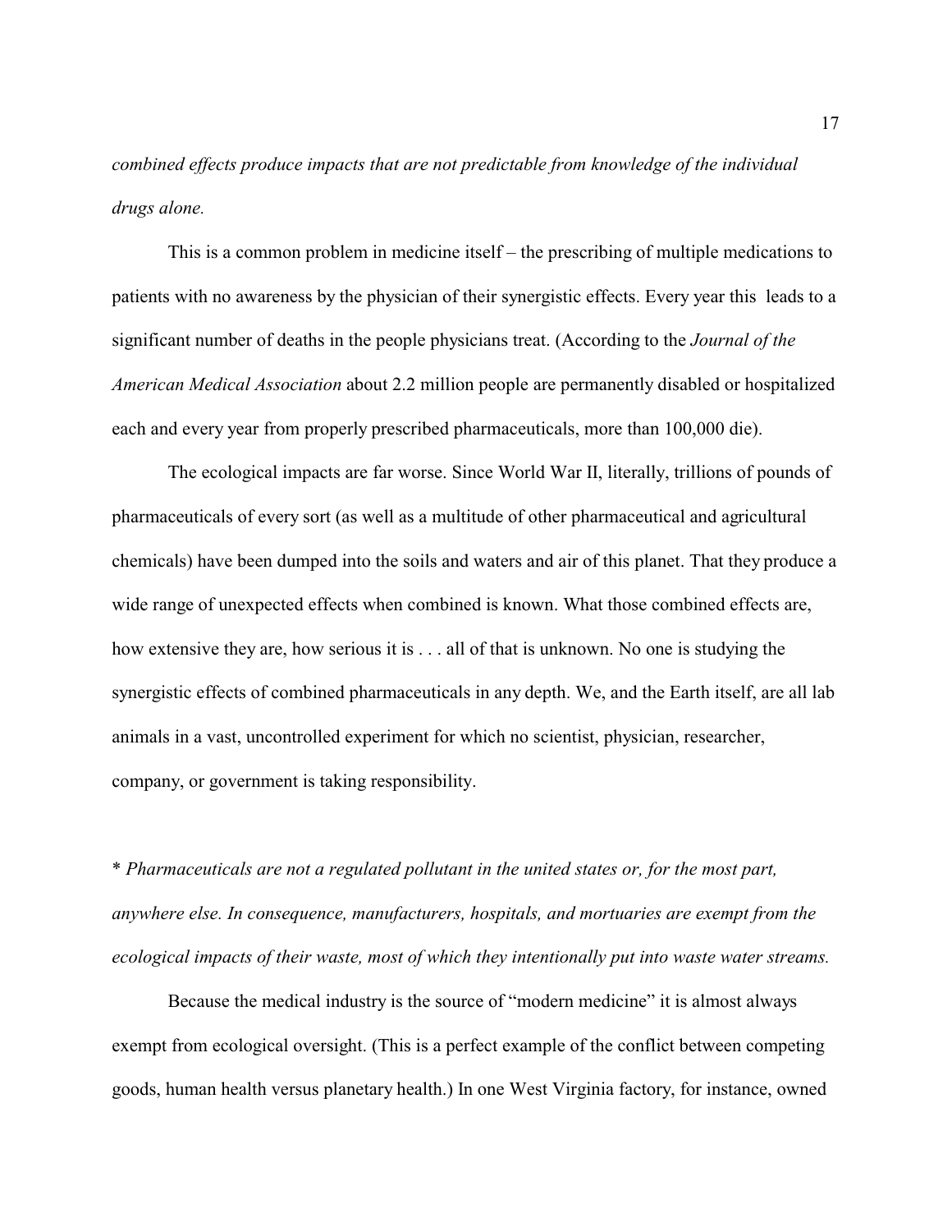*combined effects produce impacts that are not predictable from knowledge of the individual drugs alone.*

This is a common problem in medicine itself – the prescribing of multiple medications to patients with no awareness by the physician of their synergistic effects. Every year this leads to a significant number of deaths in the people physicians treat. (According to the *Journal of the American Medical Association* about 2.2 million people are permanently disabled or hospitalized each and every year from properly prescribed pharmaceuticals, more than 100,000 die).

The ecological impacts are far worse. Since World War II, literally, trillions of pounds of pharmaceuticals of every sort (as well as a multitude of other pharmaceutical and agricultural chemicals) have been dumped into the soils and waters and air of this planet. That they produce a wide range of unexpected effects when combined is known. What those combined effects are, how extensive they are, how serious it is . . . all of that is unknown. No one is studying the synergistic effects of combined pharmaceuticals in any depth. We, and the Earth itself, are all lab animals in a vast, uncontrolled experiment for which no scientist, physician, researcher, company, or government is taking responsibility.

\* *Pharmaceuticals are not a regulated pollutant in the united states or, for the most part, anywhere else. In consequence, manufacturers, hospitals, and mortuaries are exempt from the ecological impacts of their waste, most of which they intentionally put into waste water streams.*

Because the medical industry is the source of "modern medicine" it is almost always exempt from ecological oversight. (This is a perfect example of the conflict between competing goods, human health versus planetary health.) In one West Virginia factory, for instance, owned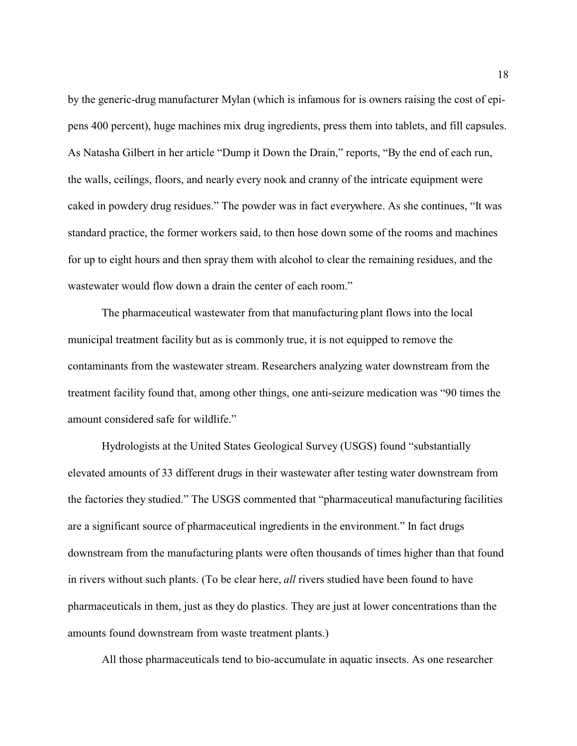by the generic-drug manufacturer Mylan (which is infamous for is owners raising the cost of epi-pens 400 percent), huge machines mix drug ingredients, press them into tablets, and fill capsules. As Natasha Gilbert in her article "Dump it Down the Drain," reports, "By the end of each run, the walls, ceilings, floors, and nearly every nook and cranny of the intricate equipment were caked in powdery drug residues." The powder was in fact everywhere. As she continues, "It was standard practice, the former workers said, to then hose down some of the rooms and machines for up to eight hours and then spray them with alcohol to clear the remaining residues, and the wastewater would flow down a drain the center of each room."

The pharmaceutical wastewater from that manufacturing plant flows into the local municipal treatment facility but as is commonly true, it is not equipped to remove the contaminants from the wastewater stream. Researchers analyzing water downstream from the treatment facility found that, among other things, one anti-seizure medication was "90 times the amount considered safe for wildlife."

Hydrologists at the United States Geological Survey (USGS) found "substantially elevated amounts of 33 different drugs in their wastewater after testing water downstream from the factories they studied." The USGS commented that "pharmaceutical manufacturing facilities are a significant source of pharmaceutical ingredients in the environment." In fact drugs downstream from the manufacturing plants were often thousands of times higher than that found in rivers without such plants. (To be clear here, *all* rivers studied have been found to have pharmaceuticals in them, just as they do plastics. They are just at lower concentrations than the amounts found downstream from waste treatment plants.)

All those pharmaceuticals tend to bio-accumulate in aquatic insects. As one researcher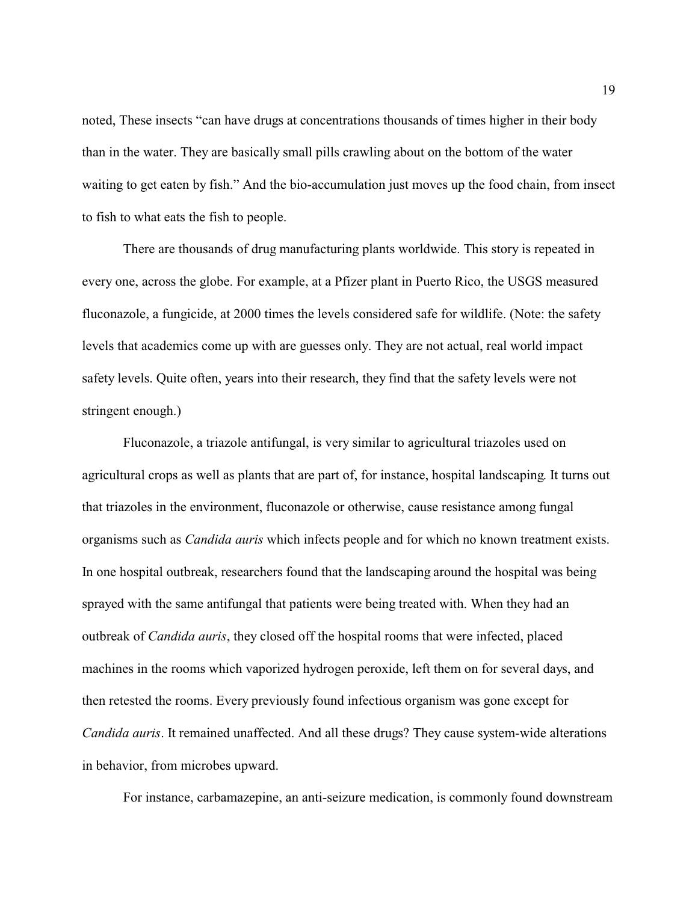noted, These insects "can have drugs at concentrations thousands of times higher in their body than in the water. They are basically small pills crawling about on the bottom of the water waiting to get eaten by fish." And the bio-accumulation just moves up the food chain, from insect to fish to what eats the fish to people.

There are thousands of drug manufacturing plants worldwide. This story is repeated in every one, across the globe. For example, at a Pfizer plant in Puerto Rico, the USGS measured fluconazole, a fungicide, at 2000 times the levels considered safe for wildlife. (Note: the safety levels that academics come up with are guesses only. They are not actual, real world impact safety levels. Quite often, years into their research, they find that the safety levels were not stringent enough.)

Fluconazole, a triazole antifungal, is very similar to agricultural triazoles used on agricultural crops as well as plants that are part of, for instance, hospital landscaping. It turns out that triazoles in the environment, fluconazole or otherwise, cause resistance among fungal organisms such as *Candida auris* which infects people and for which no known treatment exists. In one hospital outbreak, researchers found that the landscaping around the hospital was being sprayed with the same antifungal that patients were being treated with. When they had an outbreak of *Candida auris*, they closed off the hospital rooms that were infected, placed machines in the rooms which vaporized hydrogen peroxide, left them on for several days, and then retested the rooms. Every previously found infectious organism was gone except for *Candida auris*. It remained unaffected. And all these drugs? They cause system-wide alterations in behavior, from microbes upward.

For instance, carbamazepine, an anti-seizure medication, is commonly found downstream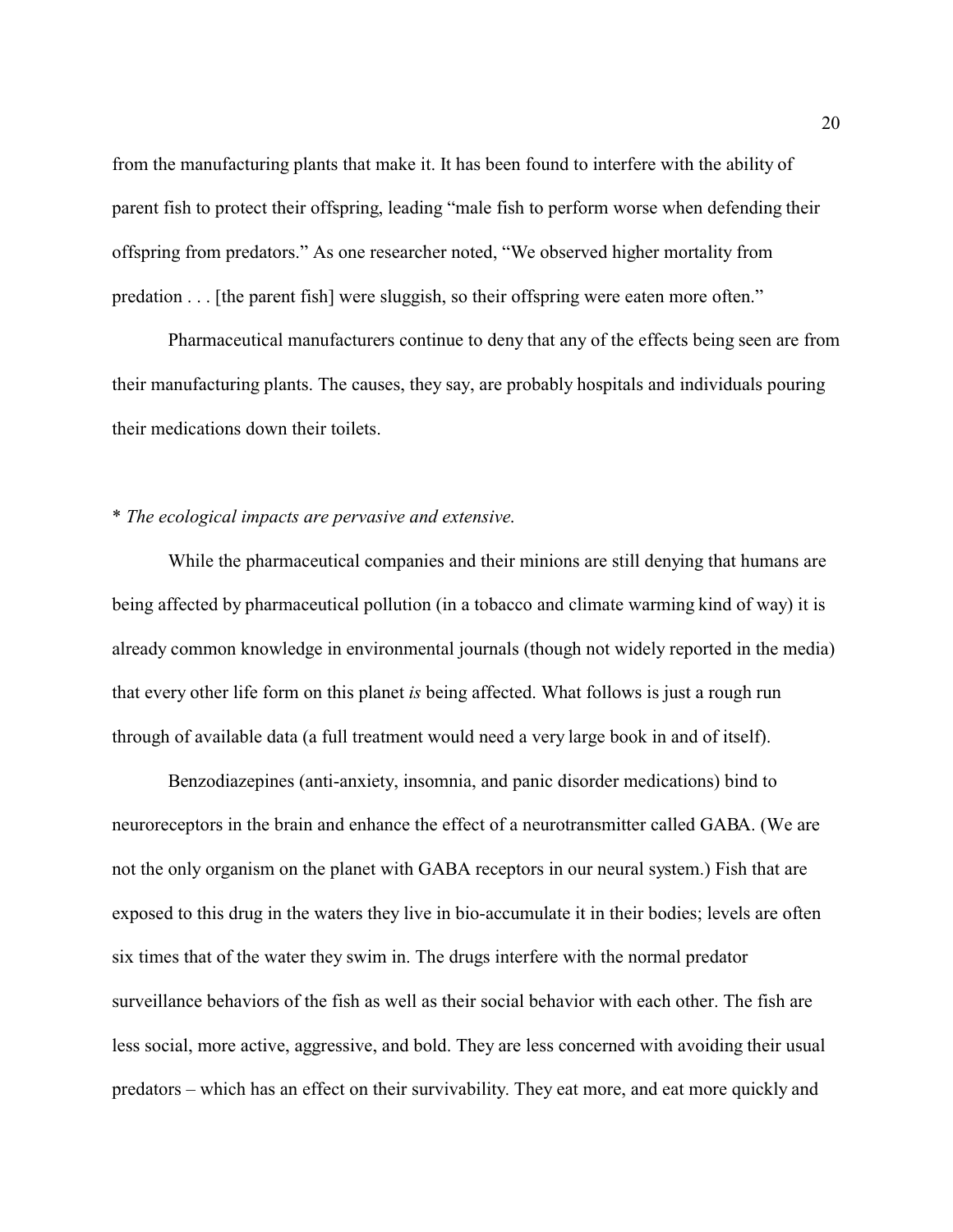from the manufacturing plants that make it. It has been found to interfere with the ability of parent fish to protect their offspring, leading "male fish to perform worse when defending their offspring from predators." As one researcher noted, "We observed higher mortality from predation . . . [the parent fish] were sluggish, so their offspring were eaten more often."

Pharmaceutical manufacturers continue to deny that any of the effects being seen are from their manufacturing plants. The causes, they say, are probably hospitals and individuals pouring their medications down their toilets.

* *The ecological impacts are pervasive and extensive.*

While the pharmaceutical companies and their minions are still denying that humans are being affected by pharmaceutical pollution (in a tobacco and climate warming kind of way) it is already common knowledge in environmental journals (though not widely reported in the media) that every other life form on this planet *is* being affected. What follows is just a rough run through of available data (a full treatment would need a very large book in and of itself).

Benzodiazepines (anti-anxiety, insomnia, and panic disorder medications) bind to neuroreceptors in the brain and enhance the effect of a neurotransmitter called GABA. (We are not the only organism on the planet with GABA receptors in our neural system.) Fish that are exposed to this drug in the waters they live in bio-accumulate it in their bodies; levels are often six times that of the water they swim in. The drugs interfere with the normal predator surveillance behaviors of the fish as well as their social behavior with each other. The fish are less social, more active, aggressive, and bold. They are less concerned with avoiding their usual predators – which has an effect on their survivability. They eat more, and eat more quickly and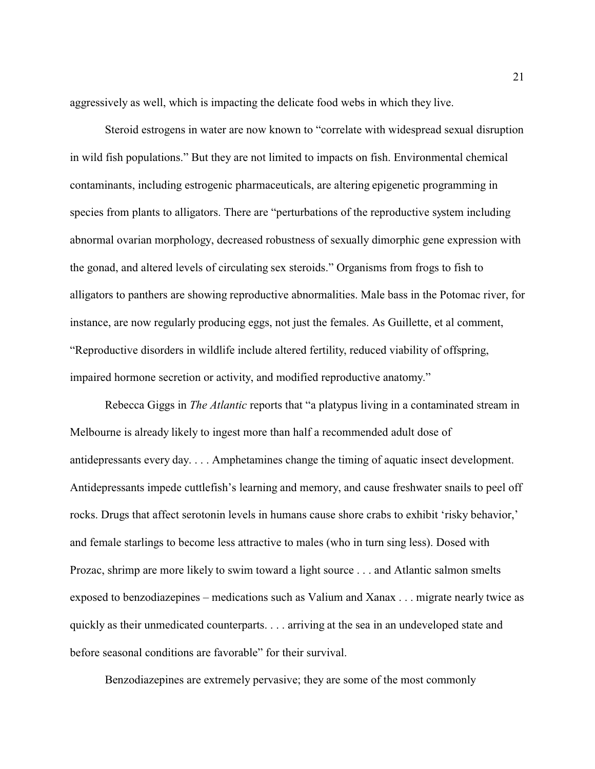aggressively as well, which is impacting the delicate food webs in which they live.

Steroid estrogens in water are now known to "correlate with widespread sexual disruption in wild fish populations." But they are not limited to impacts on fish. Environmental chemical contaminants, including estrogenic pharmaceuticals, are altering epigenetic programming in species from plants to alligators. There are "perturbations of the reproductive system including abnormal ovarian morphology, decreased robustness of sexually dimorphic gene expression with the gonad, and altered levels of circulating sex steroids." Organisms from frogs to fish to alligators to panthers are showing reproductive abnormalities. Male bass in the Potomac river, for instance, are now regularly producing eggs, not just the females. As Guillette, et al comment, "Reproductive disorders in wildlife include altered fertility, reduced viability of offspring, impaired hormone secretion or activity, and modified reproductive anatomy."

Rebecca Giggs in *The Atlantic* reports that "a platypus living in a contaminated stream in Melbourne is already likely to ingest more than half a recommended adult dose of antidepressants every day. . . . Amphetamines change the timing of aquatic insect development. Antidepressants impede cuttlefish's learning and memory, and cause freshwater snails to peel off rocks. Drugs that affect serotonin levels in humans cause shore crabs to exhibit 'risky behavior,' and female starlings to become less attractive to males (who in turn sing less). Dosed with Prozac, shrimp are more likely to swim toward a light source . . . and Atlantic salmon smelts exposed to benzodiazepines – medications such as Valium and Xanax . . . migrate nearly twice as quickly as their unmedicated counterparts. . . . arriving at the sea in an undeveloped state and before seasonal conditions are favorable" for their survival.

Benzodiazepines are extremely pervasive; they are some of the most commonly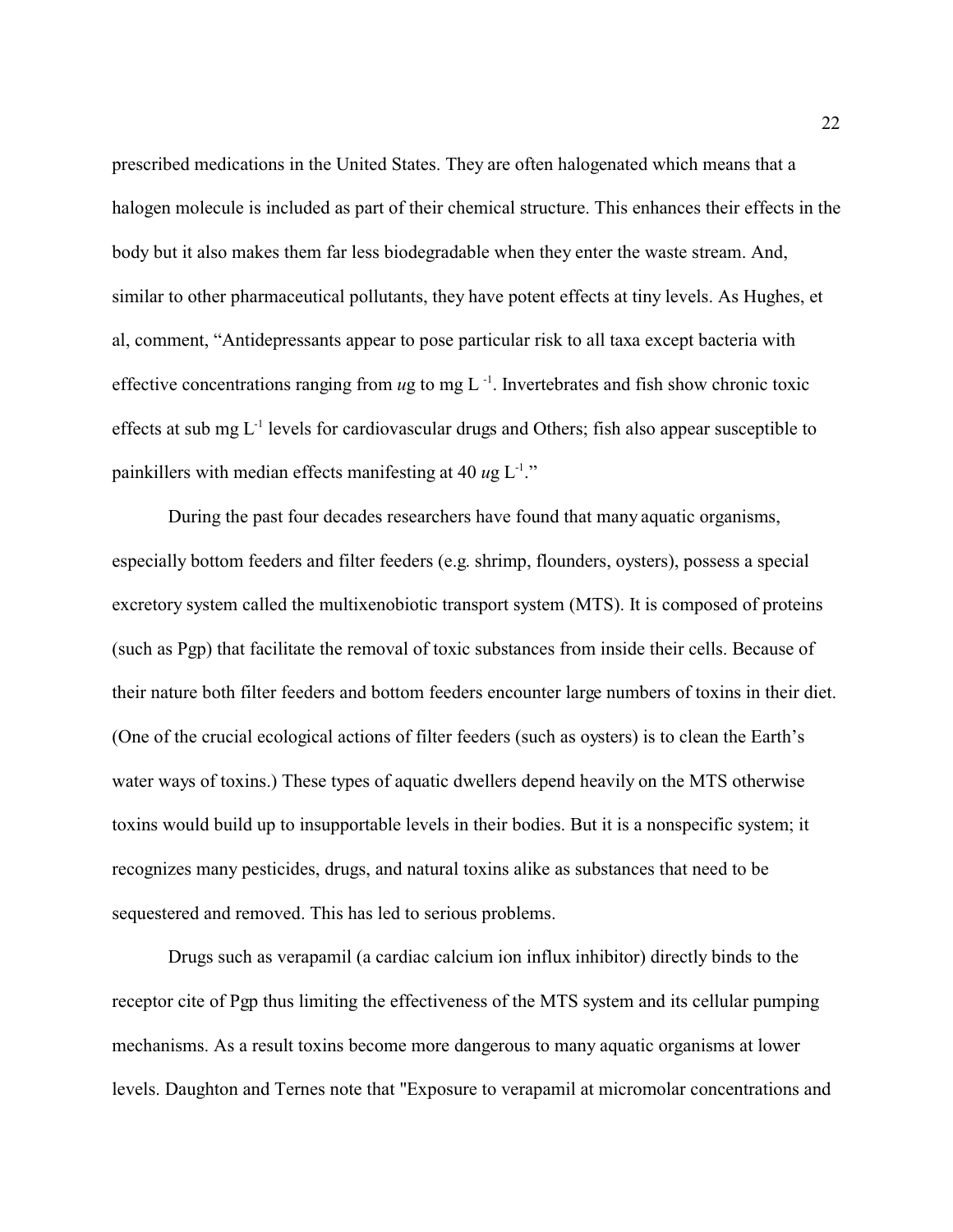prescribed medications in the United States. They are often halogenated which means that a halogen molecule is included as part of their chemical structure. This enhances their effects in the body but it also makes them far less biodegradable when they enter the waste stream. And, similar to other pharmaceutical pollutants, they have potent effects at tiny levels. As Hughes, et al, comment, "Antidepressants appear to pose particular risk to all taxa except bacteria with effective concentrations ranging from *u*g to mg $L^{-1}$. Invertebrates and fish show chronic toxic effects at sub mg $L^{-1}$ levels for cardiovascular drugs and Others; fish also appear susceptible to painkillers with median effects manifesting at 40 *u*g $L^{-1}$."

During the past four decades researchers have found that many aquatic organisms, especially bottom feeders and filter feeders (e.g. shrimp, flounders, oysters), possess a special excretory system called the multixenobiotic transport system (MTS). It is composed of proteins (such as Pgp) that facilitate the removal of toxic substances from inside their cells. Because of their nature both filter feeders and bottom feeders encounter large numbers of toxins in their diet. (One of the crucial ecological actions of filter feeders (such as oysters) is to clean the Earth's water ways of toxins.) These types of aquatic dwellers depend heavily on the MTS otherwise toxins would build up to insupportable levels in their bodies. But it is a nonspecific system; it recognizes many pesticides, drugs, and natural toxins alike as substances that need to be sequestered and removed. This has led to serious problems.

Drugs such as verapamil (a cardiac calcium ion influx inhibitor) directly binds to the receptor cite of Pgp thus limiting the effectiveness of the MTS system and its cellular pumping mechanisms. As a result toxins become more dangerous to many aquatic organisms at lower levels. Daughton and Ternes note that "Exposure to verapamil at micromolar concentrations and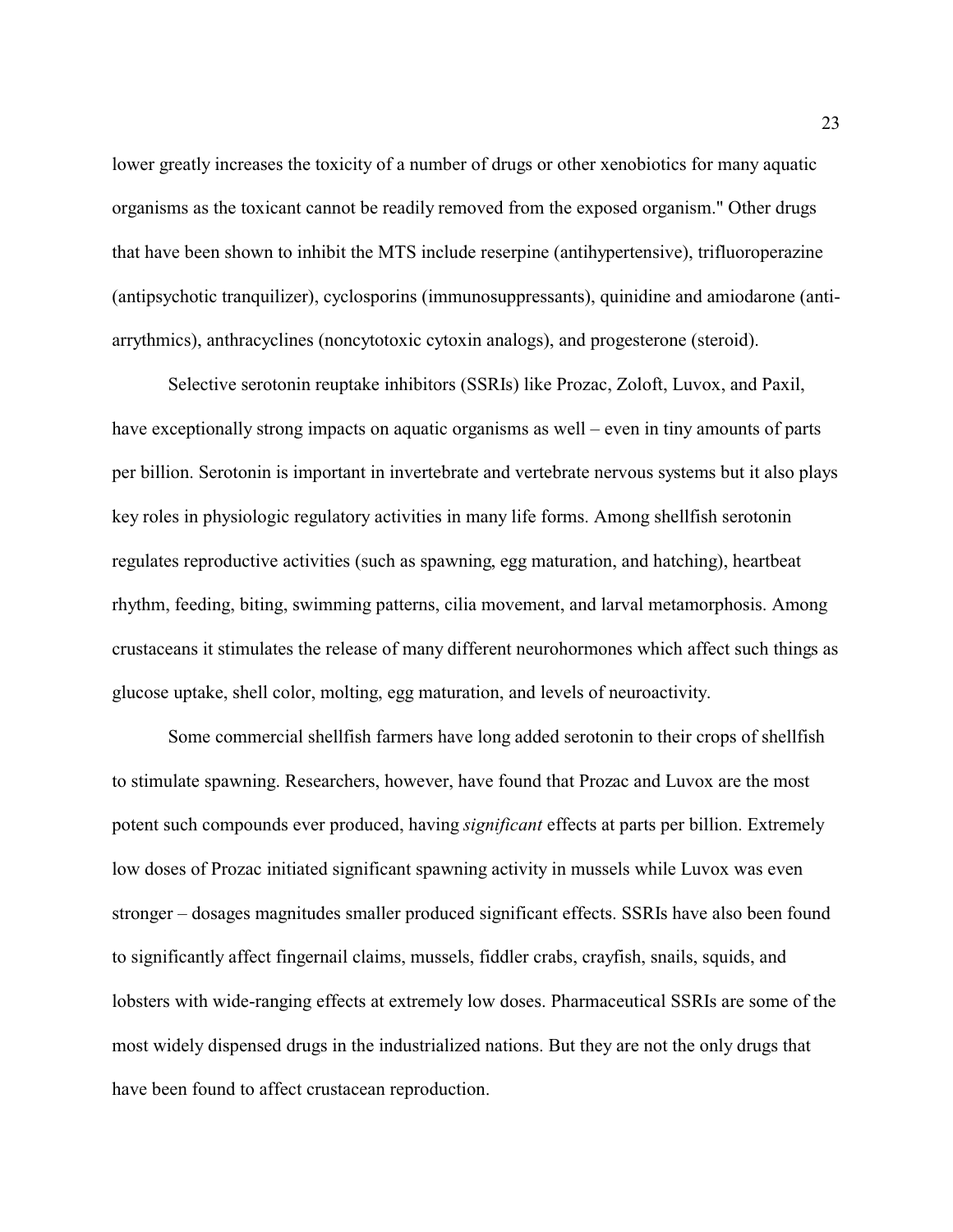lower greatly increases the toxicity of a number of drugs or other xenobiotics for many aquatic organisms as the toxicant cannot be readily removed from the exposed organism." Other drugs that have been shown to inhibit the MTS include reserpine (antihypertensive), trifluoroperazine (antipsychotic tranquilizer), cyclosporins (immunosuppressants), quinidine and amiodarone (anti-arrythmics), anthracyclines (noncytotoxic cytoxin analogs), and progesterone (steroid).

Selective serotonin reuptake inhibitors (SSRIs) like Prozac, Zoloft, Luvox, and Paxil, have exceptionally strong impacts on aquatic organisms as well – even in tiny amounts of parts per billion. Serotonin is important in invertebrate and vertebrate nervous systems but it also plays key roles in physiologic regulatory activities in many life forms. Among shellfish serotonin regulates reproductive activities (such as spawning, egg maturation, and hatching), heartbeat rhythm, feeding, biting, swimming patterns, cilia movement, and larval metamorphosis. Among crustaceans it stimulates the release of many different neurohormones which affect such things as glucose uptake, shell color, molting, egg maturation, and levels of neuroactivity.

Some commercial shellfish farmers have long added serotonin to their crops of shellfish to stimulate spawning. Researchers, however, have found that Prozac and Luvox are the most potent such compounds ever produced, having *significant* effects at parts per billion. Extremely low doses of Prozac initiated significant spawning activity in mussels while Luvox was even stronger – dosages magnitudes smaller produced significant effects. SSRIs have also been found to significantly affect fingernail claims, mussels, fiddler crabs, crayfish, snails, squids, and lobsters with wide-ranging effects at extremely low doses. Pharmaceutical SSRIs are some of the most widely dispensed drugs in the industrialized nations. But they are not the only drugs that have been found to affect crustacean reproduction.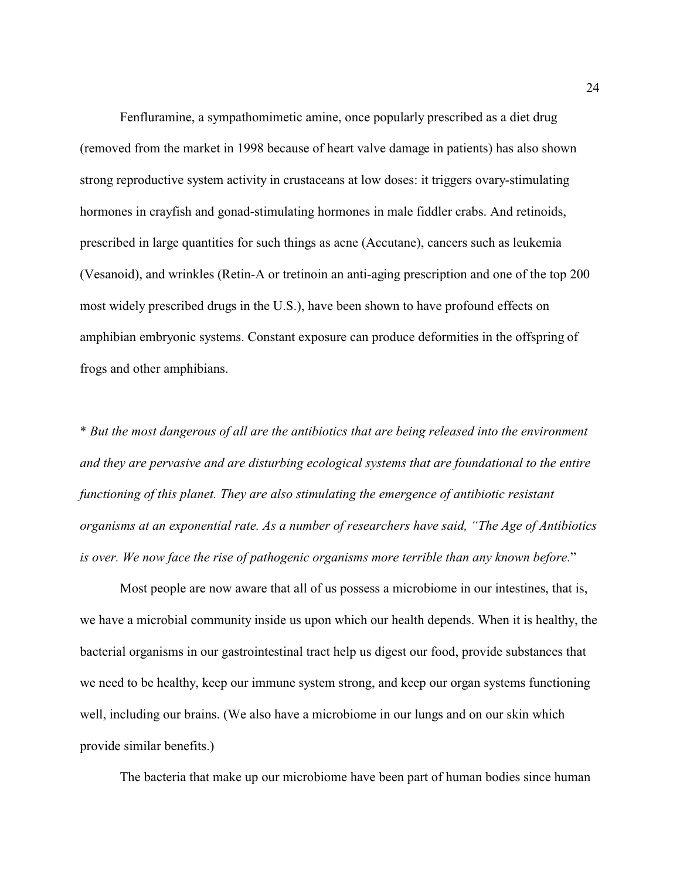Fenfluramine, a sympathomimetic amine, once popularly prescribed as a diet drug (removed from the market in 1998 because of heart valve damage in patients) has also shown strong reproductive system activity in crustaceans at low doses: it triggers ovary-stimulating hormones in crayfish and gonad-stimulating hormones in male fiddler crabs. And retinoids, prescribed in large quantities for such things as acne (Accutane), cancers such as leukemia (Vesanoid), and wrinkles (Retin-A or tretinoin an anti-aging prescription and one of the top 200 most widely prescribed drugs in the U.S.), have been shown to have profound effects on amphibian embryonic systems. Constant exposure can produce deformities in the offspring of frogs and other amphibians.

\* *But the most dangerous of all are the antibiotics that are being released into the environment and they are pervasive and are disturbing ecological systems that are foundational to the entire functioning of this planet. They are also stimulating the emergence of antibiotic resistant organisms at an exponential rate. As a number of researchers have said, "The Age of Antibiotics is over. We now face the rise of pathogenic organisms more terrible than any known before.*"

Most people are now aware that all of us possess a microbiome in our intestines, that is, we have a microbial community inside us upon which our health depends. When it is healthy, the bacterial organisms in our gastrointestinal tract help us digest our food, provide substances that we need to be healthy, keep our immune system strong, and keep our organ systems functioning well, including our brains. (We also have a microbiome in our lungs and on our skin which provide similar benefits.)

The bacteria that make up our microbiome have been part of human bodies since human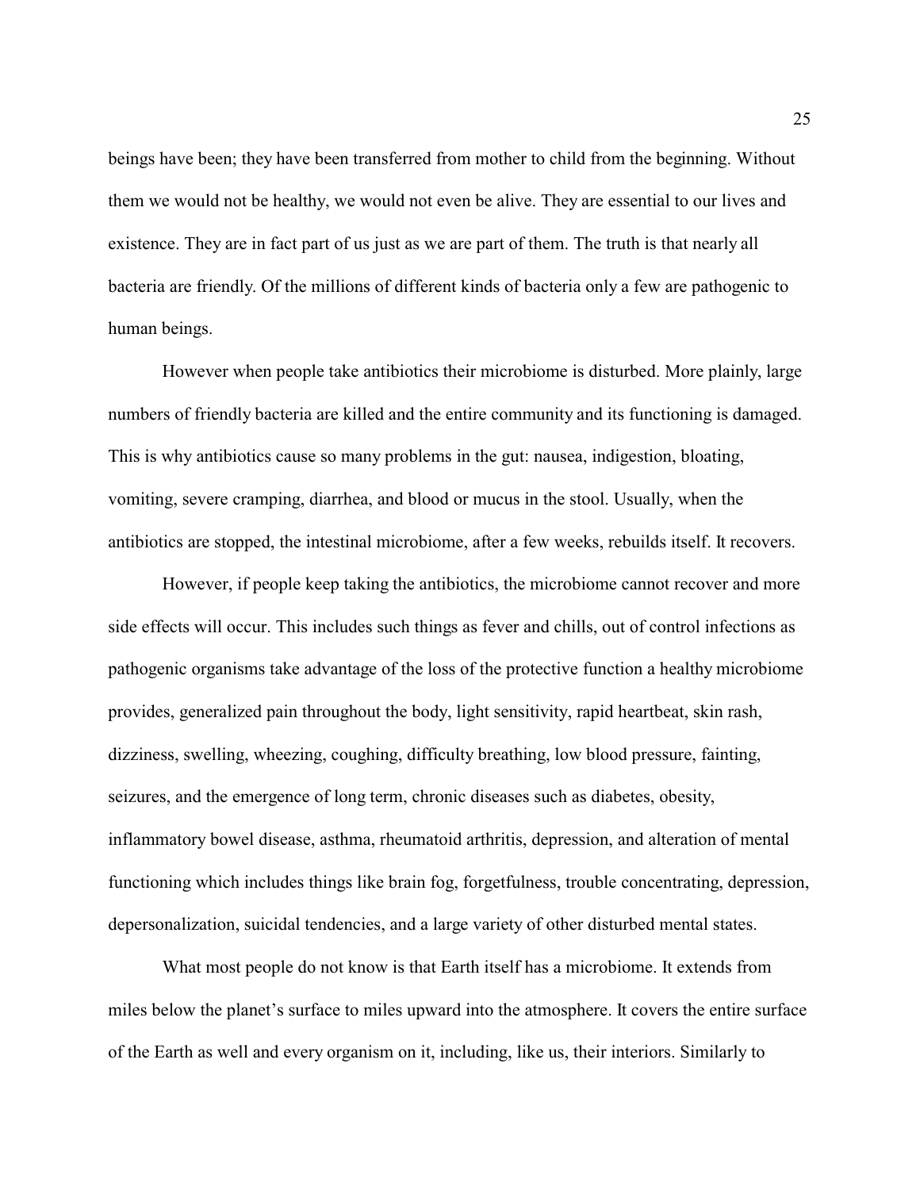beings have been; they have been transferred from mother to child from the beginning. Without them we would not be healthy, we would not even be alive. They are essential to our lives and existence. They are in fact part of us just as we are part of them. The truth is that nearly all bacteria are friendly. Of the millions of different kinds of bacteria only a few are pathogenic to human beings.

However when people take antibiotics their microbiome is disturbed. More plainly, large numbers of friendly bacteria are killed and the entire community and its functioning is damaged. This is why antibiotics cause so many problems in the gut: nausea, indigestion, bloating, vomiting, severe cramping, diarrhea, and blood or mucus in the stool. Usually, when the antibiotics are stopped, the intestinal microbiome, after a few weeks, rebuilds itself. It recovers.

However, if people keep taking the antibiotics, the microbiome cannot recover and more side effects will occur. This includes such things as fever and chills, out of control infections as pathogenic organisms take advantage of the loss of the protective function a healthy microbiome provides, generalized pain throughout the body, light sensitivity, rapid heartbeat, skin rash, dizziness, swelling, wheezing, coughing, difficulty breathing, low blood pressure, fainting, seizures, and the emergence of long term, chronic diseases such as diabetes, obesity, inflammatory bowel disease, asthma, rheumatoid arthritis, depression, and alteration of mental functioning which includes things like brain fog, forgetfulness, trouble concentrating, depression, depersonalization, suicidal tendencies, and a large variety of other disturbed mental states.

What most people do not know is that Earth itself has a microbiome. It extends from miles below the planet's surface to miles upward into the atmosphere. It covers the entire surface of the Earth as well and every organism on it, including, like us, their interiors. Similarly to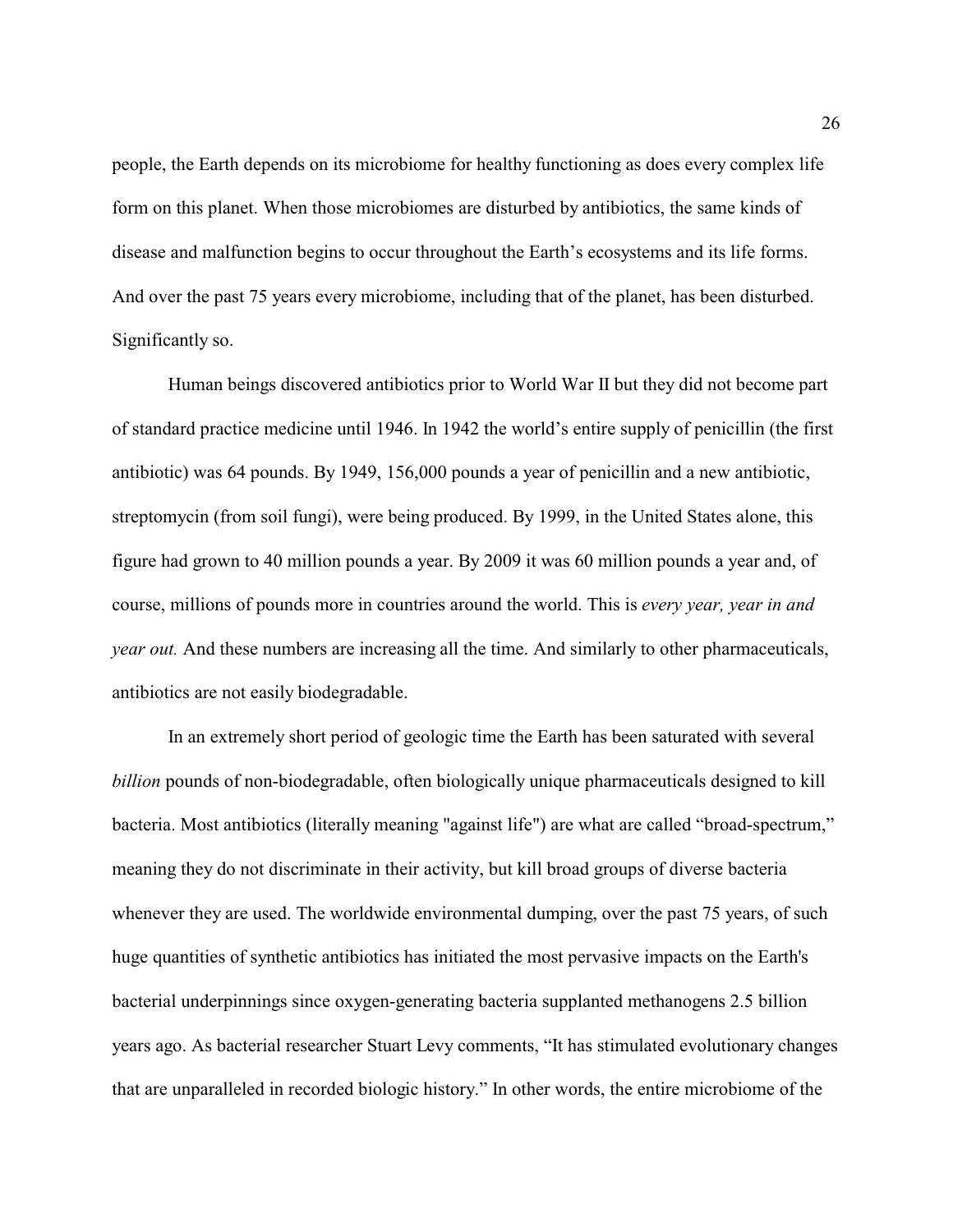people, the Earth depends on its microbiome for healthy functioning as does every complex life form on this planet. When those microbiomes are disturbed by antibiotics, the same kinds of disease and malfunction begins to occur throughout the Earth's ecosystems and its life forms. And over the past 75 years every microbiome, including that of the planet, has been disturbed. Significantly so.

Human beings discovered antibiotics prior to World War II but they did not become part of standard practice medicine until 1946. In 1942 the world's entire supply of penicillin (the first antibiotic) was 64 pounds. By 1949, 156,000 pounds a year of penicillin and a new antibiotic, streptomycin (from soil fungi), were being produced. By 1999, in the United States alone, this figure had grown to 40 million pounds a year. By 2009 it was 60 million pounds a year and, of course, millions of pounds more in countries around the world. This is *every year, year in and year out.* And these numbers are increasing all the time. And similarly to other pharmaceuticals, antibiotics are not easily biodegradable.

In an extremely short period of geologic time the Earth has been saturated with several *billion* pounds of non-biodegradable, often biologically unique pharmaceuticals designed to kill bacteria. Most antibiotics (literally meaning "against life") are what are called "broad-spectrum," meaning they do not discriminate in their activity, but kill broad groups of diverse bacteria whenever they are used. The worldwide environmental dumping, over the past 75 years, of such huge quantities of synthetic antibiotics has initiated the most pervasive impacts on the Earth's bacterial underpinnings since oxygen-generating bacteria supplanted methanogens 2.5 billion years ago. As bacterial researcher Stuart Levy comments, "It has stimulated evolutionary changes that are unparalleled in recorded biologic history." In other words, the entire microbiome of the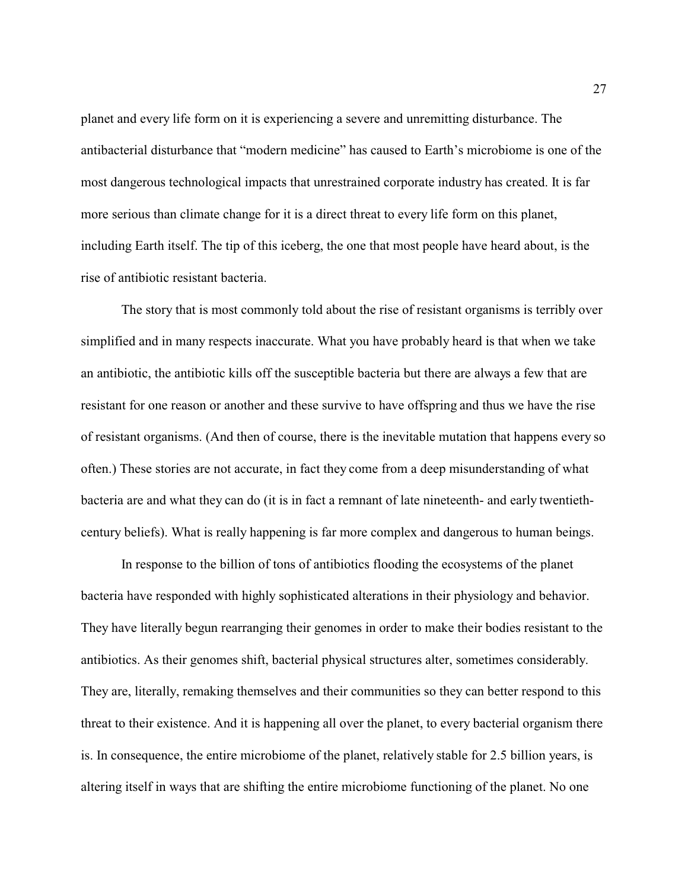planet and every life form on it is experiencing a severe and unremitting disturbance. The antibacterial disturbance that "modern medicine" has caused to Earth's microbiome is one of the most dangerous technological impacts that unrestrained corporate industry has created. It is far more serious than climate change for it is a direct threat to every life form on this planet, including Earth itself. The tip of this iceberg, the one that most people have heard about, is the rise of antibiotic resistant bacteria.

The story that is most commonly told about the rise of resistant organisms is terribly over simplified and in many respects inaccurate. What you have probably heard is that when we take an antibiotic, the antibiotic kills off the susceptible bacteria but there are always a few that are resistant for one reason or another and these survive to have offspring and thus we have the rise of resistant organisms. (And then of course, there is the inevitable mutation that happens every so often.) These stories are not accurate, in fact they come from a deep misunderstanding of what bacteria are and what they can do (it is in fact a remnant of late nineteenth- and early twentieth-century beliefs). What is really happening is far more complex and dangerous to human beings.

In response to the billion of tons of antibiotics flooding the ecosystems of the planet bacteria have responded with highly sophisticated alterations in their physiology and behavior. They have literally begun rearranging their genomes in order to make their bodies resistant to the antibiotics. As their genomes shift, bacterial physical structures alter, sometimes considerably. They are, literally, remaking themselves and their communities so they can better respond to this threat to their existence. And it is happening all over the planet, to every bacterial organism there is. In consequence, the entire microbiome of the planet, relatively stable for 2.5 billion years, is altering itself in ways that are shifting the entire microbiome functioning of the planet. No one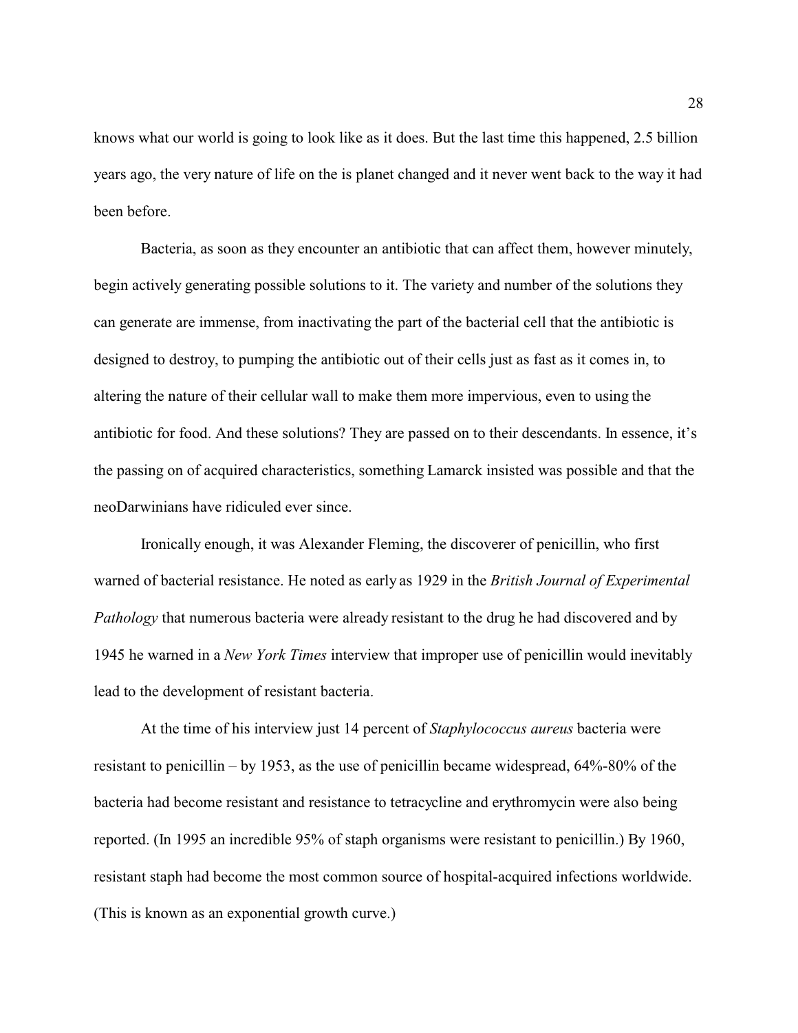knows what our world is going to look like as it does. But the last time this happened, 2.5 billion years ago, the very nature of life on the is planet changed and it never went back to the way it had been before.

Bacteria, as soon as they encounter an antibiotic that can affect them, however minutely, begin actively generating possible solutions to it. The variety and number of the solutions they can generate are immense, from inactivating the part of the bacterial cell that the antibiotic is designed to destroy, to pumping the antibiotic out of their cells just as fast as it comes in, to altering the nature of their cellular wall to make them more impervious, even to using the antibiotic for food. And these solutions? They are passed on to their descendants. In essence, it's the passing on of acquired characteristics, something Lamarck insisted was possible and that the neoDarwinians have ridiculed ever since.

Ironically enough, it was Alexander Fleming, the discoverer of penicillin, who first warned of bacterial resistance. He noted as early as 1929 in the *British Journal of Experimental Pathology* that numerous bacteria were already resistant to the drug he had discovered and by 1945 he warned in a *New York Times* interview that improper use of penicillin would inevitably lead to the development of resistant bacteria.

At the time of his interview just 14 percent of *Staphylococcus aureus* bacteria were resistant to penicillin – by 1953, as the use of penicillin became widespread, 64%-80% of the bacteria had become resistant and resistance to tetracycline and erythromycin were also being reported. (In 1995 an incredible 95% of staph organisms were resistant to penicillin.) By 1960, resistant staph had become the most common source of hospital-acquired infections worldwide. (This is known as an exponential growth curve.)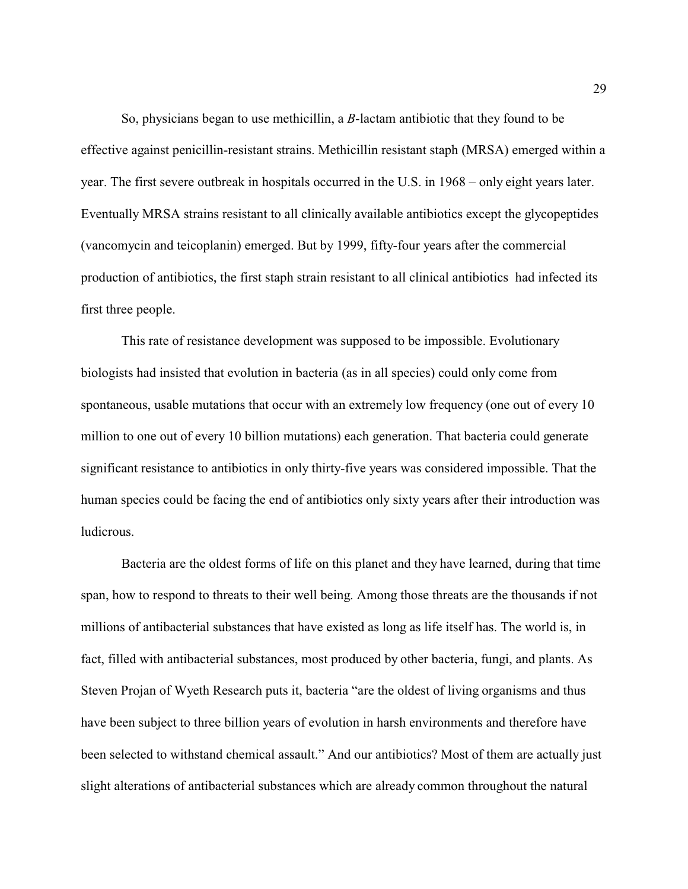So, physicians began to use methicillin, a *B*-lactam antibiotic that they found to be effective against penicillin-resistant strains. Methicillin resistant staph (MRSA) emerged within a year. The first severe outbreak in hospitals occurred in the U.S. in 1968 – only eight years later. Eventually MRSA strains resistant to all clinically available antibiotics except the glycopeptides (vancomycin and teicoplanin) emerged. But by 1999, fifty-four years after the commercial production of antibiotics, the first staph strain resistant to all clinical antibiotics had infected its first three people.

This rate of resistance development was supposed to be impossible. Evolutionary biologists had insisted that evolution in bacteria (as in all species) could only come from spontaneous, usable mutations that occur with an extremely low frequency (one out of every 10 million to one out of every 10 billion mutations) each generation. That bacteria could generate significant resistance to antibiotics in only thirty-five years was considered impossible. That the human species could be facing the end of antibiotics only sixty years after their introduction was ludicrous.

Bacteria are the oldest forms of life on this planet and they have learned, during that time span, how to respond to threats to their well being. Among those threats are the thousands if not millions of antibacterial substances that have existed as long as life itself has. The world is, in fact, filled with antibacterial substances, most produced by other bacteria, fungi, and plants. As Steven Projan of Wyeth Research puts it, bacteria "are the oldest of living organisms and thus have been subject to three billion years of evolution in harsh environments and therefore have been selected to withstand chemical assault." And our antibiotics? Most of them are actually just slight alterations of antibacterial substances which are already common throughout the natural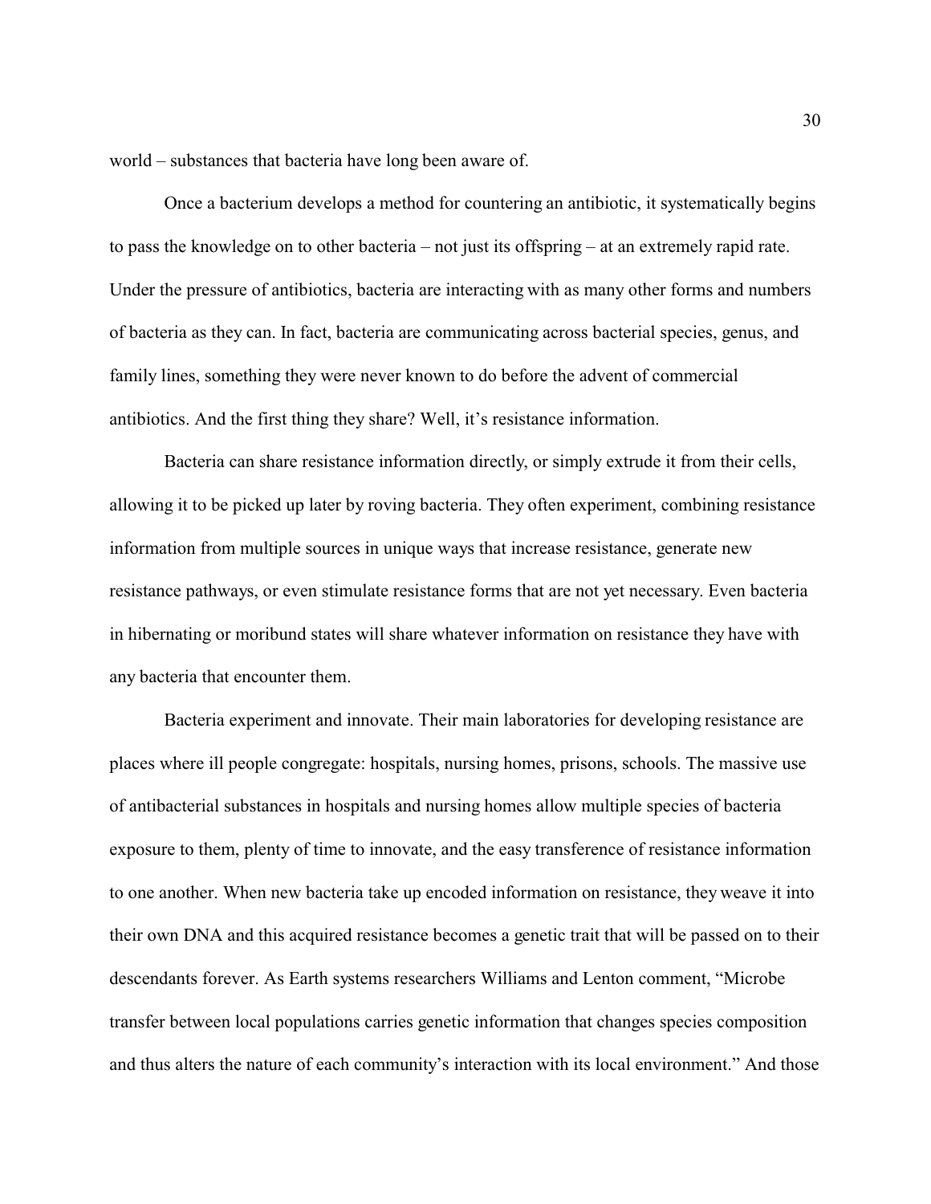world – substances that bacteria have long been aware of.

Once a bacterium develops a method for countering an antibiotic, it systematically begins to pass the knowledge on to other bacteria – not just its offspring – at an extremely rapid rate. Under the pressure of antibiotics, bacteria are interacting with as many other forms and numbers of bacteria as they can. In fact, bacteria are communicating across bacterial species, genus, and family lines, something they were never known to do before the advent of commercial antibiotics. And the first thing they share? Well, it's resistance information.

Bacteria can share resistance information directly, or simply extrude it from their cells, allowing it to be picked up later by roving bacteria. They often experiment, combining resistance information from multiple sources in unique ways that increase resistance, generate new resistance pathways, or even stimulate resistance forms that are not yet necessary. Even bacteria in hibernating or moribund states will share whatever information on resistance they have with any bacteria that encounter them.

Bacteria experiment and innovate. Their main laboratories for developing resistance are places where ill people congregate: hospitals, nursing homes, prisons, schools. The massive use of antibacterial substances in hospitals and nursing homes allow multiple species of bacteria exposure to them, plenty of time to innovate, and the easy transference of resistance information to one another. When new bacteria take up encoded information on resistance, they weave it into their own DNA and this acquired resistance becomes a genetic trait that will be passed on to their descendants forever. As Earth systems researchers Williams and Lenton comment, "Microbe transfer between local populations carries genetic information that changes species composition and thus alters the nature of each community's interaction with its local environment." And those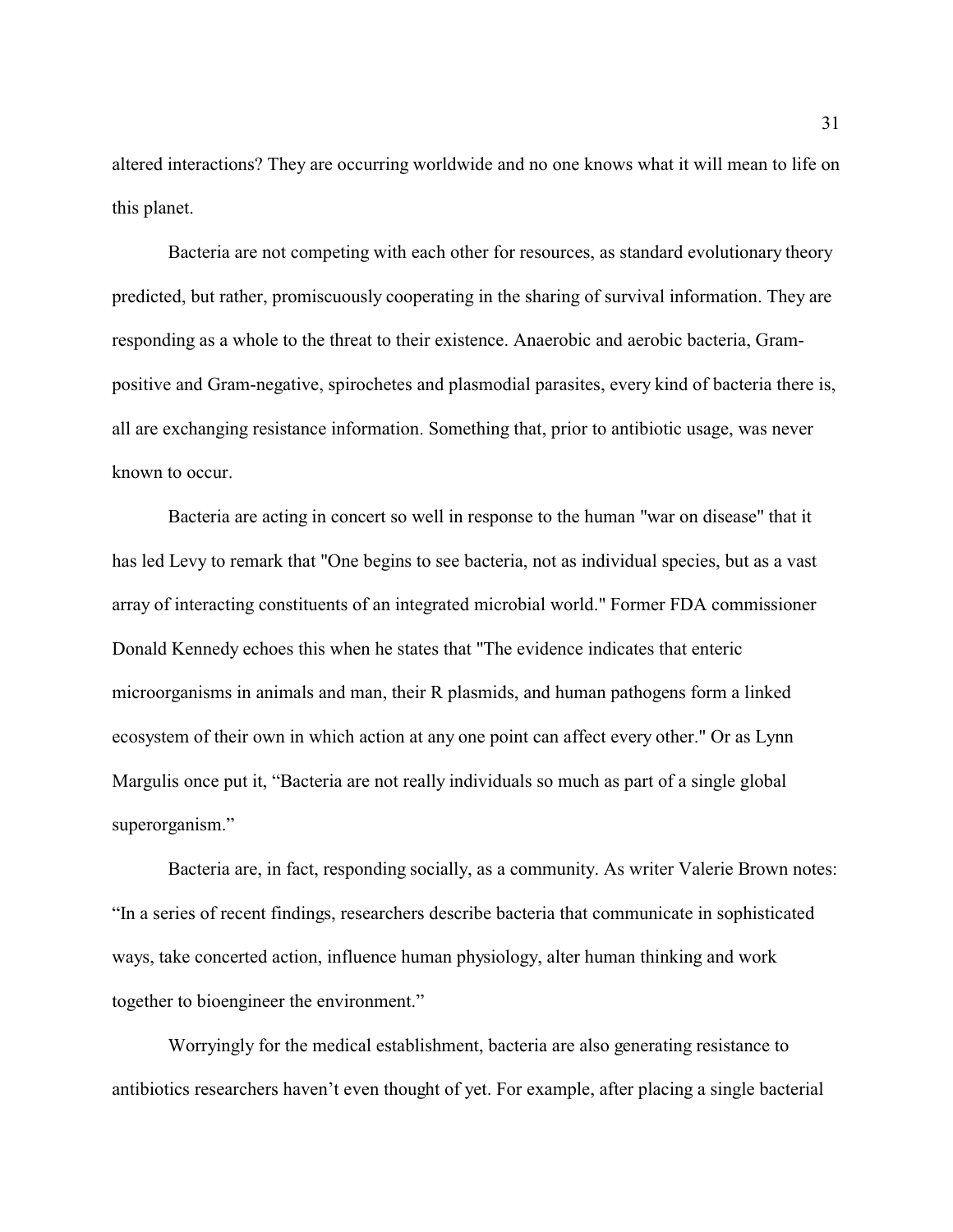altered interactions? They are occurring worldwide and no one knows what it will mean to life on this planet.

Bacteria are not competing with each other for resources, as standard evolutionary theory predicted, but rather, promiscuously cooperating in the sharing of survival information. They are responding as a whole to the threat to their existence. Anaerobic and aerobic bacteria, Gram-positive and Gram-negative, spirochetes and plasmodial parasites, every kind of bacteria there is, all are exchanging resistance information. Something that, prior to antibiotic usage, was never known to occur.

Bacteria are acting in concert so well in response to the human "war on disease" that it has led Levy to remark that "One begins to see bacteria, not as individual species, but as a vast array of interacting constituents of an integrated microbial world." Former FDA commissioner Donald Kennedy echoes this when he states that "The evidence indicates that enteric microorganisms in animals and man, their R plasmids, and human pathogens form a linked ecosystem of their own in which action at any one point can affect every other." Or as Lynn Margulis once put it, "Bacteria are not really individuals so much as part of a single global superorganism."

Bacteria are, in fact, responding socially, as a community. As writer Valerie Brown notes: "In a series of recent findings, researchers describe bacteria that communicate in sophisticated ways, take concerted action, influence human physiology, alter human thinking and work together to bioengineer the environment."

Worryingly for the medical establishment, bacteria are also generating resistance to antibiotics researchers haven't even thought of yet. For example, after placing a single bacterial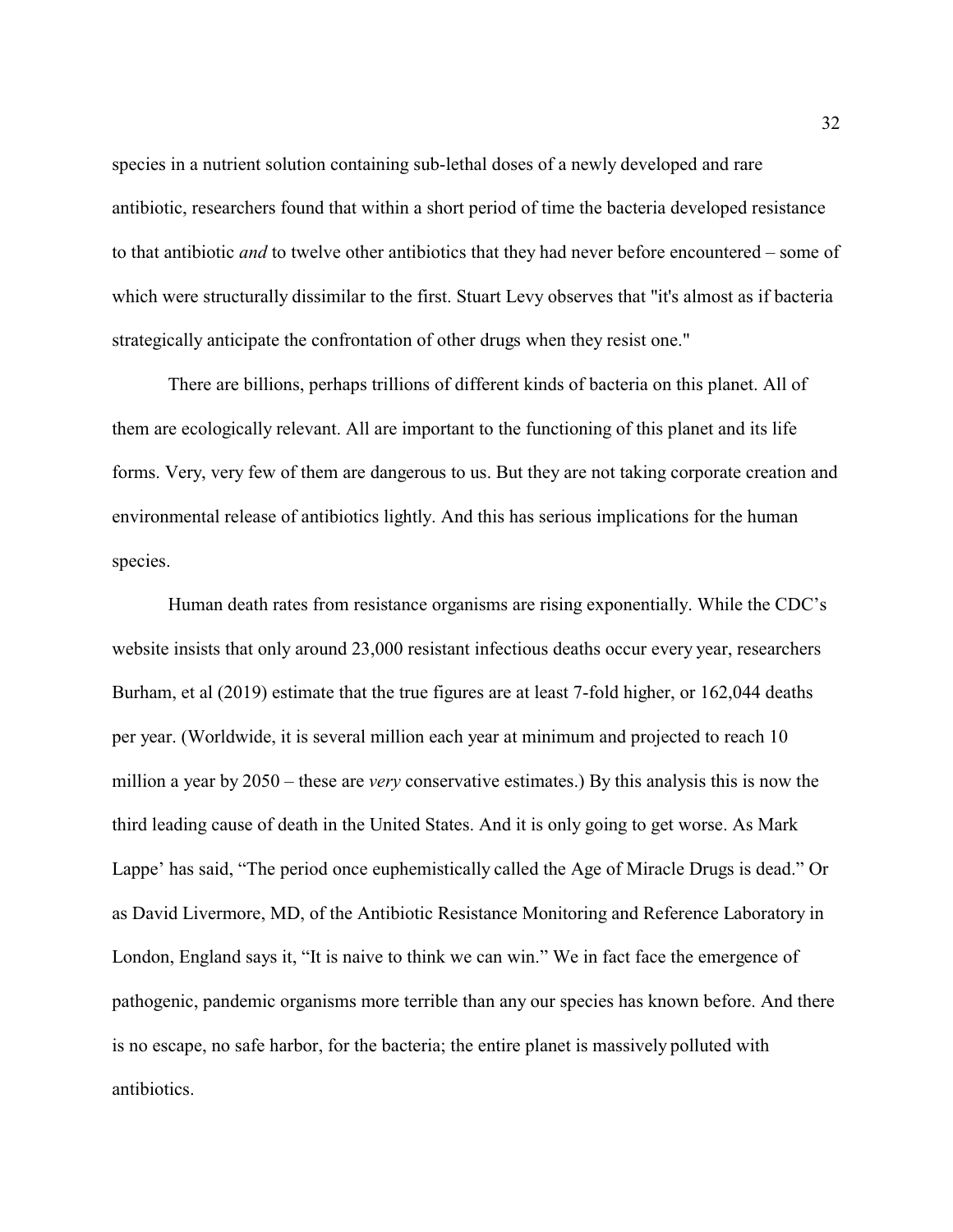species in a nutrient solution containing sub-lethal doses of a newly developed and rare antibiotic, researchers found that within a short period of time the bacteria developed resistance to that antibiotic *and* to twelve other antibiotics that they had never before encountered – some of which were structurally dissimilar to the first. Stuart Levy observes that "it's almost as if bacteria strategically anticipate the confrontation of other drugs when they resist one."

There are billions, perhaps trillions of different kinds of bacteria on this planet. All of them are ecologically relevant. All are important to the functioning of this planet and its life forms. Very, very few of them are dangerous to us. But they are not taking corporate creation and environmental release of antibiotics lightly. And this has serious implications for the human species.

Human death rates from resistance organisms are rising exponentially. While the CDC's website insists that only around 23,000 resistant infectious deaths occur every year, researchers Burham, et al (2019) estimate that the true figures are at least 7-fold higher, or 162,044 deaths per year. (Worldwide, it is several million each year at minimum and projected to reach 10 million a year by 2050 – these are *very* conservative estimates.) By this analysis this is now the third leading cause of death in the United States. And it is only going to get worse. As Mark Lappe' has said, "The period once euphemistically called the Age of Miracle Drugs is dead." Or as David Livermore, MD, of the Antibiotic Resistance Monitoring and Reference Laboratory in London, England says it, "It is naive to think we can win." We in fact face the emergence of pathogenic, pandemic organisms more terrible than any our species has known before. And there is no escape, no safe harbor, for the bacteria; the entire planet is massively polluted with antibiotics.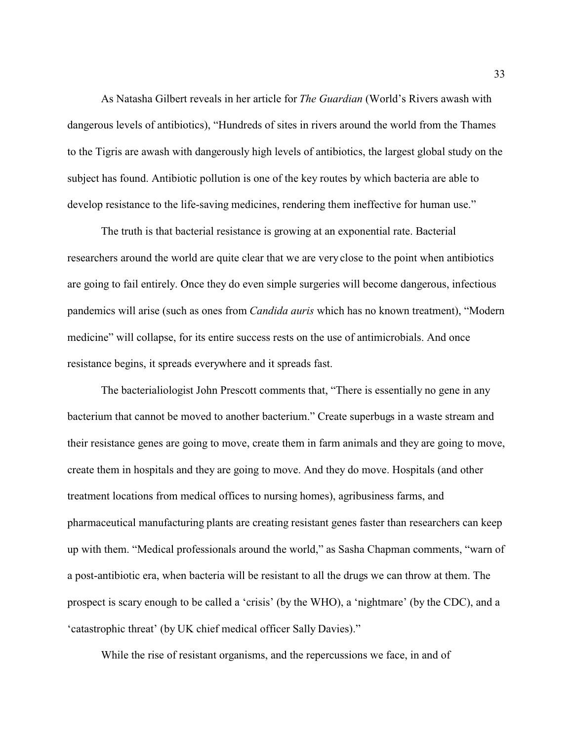As Natasha Gilbert reveals in her article for *The Guardian* (World's Rivers awash with dangerous levels of antibiotics), "Hundreds of sites in rivers around the world from the Thames to the Tigris are awash with dangerously high levels of antibiotics, the largest global study on the subject has found. Antibiotic pollution is one of the key routes by which bacteria are able to develop resistance to the life-saving medicines, rendering them ineffective for human use."

The truth is that bacterial resistance is growing at an exponential rate. Bacterial researchers around the world are quite clear that we are very close to the point when antibiotics are going to fail entirely. Once they do even simple surgeries will become dangerous, infectious pandemics will arise (such as ones from *Candida auris* which has no known treatment), "Modern medicine" will collapse, for its entire success rests on the use of antimicrobials. And once resistance begins, it spreads everywhere and it spreads fast.

The bacterialiologist John Prescott comments that, "There is essentially no gene in any bacterium that cannot be moved to another bacterium." Create superbugs in a waste stream and their resistance genes are going to move, create them in farm animals and they are going to move, create them in hospitals and they are going to move. And they do move. Hospitals (and other treatment locations from medical offices to nursing homes), agribusiness farms, and pharmaceutical manufacturing plants are creating resistant genes faster than researchers can keep up with them. "Medical professionals around the world," as Sasha Chapman comments, "warn of a post-antibiotic era, when bacteria will be resistant to all the drugs we can throw at them. The prospect is scary enough to be called a 'crisis' (by the WHO), a 'nightmare' (by the CDC), and a 'catastrophic threat' (by UK chief medical officer Sally Davies)."

While the rise of resistant organisms, and the repercussions we face, in and of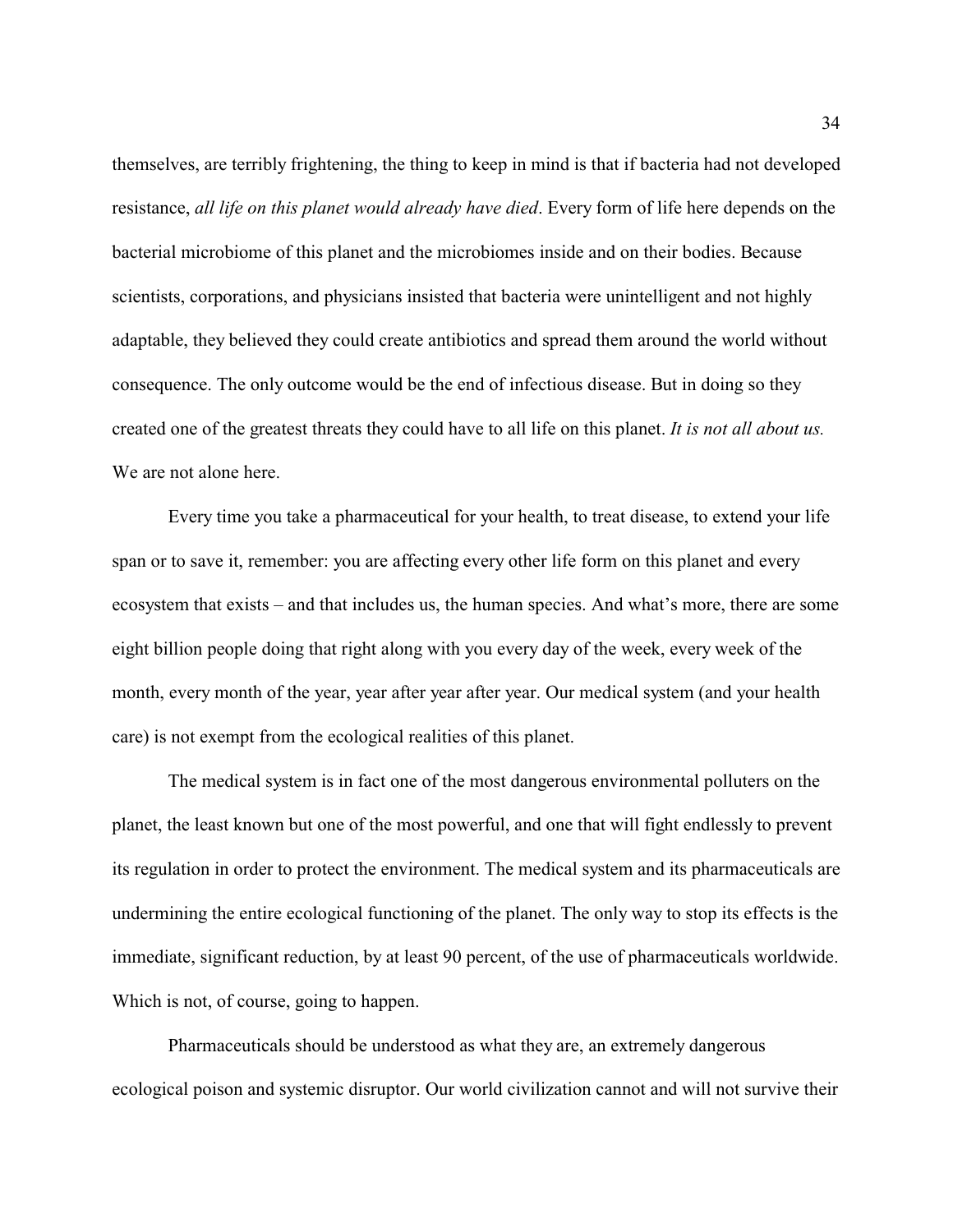themselves, are terribly frightening, the thing to keep in mind is that if bacteria had not developed resistance, *all life on this planet would already have died*. Every form of life here depends on the bacterial microbiome of this planet and the microbiomes inside and on their bodies. Because scientists, corporations, and physicians insisted that bacteria were unintelligent and not highly adaptable, they believed they could create antibiotics and spread them around the world without consequence. The only outcome would be the end of infectious disease. But in doing so they created one of the greatest threats they could have to all life on this planet. *It is not all about us.* We are not alone here.

Every time you take a pharmaceutical for your health, to treat disease, to extend your life span or to save it, remember: you are affecting every other life form on this planet and every ecosystem that exists – and that includes us, the human species. And what's more, there are some eight billion people doing that right along with you every day of the week, every week of the month, every month of the year, year after year after year. Our medical system (and your health care) is not exempt from the ecological realities of this planet.

The medical system is in fact one of the most dangerous environmental polluters on the planet, the least known but one of the most powerful, and one that will fight endlessly to prevent its regulation in order to protect the environment. The medical system and its pharmaceuticals are undermining the entire ecological functioning of the planet. The only way to stop its effects is the immediate, significant reduction, by at least 90 percent, of the use of pharmaceuticals worldwide. Which is not, of course, going to happen.

Pharmaceuticals should be understood as what they are, an extremely dangerous ecological poison and systemic disruptor. Our world civilization cannot and will not survive their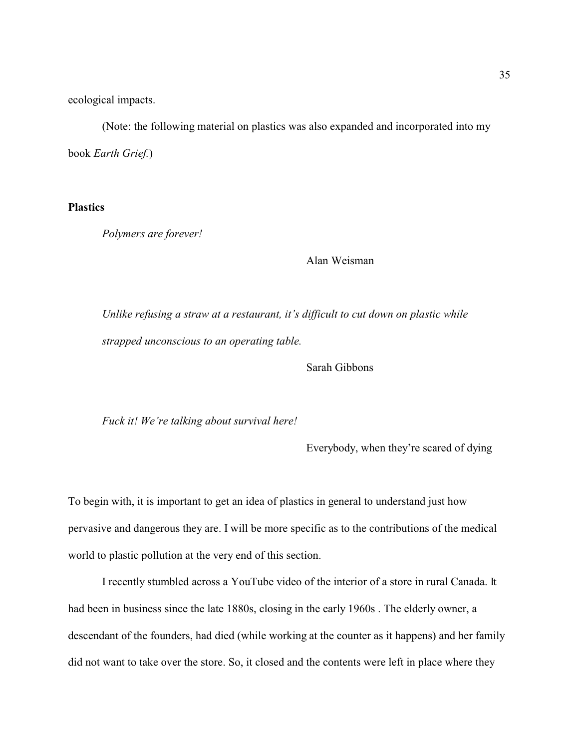ecological impacts.

(Note: the following material on plastics was also expanded and incorporated into my book *Earth Grief*.)

## Plastics

> *Polymers are forever!*
>
> Alan Weisman

> *Unlike refusing a straw at a restaurant, it's difficult to cut down on plastic while strapped unconscious to an operating table.*
>
> Sarah Gibbons

> *Fuck it! We're talking about survival here!*
>
> Everybody, when they're scared of dying

To begin with, it is important to get an idea of plastics in general to understand just how pervasive and dangerous they are. I will be more specific as to the contributions of the medical world to plastic pollution at the very end of this section.

I recently stumbled across a YouTube video of the interior of a store in rural Canada. It had been in business since the late 1880s, closing in the early 1960s . The elderly owner, a descendant of the founders, had died (while working at the counter as it happens) and her family did not want to take over the store. So, it closed and the contents were left in place where they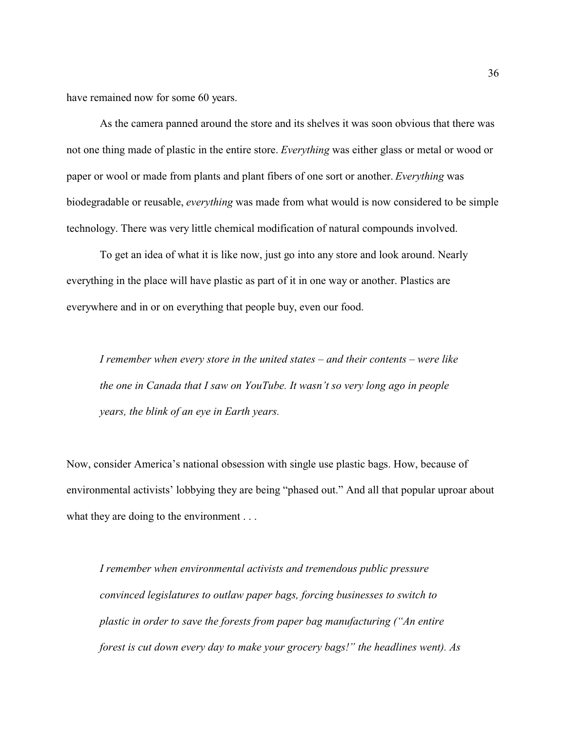have remained now for some 60 years.

As the camera panned around the store and its shelves it was soon obvious that there was not one thing made of plastic in the entire store. *Everything* was either glass or metal or wood or paper or wool or made from plants and plant fibers of one sort or another. *Everything* was biodegradable or reusable, *everything* was made from what would is now considered to be simple technology. There was very little chemical modification of natural compounds involved.

To get an idea of what it is like now, just go into any store and look around. Nearly everything in the place will have plastic as part of it in one way or another. Plastics are everywhere and in or on everything that people buy, even our food.

> *I remember when every store in the united states – and their contents – were like the one in Canada that I saw on YouTube. It wasn't so very long ago in people years, the blink of an eye in Earth years.*

Now, consider America's national obsession with single use plastic bags. How, because of environmental activists' lobbying they are being "phased out." And all that popular uproar about what they are doing to the environment . . .

> *I remember when environmental activists and tremendous public pressure convinced legislatures to outlaw paper bags, forcing businesses to switch to plastic in order to save the forests from paper bag manufacturing ("An entire forest is cut down every day to make your grocery bags!" the headlines went). As*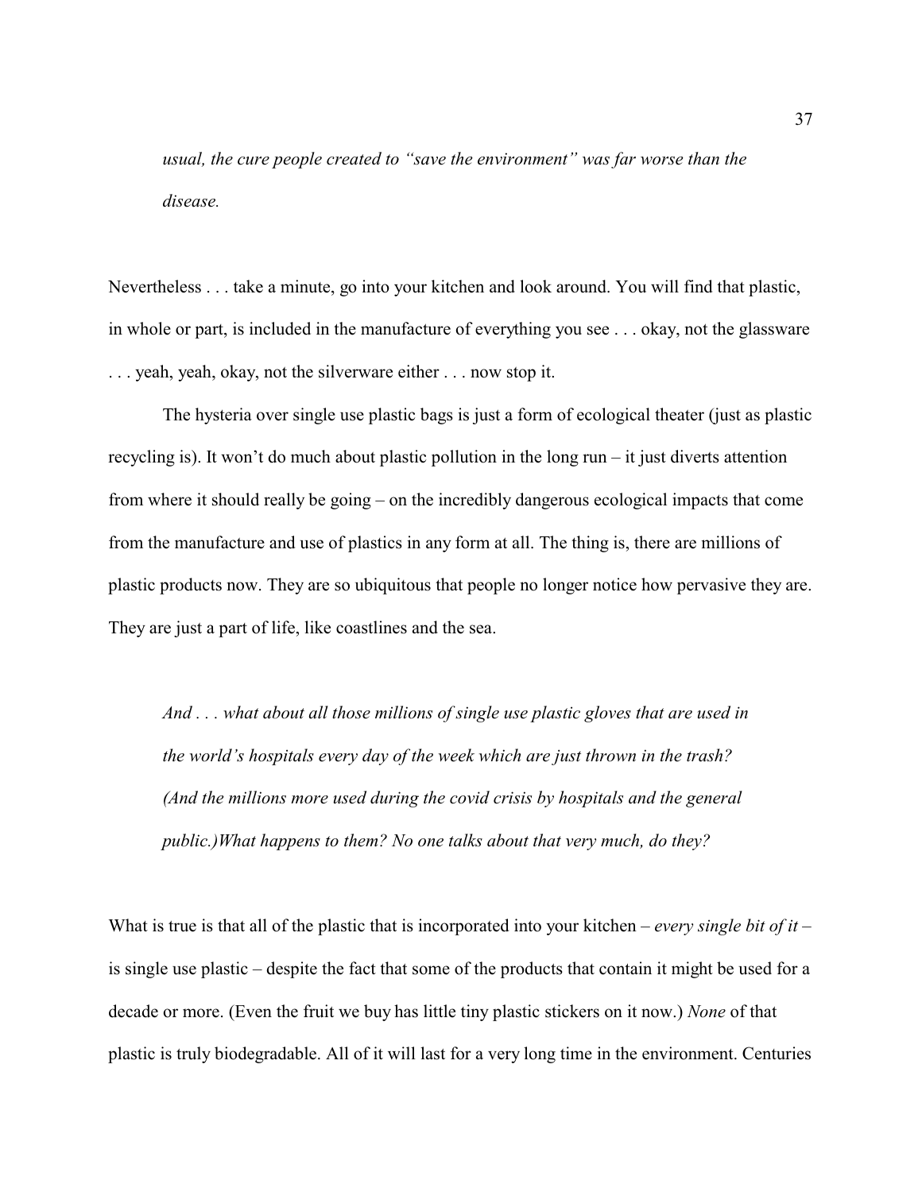*usual, the cure people created to "save the environment" was far worse than the disease.*

Nevertheless . . . take a minute, go into your kitchen and look around. You will find that plastic, in whole or part, is included in the manufacture of everything you see . . . okay, not the glassware . . . yeah, yeah, okay, not the silverware either . . . now stop it.

The hysteria over single use plastic bags is just a form of ecological theater (just as plastic recycling is). It won't do much about plastic pollution in the long run – it just diverts attention from where it should really be going – on the incredibly dangerous ecological impacts that come from the manufacture and use of plastics in any form at all. The thing is, there are millions of plastic products now. They are so ubiquitous that people no longer notice how pervasive they are. They are just a part of life, like coastlines and the sea.

*And . . . what about all those millions of single use plastic gloves that are used in the world's hospitals every day of the week which are just thrown in the trash? (And the millions more used during the covid crisis by hospitals and the general public.)What happens to them? No one talks about that very much, do they?*

What is true is that all of the plastic that is incorporated into your kitchen – *every single bit of it* – is single use plastic – despite the fact that some of the products that contain it might be used for a decade or more. (Even the fruit we buy has little tiny plastic stickers on it now.) *None* of that plastic is truly biodegradable. All of it will last for a very long time in the environment. Centuries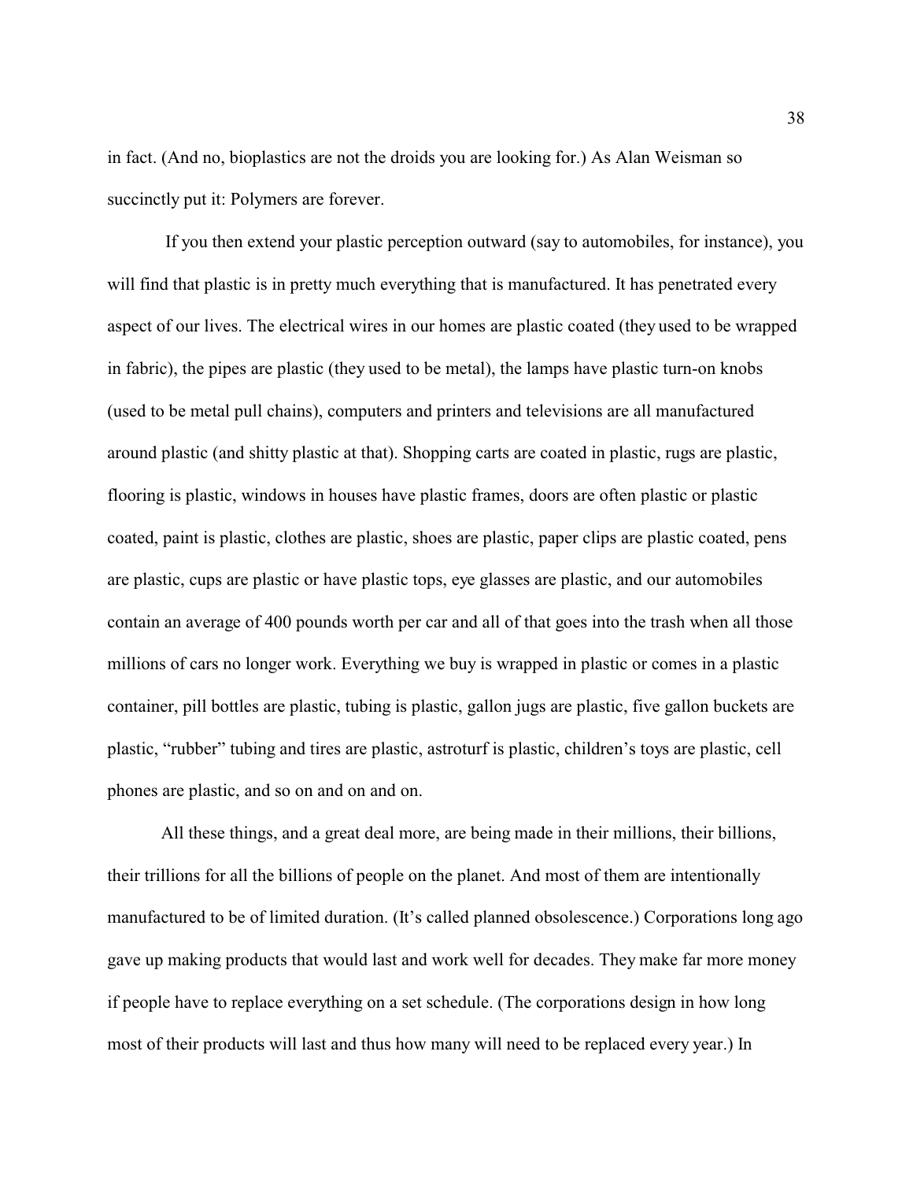in fact. (And no, bioplastics are not the droids you are looking for.) As Alan Weisman so succinctly put it: Polymers are forever.

If you then extend your plastic perception outward (say to automobiles, for instance), you will find that plastic is in pretty much everything that is manufactured. It has penetrated every aspect of our lives. The electrical wires in our homes are plastic coated (they used to be wrapped in fabric), the pipes are plastic (they used to be metal), the lamps have plastic turn-on knobs (used to be metal pull chains), computers and printers and televisions are all manufactured around plastic (and shitty plastic at that). Shopping carts are coated in plastic, rugs are plastic, flooring is plastic, windows in houses have plastic frames, doors are often plastic or plastic coated, paint is plastic, clothes are plastic, shoes are plastic, paper clips are plastic coated, pens are plastic, cups are plastic or have plastic tops, eye glasses are plastic, and our automobiles contain an average of 400 pounds worth per car and all of that goes into the trash when all those millions of cars no longer work. Everything we buy is wrapped in plastic or comes in a plastic container, pill bottles are plastic, tubing is plastic, gallon jugs are plastic, five gallon buckets are plastic, "rubber" tubing and tires are plastic, astroturf is plastic, children's toys are plastic, cell phones are plastic, and so on and on and on.

All these things, and a great deal more, are being made in their millions, their billions, their trillions for all the billions of people on the planet. And most of them are intentionally manufactured to be of limited duration. (It's called planned obsolescence.) Corporations long ago gave up making products that would last and work well for decades. They make far more money if people have to replace everything on a set schedule. (The corporations design in how long most of their products will last and thus how many will need to be replaced every year.) In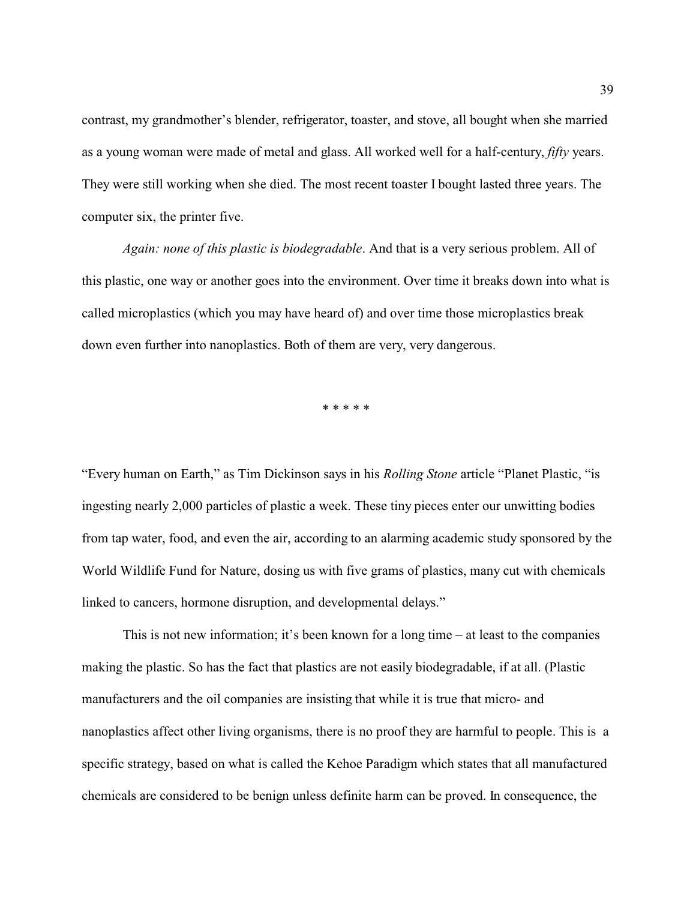contrast, my grandmother's blender, refrigerator, toaster, and stove, all bought when she married as a young woman were made of metal and glass. All worked well for a half-century, *fifty* years. They were still working when she died. The most recent toaster I bought lasted three years. The computer six, the printer five.

*Again: none of this plastic is biodegradable*. And that is a very serious problem. All of this plastic, one way or another goes into the environment. Over time it breaks down into what is called microplastics (which you may have heard of) and over time those microplastics break down even further into nanoplastics. Both of them are very, very dangerous.

\* \* \* \* \*

"Every human on Earth," as Tim Dickinson says in his *Rolling Stone* article "Planet Plastic, "is ingesting nearly 2,000 particles of plastic a week. These tiny pieces enter our unwitting bodies from tap water, food, and even the air, according to an alarming academic study sponsored by the World Wildlife Fund for Nature, dosing us with five grams of plastics, many cut with chemicals linked to cancers, hormone disruption, and developmental delays."

This is not new information; it's been known for a long time – at least to the companies making the plastic. So has the fact that plastics are not easily biodegradable, if at all. (Plastic manufacturers and the oil companies are insisting that while it is true that micro- and nanoplastics affect other living organisms, there is no proof they are harmful to people. This is a specific strategy, based on what is called the Kehoe Paradigm which states that all manufactured chemicals are considered to be benign unless definite harm can be proved. In consequence, the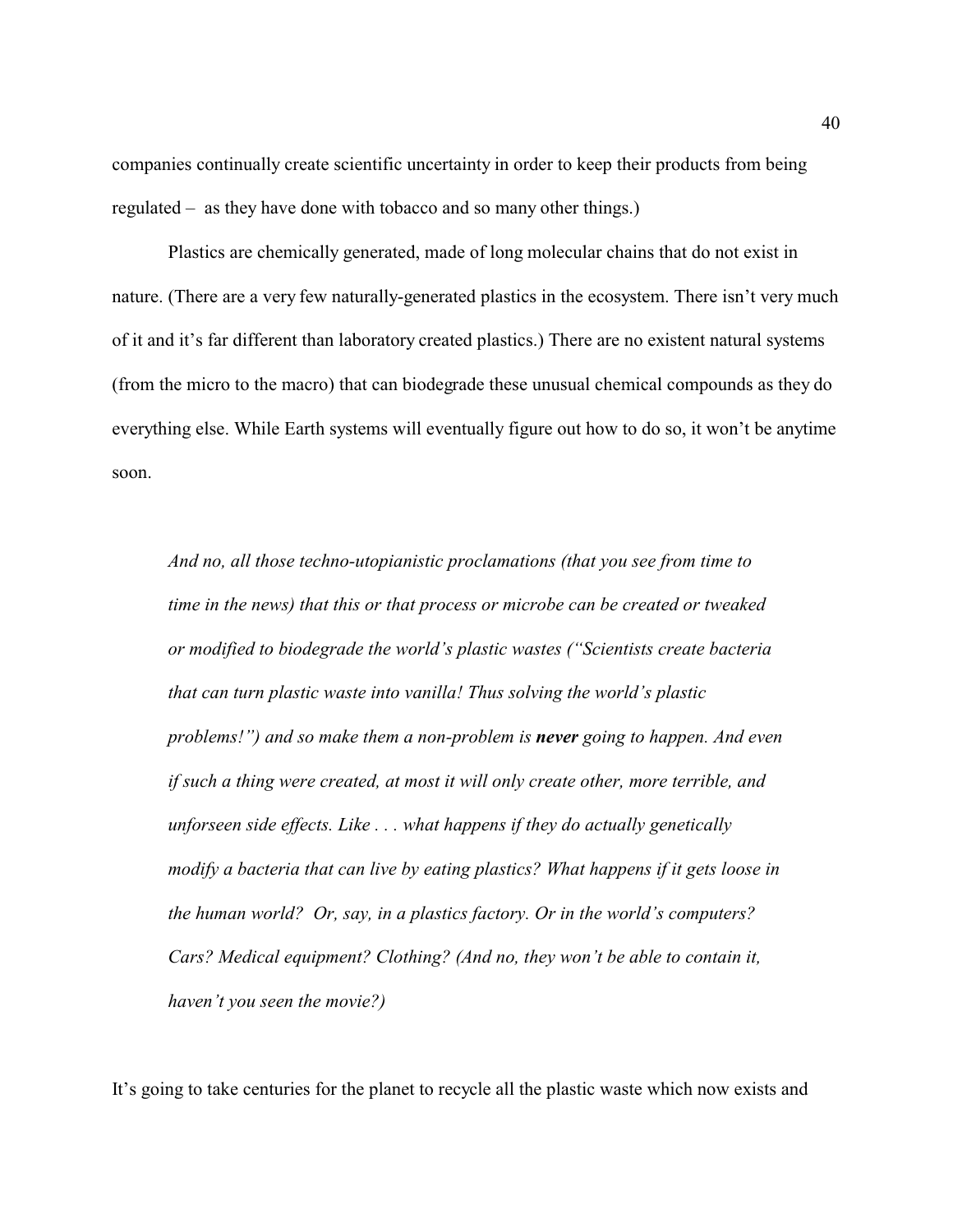companies continually create scientific uncertainty in order to keep their products from being regulated – as they have done with tobacco and so many other things.)

Plastics are chemically generated, made of long molecular chains that do not exist in nature. (There are a very few naturally-generated plastics in the ecosystem. There isn't very much of it and it's far different than laboratory created plastics.) There are no existent natural systems (from the micro to the macro) that can biodegrade these unusual chemical compounds as they do everything else. While Earth systems will eventually figure out how to do so, it won't be anytime soon.

> *And no, all those techno-utopianistic proclamations (that you see from time to time in the news) that this or that process or microbe can be created or tweaked or modified to biodegrade the world's plastic wastes ("Scientists create bacteria that can turn plastic waste into vanilla! Thus solving the world's plastic problems!") and so make them a non-problem is* ***never*** *going to happen. And even if such a thing were created, at most it will only create other, more terrible, and unforseen side effects. Like . . . what happens if they do actually genetically modify a bacteria that can live by eating plastics? What happens if it gets loose in the human world? Or, say, in a plastics factory. Or in the world's computers? Cars? Medical equipment? Clothing? (And no, they won't be able to contain it, haven't you seen the movie?)*

It's going to take centuries for the planet to recycle all the plastic waste which now exists and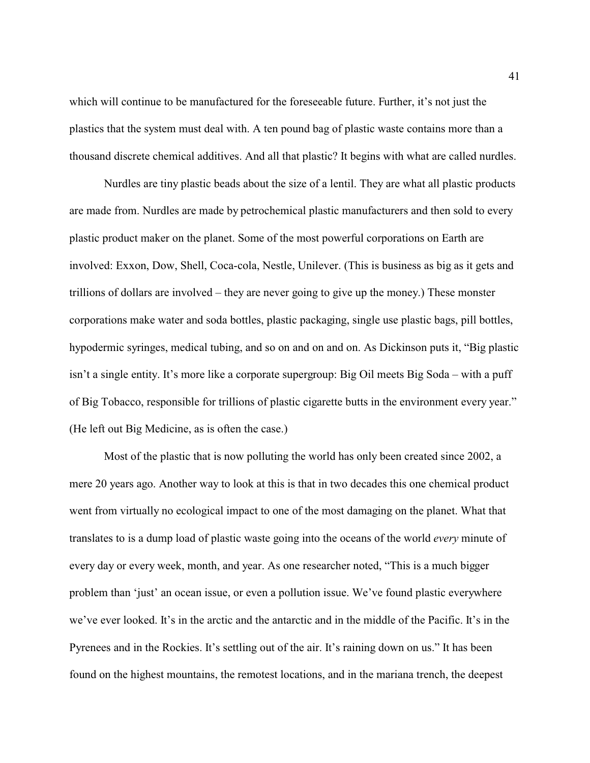which will continue to be manufactured for the foreseeable future. Further, it's not just the plastics that the system must deal with. A ten pound bag of plastic waste contains more than a thousand discrete chemical additives. And all that plastic? It begins with what are called nurdles.

Nurdles are tiny plastic beads about the size of a lentil. They are what all plastic products are made from. Nurdles are made by petrochemical plastic manufacturers and then sold to every plastic product maker on the planet. Some of the most powerful corporations on Earth are involved: Exxon, Dow, Shell, Coca-cola, Nestle, Unilever. (This is business as big as it gets and trillions of dollars are involved – they are never going to give up the money.) These monster corporations make water and soda bottles, plastic packaging, single use plastic bags, pill bottles, hypodermic syringes, medical tubing, and so on and on and on. As Dickinson puts it, "Big plastic isn't a single entity. It's more like a corporate supergroup: Big Oil meets Big Soda – with a puff of Big Tobacco, responsible for trillions of plastic cigarette butts in the environment every year." (He left out Big Medicine, as is often the case.)

Most of the plastic that is now polluting the world has only been created since 2002, a mere 20 years ago. Another way to look at this is that in two decades this one chemical product went from virtually no ecological impact to one of the most damaging on the planet. What that translates to is a dump load of plastic waste going into the oceans of the world *every* minute of every day or every week, month, and year. As one researcher noted, "This is a much bigger problem than 'just' an ocean issue, or even a pollution issue. We've found plastic everywhere we've ever looked. It's in the arctic and the antarctic and in the middle of the Pacific. It's in the Pyrenees and in the Rockies. It's settling out of the air. It's raining down on us." It has been found on the highest mountains, the remotest locations, and in the mariana trench, the deepest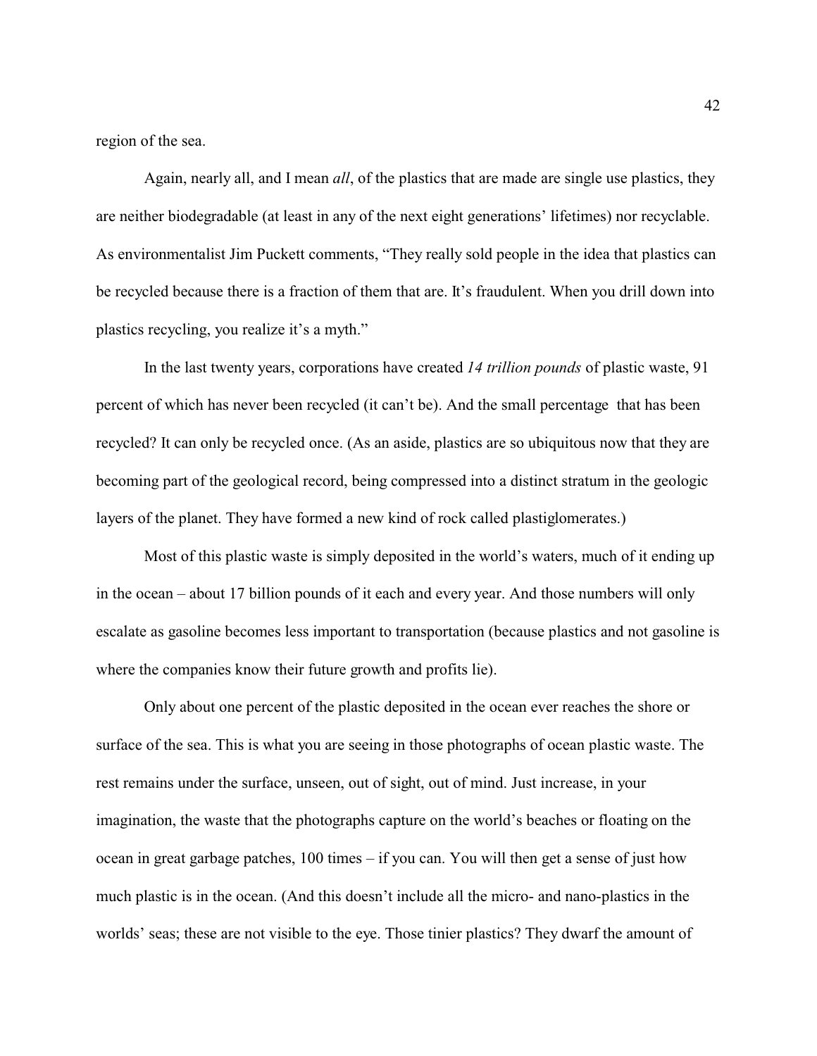region of the sea.

Again, nearly all, and I mean *all*, of the plastics that are made are single use plastics, they are neither biodegradable (at least in any of the next eight generations' lifetimes) nor recyclable. As environmentalist Jim Puckett comments, "They really sold people in the idea that plastics can be recycled because there is a fraction of them that are. It's fraudulent. When you drill down into plastics recycling, you realize it's a myth."

In the last twenty years, corporations have created *14 trillion pounds* of plastic waste, 91 percent of which has never been recycled (it can't be). And the small percentage that has been recycled? It can only be recycled once. (As an aside, plastics are so ubiquitous now that they are becoming part of the geological record, being compressed into a distinct stratum in the geologic layers of the planet. They have formed a new kind of rock called plastiglomerates.)

Most of this plastic waste is simply deposited in the world's waters, much of it ending up in the ocean – about 17 billion pounds of it each and every year. And those numbers will only escalate as gasoline becomes less important to transportation (because plastics and not gasoline is where the companies know their future growth and profits lie).

Only about one percent of the plastic deposited in the ocean ever reaches the shore or surface of the sea. This is what you are seeing in those photographs of ocean plastic waste. The rest remains under the surface, unseen, out of sight, out of mind. Just increase, in your imagination, the waste that the photographs capture on the world's beaches or floating on the ocean in great garbage patches, 100 times – if you can. You will then get a sense of just how much plastic is in the ocean. (And this doesn't include all the micro- and nano-plastics in the worlds' seas; these are not visible to the eye. Those tinier plastics? They dwarf the amount of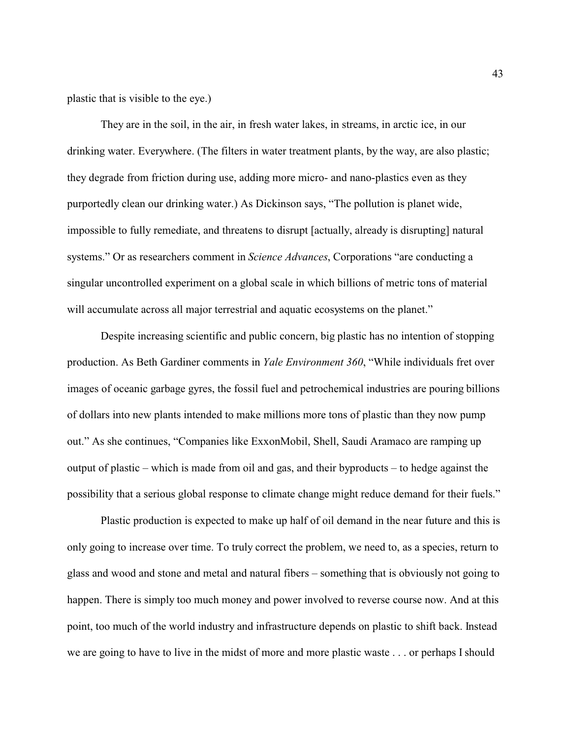plastic that is visible to the eye.)

They are in the soil, in the air, in fresh water lakes, in streams, in arctic ice, in our drinking water. Everywhere. (The filters in water treatment plants, by the way, are also plastic; they degrade from friction during use, adding more micro- and nano-plastics even as they purportedly clean our drinking water.) As Dickinson says, "The pollution is planet wide, impossible to fully remediate, and threatens to disrupt [actually, already is disrupting] natural systems." Or as researchers comment in *Science Advances*, Corporations "are conducting a singular uncontrolled experiment on a global scale in which billions of metric tons of material will accumulate across all major terrestrial and aquatic ecosystems on the planet."

Despite increasing scientific and public concern, big plastic has no intention of stopping production. As Beth Gardiner comments in *Yale Environment 360*, "While individuals fret over images of oceanic garbage gyres, the fossil fuel and petrochemical industries are pouring billions of dollars into new plants intended to make millions more tons of plastic than they now pump out." As she continues, "Companies like ExxonMobil, Shell, Saudi Aramaco are ramping up output of plastic – which is made from oil and gas, and their byproducts – to hedge against the possibility that a serious global response to climate change might reduce demand for their fuels."

Plastic production is expected to make up half of oil demand in the near future and this is only going to increase over time. To truly correct the problem, we need to, as a species, return to glass and wood and stone and metal and natural fibers – something that is obviously not going to happen. There is simply too much money and power involved to reverse course now. And at this point, too much of the world industry and infrastructure depends on plastic to shift back. Instead we are going to have to live in the midst of more and more plastic waste . . . or perhaps I should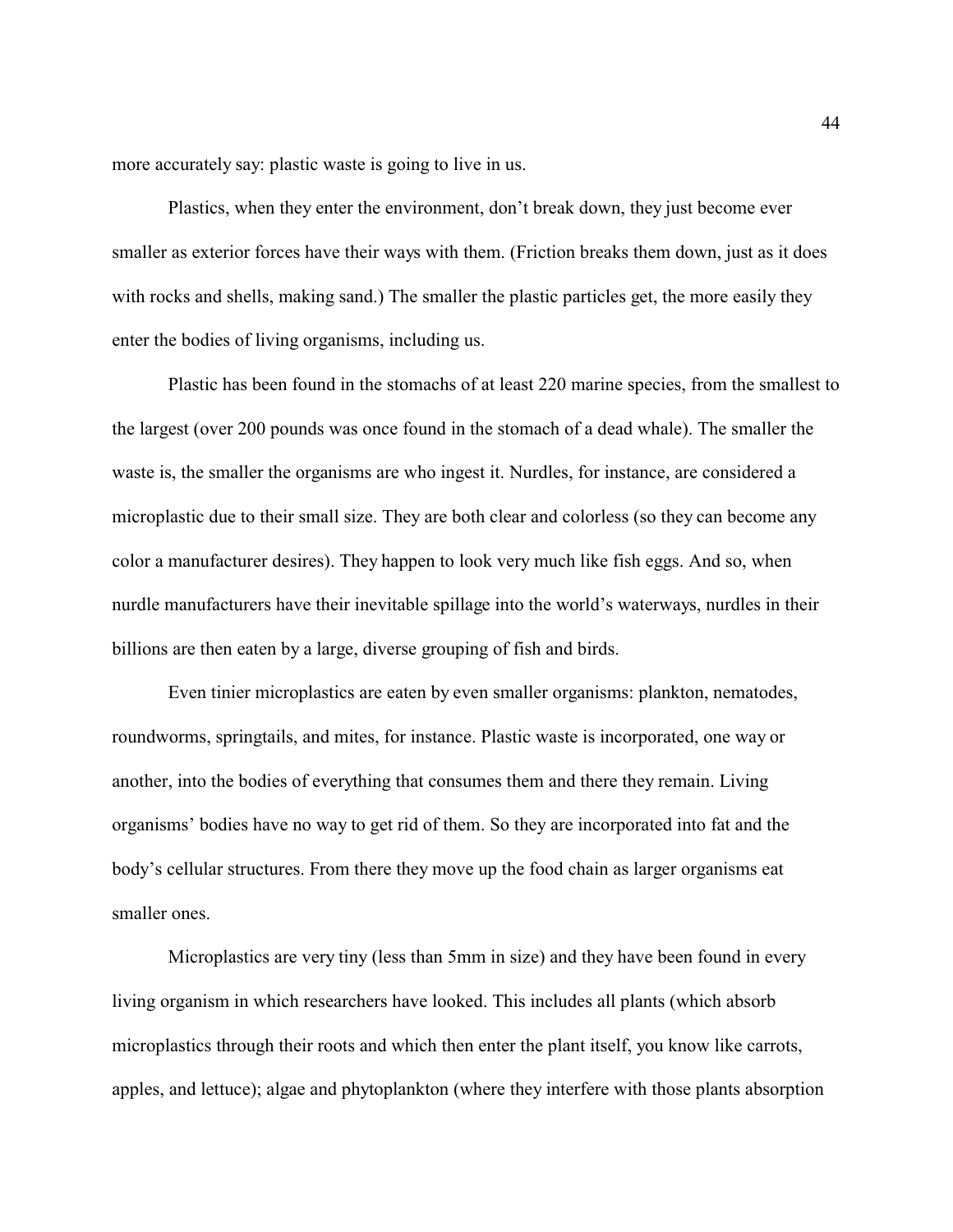more accurately say: plastic waste is going to live in us.

Plastics, when they enter the environment, don't break down, they just become ever smaller as exterior forces have their ways with them. (Friction breaks them down, just as it does with rocks and shells, making sand.) The smaller the plastic particles get, the more easily they enter the bodies of living organisms, including us.

Plastic has been found in the stomachs of at least 220 marine species, from the smallest to the largest (over 200 pounds was once found in the stomach of a dead whale). The smaller the waste is, the smaller the organisms are who ingest it. Nurdles, for instance, are considered a microplastic due to their small size. They are both clear and colorless (so they can become any color a manufacturer desires). They happen to look very much like fish eggs. And so, when nurdle manufacturers have their inevitable spillage into the world's waterways, nurdles in their billions are then eaten by a large, diverse grouping of fish and birds.

Even tinier microplastics are eaten by even smaller organisms: plankton, nematodes, roundworms, springtails, and mites, for instance. Plastic waste is incorporated, one way or another, into the bodies of everything that consumes them and there they remain. Living organisms' bodies have no way to get rid of them. So they are incorporated into fat and the body's cellular structures. From there they move up the food chain as larger organisms eat smaller ones.

Microplastics are very tiny (less than 5mm in size) and they have been found in every living organism in which researchers have looked. This includes all plants (which absorb microplastics through their roots and which then enter the plant itself, you know like carrots, apples, and lettuce); algae and phytoplankton (where they interfere with those plants absorption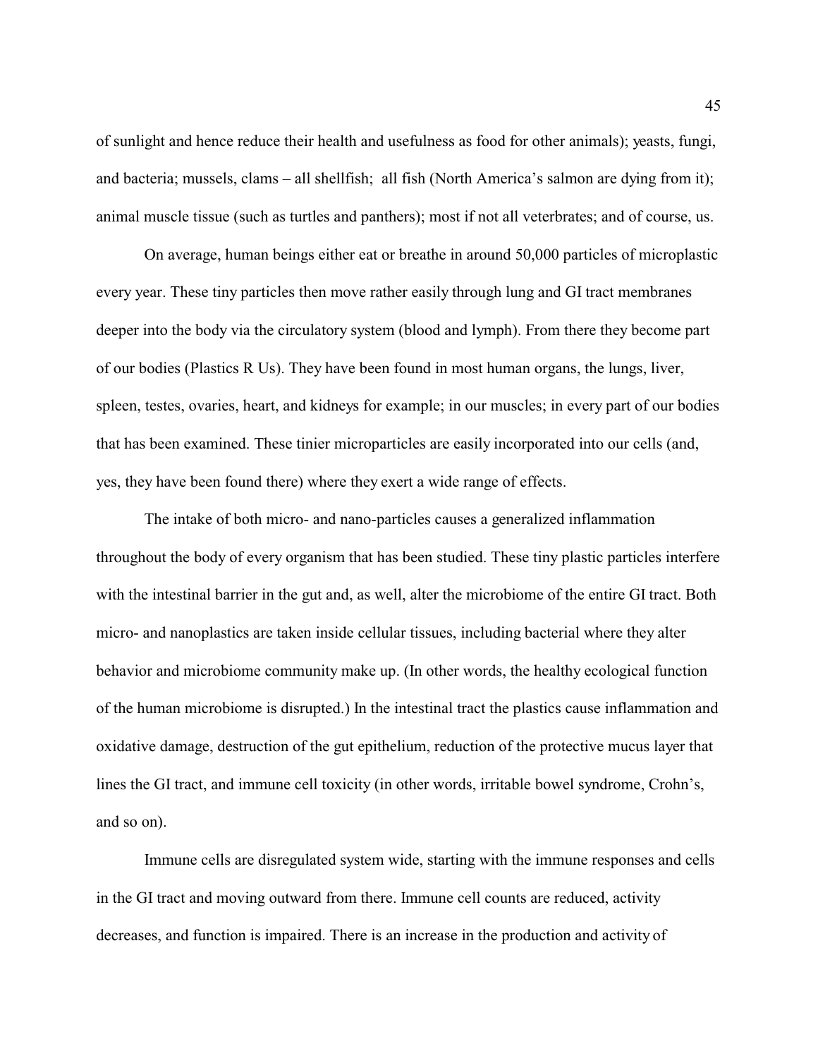of sunlight and hence reduce their health and usefulness as food for other animals); yeasts, fungi, and bacteria; mussels, clams – all shellfish;  all fish (North America's salmon are dying from it); animal muscle tissue (such as turtles and panthers); most if not all veterbrates; and of course, us.

On average, human beings either eat or breathe in around 50,000 particles of microplastic every year. These tiny particles then move rather easily through lung and GI tract membranes deeper into the body via the circulatory system (blood and lymph). From there they become part of our bodies (Plastics R Us). They have been found in most human organs, the lungs, liver, spleen, testes, ovaries, heart, and kidneys for example; in our muscles; in every part of our bodies that has been examined. These tinier microparticles are easily incorporated into our cells (and, yes, they have been found there) where they exert a wide range of effects.

The intake of both micro- and nano-particles causes a generalized inflammation throughout the body of every organism that has been studied. These tiny plastic particles interfere with the intestinal barrier in the gut and, as well, alter the microbiome of the entire GI tract. Both micro- and nanoplastics are taken inside cellular tissues, including bacterial where they alter behavior and microbiome community make up. (In other words, the healthy ecological function of the human microbiome is disrupted.) In the intestinal tract the plastics cause inflammation and oxidative damage, destruction of the gut epithelium, reduction of the protective mucus layer that lines the GI tract, and immune cell toxicity (in other words, irritable bowel syndrome, Crohn's, and so on).

Immune cells are disregulated system wide, starting with the immune responses and cells in the GI tract and moving outward from there. Immune cell counts are reduced, activity decreases, and function is impaired. There is an increase in the production and activity of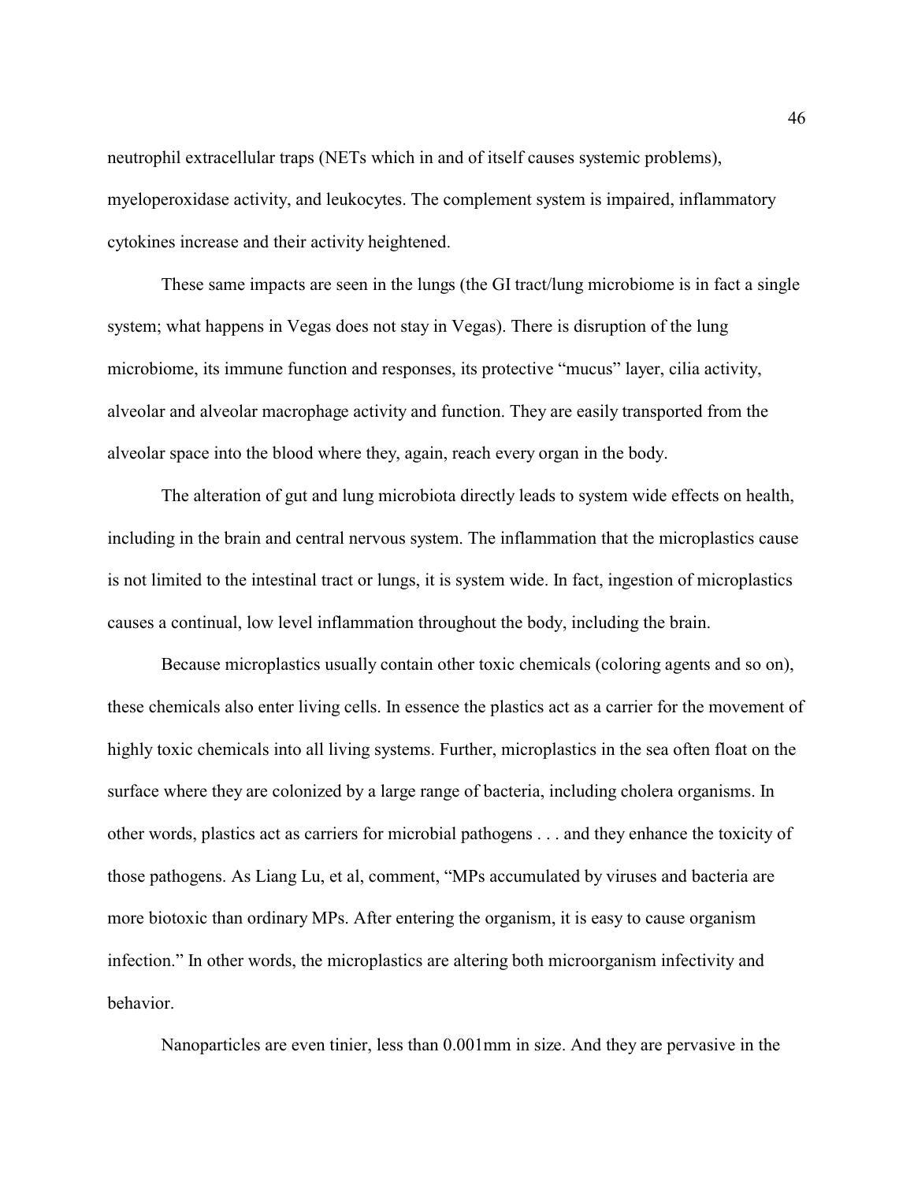neutrophil extracellular traps (NETs which in and of itself causes systemic problems), myeloperoxidase activity, and leukocytes. The complement system is impaired, inflammatory cytokines increase and their activity heightened.

These same impacts are seen in the lungs (the GI tract/lung microbiome is in fact a single system; what happens in Vegas does not stay in Vegas). There is disruption of the lung microbiome, its immune function and responses, its protective "mucus" layer, cilia activity, alveolar and alveolar macrophage activity and function. They are easily transported from the alveolar space into the blood where they, again, reach every organ in the body.

The alteration of gut and lung microbiota directly leads to system wide effects on health, including in the brain and central nervous system. The inflammation that the microplastics cause is not limited to the intestinal tract or lungs, it is system wide. In fact, ingestion of microplastics causes a continual, low level inflammation throughout the body, including the brain.

Because microplastics usually contain other toxic chemicals (coloring agents and so on), these chemicals also enter living cells. In essence the plastics act as a carrier for the movement of highly toxic chemicals into all living systems. Further, microplastics in the sea often float on the surface where they are colonized by a large range of bacteria, including cholera organisms. In other words, plastics act as carriers for microbial pathogens . . . and they enhance the toxicity of those pathogens. As Liang Lu, et al, comment, "MPs accumulated by viruses and bacteria are more biotoxic than ordinary MPs. After entering the organism, it is easy to cause organism infection." In other words, the microplastics are altering both microorganism infectivity and behavior.

Nanoparticles are even tinier, less than 0.001mm in size. And they are pervasive in the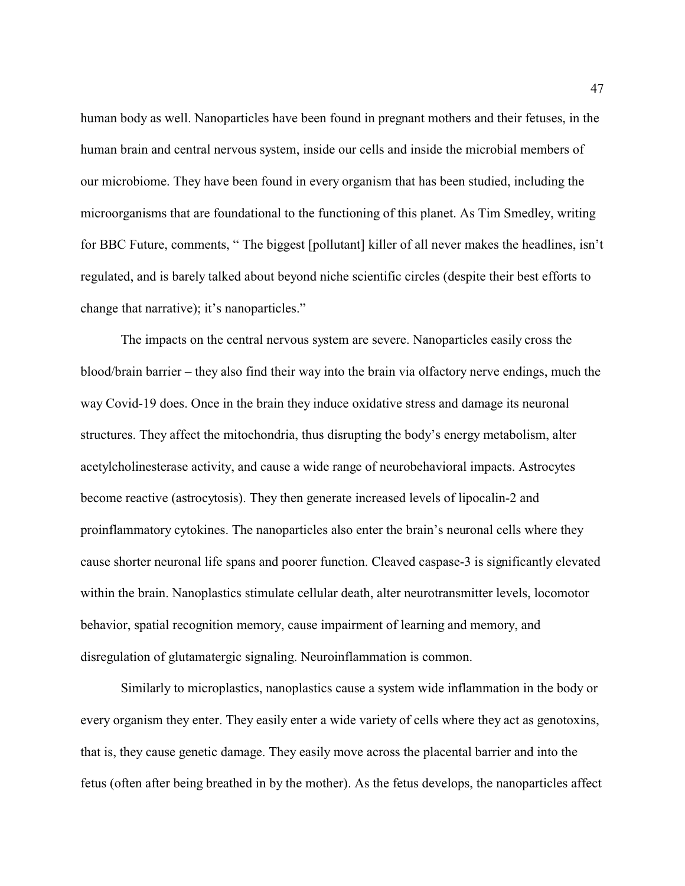human body as well. Nanoparticles have been found in pregnant mothers and their fetuses, in the human brain and central nervous system, inside our cells and inside the microbial members of our microbiome. They have been found in every organism that has been studied, including the microorganisms that are foundational to the functioning of this planet. As Tim Smedley, writing for BBC Future, comments, " The biggest [pollutant] killer of all never makes the headlines, isn't regulated, and is barely talked about beyond niche scientific circles (despite their best efforts to change that narrative); it's nanoparticles."

The impacts on the central nervous system are severe. Nanoparticles easily cross the blood/brain barrier – they also find their way into the brain via olfactory nerve endings, much the way Covid-19 does. Once in the brain they induce oxidative stress and damage its neuronal structures. They affect the mitochondria, thus disrupting the body's energy metabolism, alter acetylcholinesterase activity, and cause a wide range of neurobehavioral impacts. Astrocytes become reactive (astrocytosis). They then generate increased levels of lipocalin-2 and proinflammatory cytokines. The nanoparticles also enter the brain's neuronal cells where they cause shorter neuronal life spans and poorer function. Cleaved caspase-3 is significantly elevated within the brain. Nanoplastics stimulate cellular death, alter neurotransmitter levels, locomotor behavior, spatial recognition memory, cause impairment of learning and memory, and disregulation of glutamatergic signaling. Neuroinflammation is common.

Similarly to microplastics, nanoplastics cause a system wide inflammation in the body or every organism they enter. They easily enter a wide variety of cells where they act as genotoxins, that is, they cause genetic damage. They easily move across the placental barrier and into the fetus (often after being breathed in by the mother). As the fetus develops, the nanoparticles affect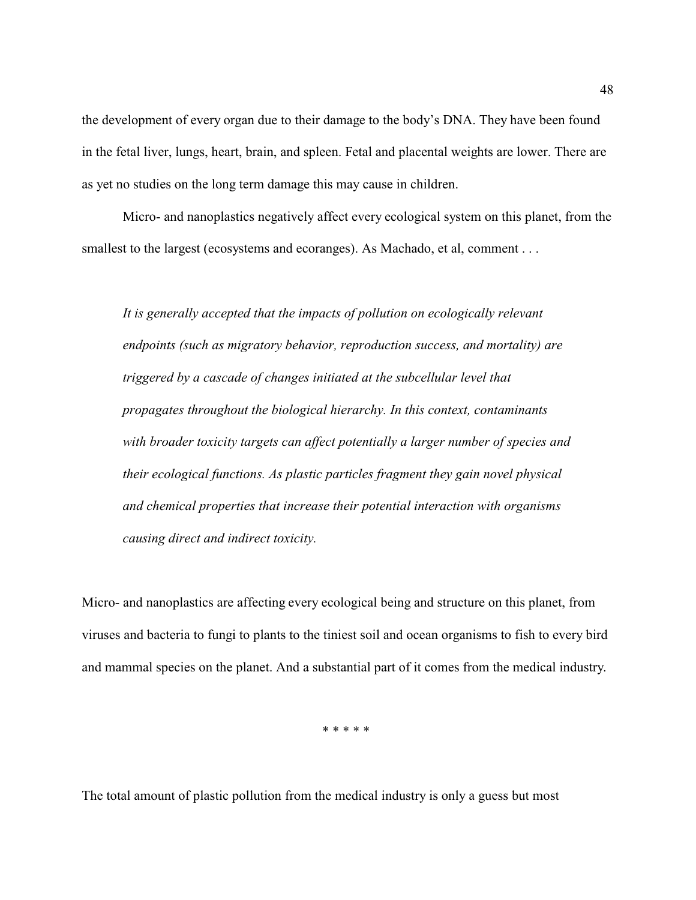the development of every organ due to their damage to the body's DNA. They have been found in the fetal liver, lungs, heart, brain, and spleen. Fetal and placental weights are lower. There are as yet no studies on the long term damage this may cause in children.

Micro- and nanoplastics negatively affect every ecological system on this planet, from the smallest to the largest (ecosystems and ecoranges). As Machado, et al, comment . . .

> *It is generally accepted that the impacts of pollution on ecologically relevant endpoints (such as migratory behavior, reproduction success, and mortality) are triggered by a cascade of changes initiated at the subcellular level that propagates throughout the biological hierarchy. In this context, contaminants with broader toxicity targets can affect potentially a larger number of species and their ecological functions. As plastic particles fragment they gain novel physical and chemical properties that increase their potential interaction with organisms causing direct and indirect toxicity.*

Micro- and nanoplastics are affecting every ecological being and structure on this planet, from viruses and bacteria to fungi to plants to the tiniest soil and ocean organisms to fish to every bird and mammal species on the planet. And a substantial part of it comes from the medical industry.

\* \* \* \* \*

The total amount of plastic pollution from the medical industry is only a guess but most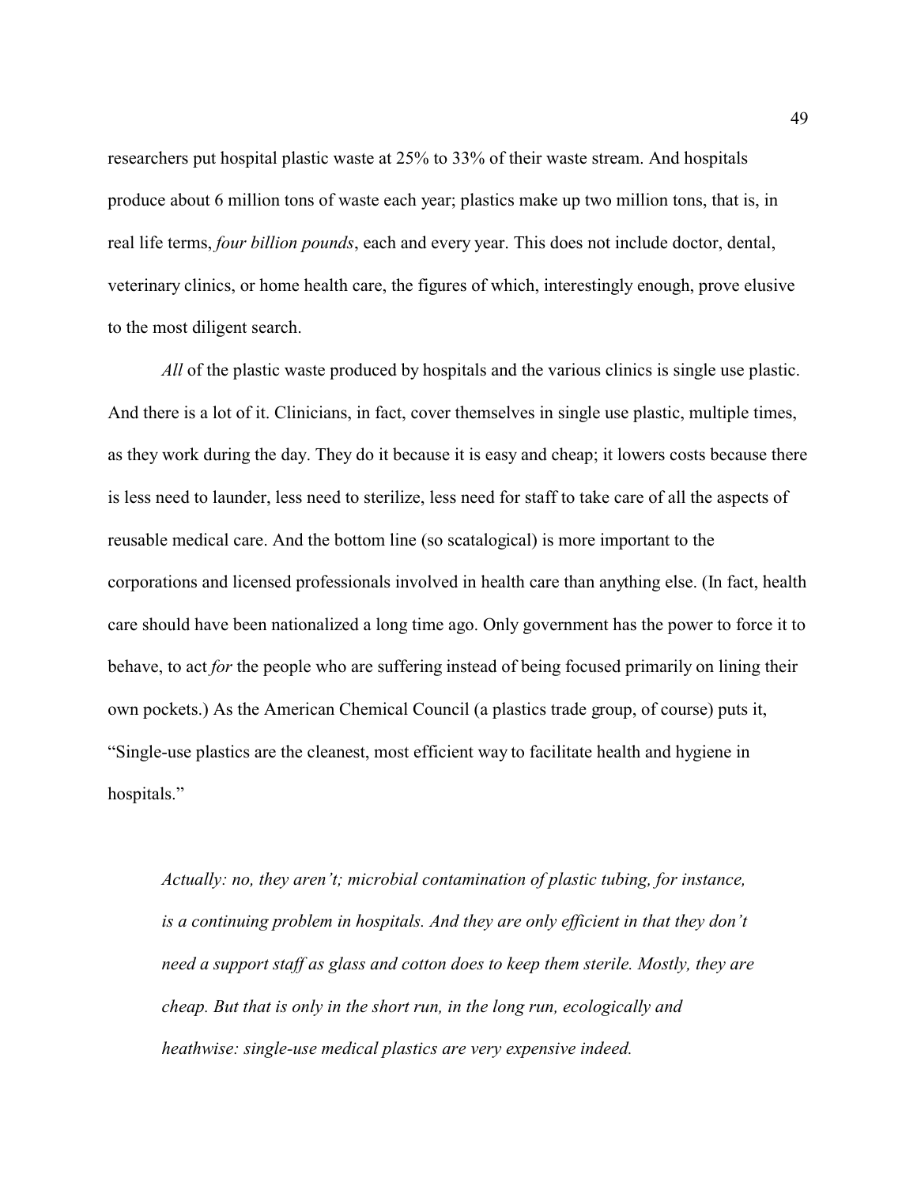researchers put hospital plastic waste at 25% to 33% of their waste stream. And hospitals produce about 6 million tons of waste each year; plastics make up two million tons, that is, in real life terms, *four billion pounds*, each and every year. This does not include doctor, dental, veterinary clinics, or home health care, the figures of which, interestingly enough, prove elusive to the most diligent search.

*All* of the plastic waste produced by hospitals and the various clinics is single use plastic. And there is a lot of it. Clinicians, in fact, cover themselves in single use plastic, multiple times, as they work during the day. They do it because it is easy and cheap; it lowers costs because there is less need to launder, less need to sterilize, less need for staff to take care of all the aspects of reusable medical care. And the bottom line (so scatalogical) is more important to the corporations and licensed professionals involved in health care than anything else. (In fact, health care should have been nationalized a long time ago. Only government has the power to force it to behave, to act *for* the people who are suffering instead of being focused primarily on lining their own pockets.) As the American Chemical Council (a plastics trade group, of course) puts it, "Single-use plastics are the cleanest, most efficient way to facilitate health and hygiene in hospitals."

> *Actually: no, they aren't; microbial contamination of plastic tubing, for instance, is a continuing problem in hospitals. And they are only efficient in that they don't need a support staff as glass and cotton does to keep them sterile. Mostly, they are cheap. But that is only in the short run, in the long run, ecologically and heathwise: single-use medical plastics are very expensive indeed.*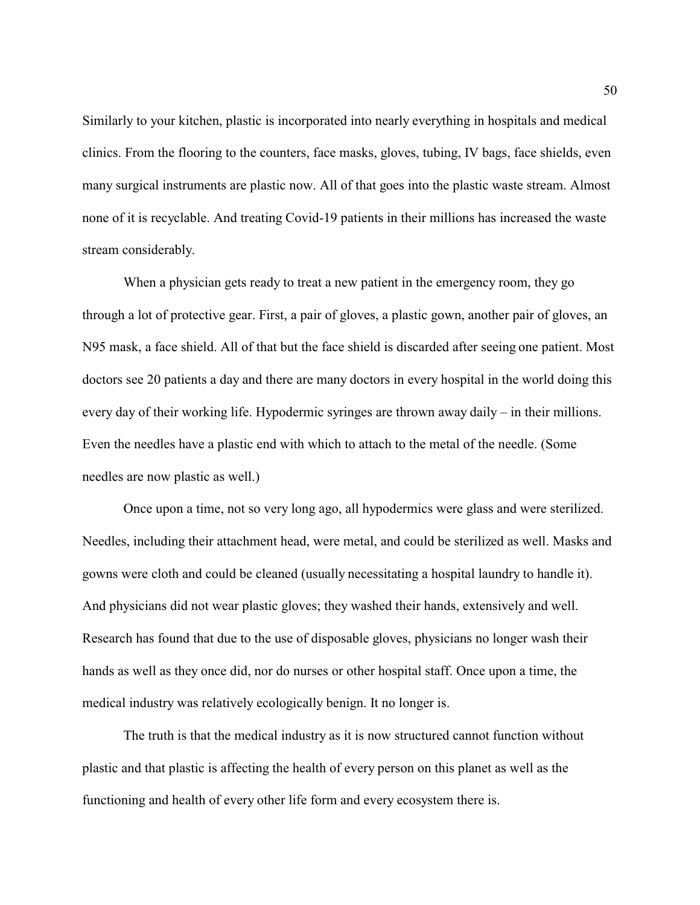Similarly to your kitchen, plastic is incorporated into nearly everything in hospitals and medical clinics. From the flooring to the counters, face masks, gloves, tubing, IV bags, face shields, even many surgical instruments are plastic now. All of that goes into the plastic waste stream. Almost none of it is recyclable. And treating Covid-19 patients in their millions has increased the waste stream considerably.

When a physician gets ready to treat a new patient in the emergency room, they go through a lot of protective gear. First, a pair of gloves, a plastic gown, another pair of gloves, an N95 mask, a face shield. All of that but the face shield is discarded after seeing one patient. Most doctors see 20 patients a day and there are many doctors in every hospital in the world doing this every day of their working life. Hypodermic syringes are thrown away daily – in their millions. Even the needles have a plastic end with which to attach to the metal of the needle. (Some needles are now plastic as well.)

Once upon a time, not so very long ago, all hypodermics were glass and were sterilized. Needles, including their attachment head, were metal, and could be sterilized as well. Masks and gowns were cloth and could be cleaned (usually necessitating a hospital laundry to handle it). And physicians did not wear plastic gloves; they washed their hands, extensively and well. Research has found that due to the use of disposable gloves, physicians no longer wash their hands as well as they once did, nor do nurses or other hospital staff. Once upon a time, the medical industry was relatively ecologically benign. It no longer is.

The truth is that the medical industry as it is now structured cannot function without plastic and that plastic is affecting the health of every person on this planet as well as the functioning and health of every other life form and every ecosystem there is.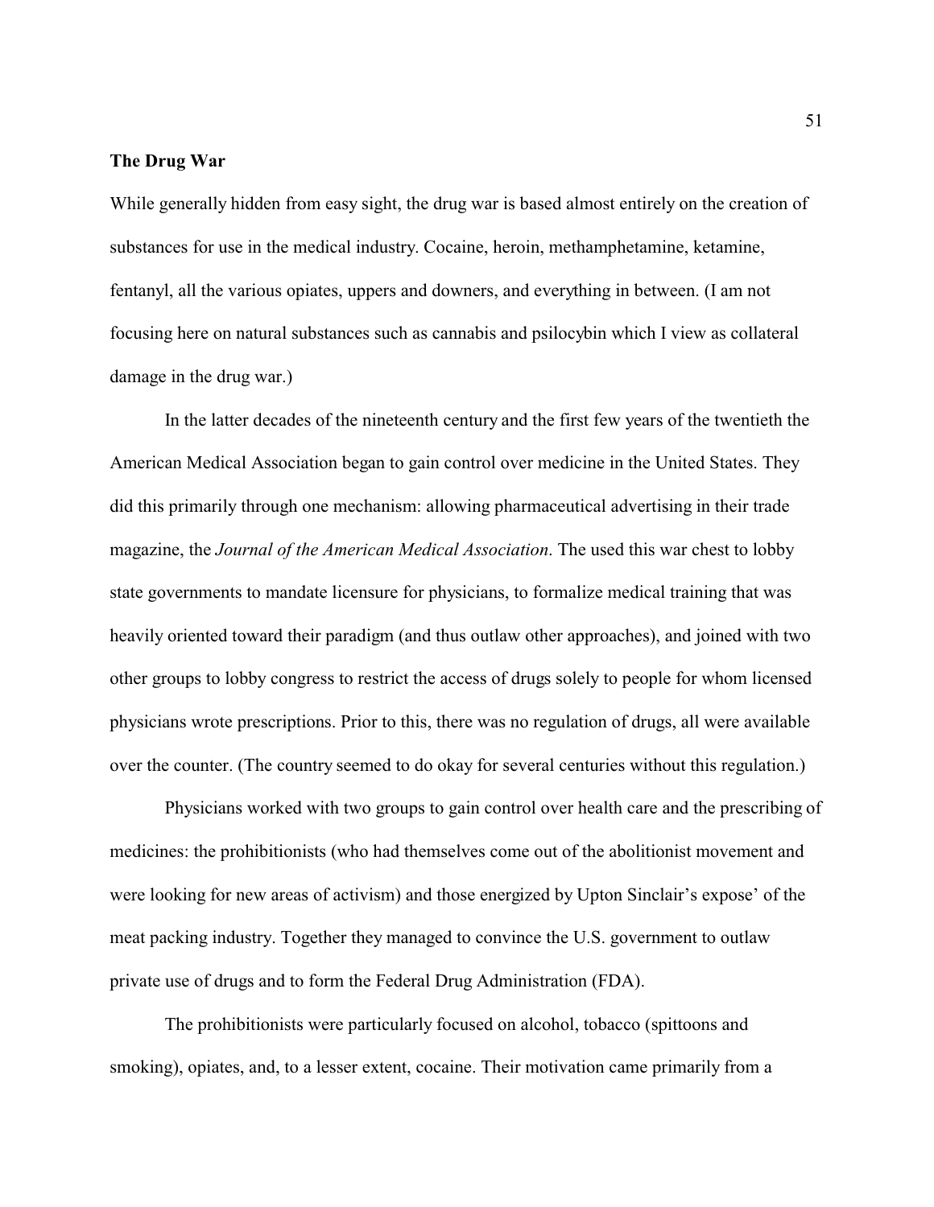**The Drug War**

While generally hidden from easy sight, the drug war is based almost entirely on the creation of substances for use in the medical industry. Cocaine, heroin, methamphetamine, ketamine, fentanyl, all the various opiates, uppers and downers, and everything in between. (I am not focusing here on natural substances such as cannabis and psilocybin which I view as collateral damage in the drug war.)

In the latter decades of the nineteenth century and the first few years of the twentieth the American Medical Association began to gain control over medicine in the United States. They did this primarily through one mechanism: allowing pharmaceutical advertising in their trade magazine, the *Journal of the American Medical Association*. The used this war chest to lobby state governments to mandate licensure for physicians, to formalize medical training that was heavily oriented toward their paradigm (and thus outlaw other approaches), and joined with two other groups to lobby congress to restrict the access of drugs solely to people for whom licensed physicians wrote prescriptions. Prior to this, there was no regulation of drugs, all were available over the counter. (The country seemed to do okay for several centuries without this regulation.)

Physicians worked with two groups to gain control over health care and the prescribing of medicines: the prohibitionists (who had themselves come out of the abolitionist movement and were looking for new areas of activism) and those energized by Upton Sinclair's expose' of the meat packing industry. Together they managed to convince the U.S. government to outlaw private use of drugs and to form the Federal Drug Administration (FDA).

The prohibitionists were particularly focused on alcohol, tobacco (spittoons and smoking), opiates, and, to a lesser extent, cocaine. Their motivation came primarily from a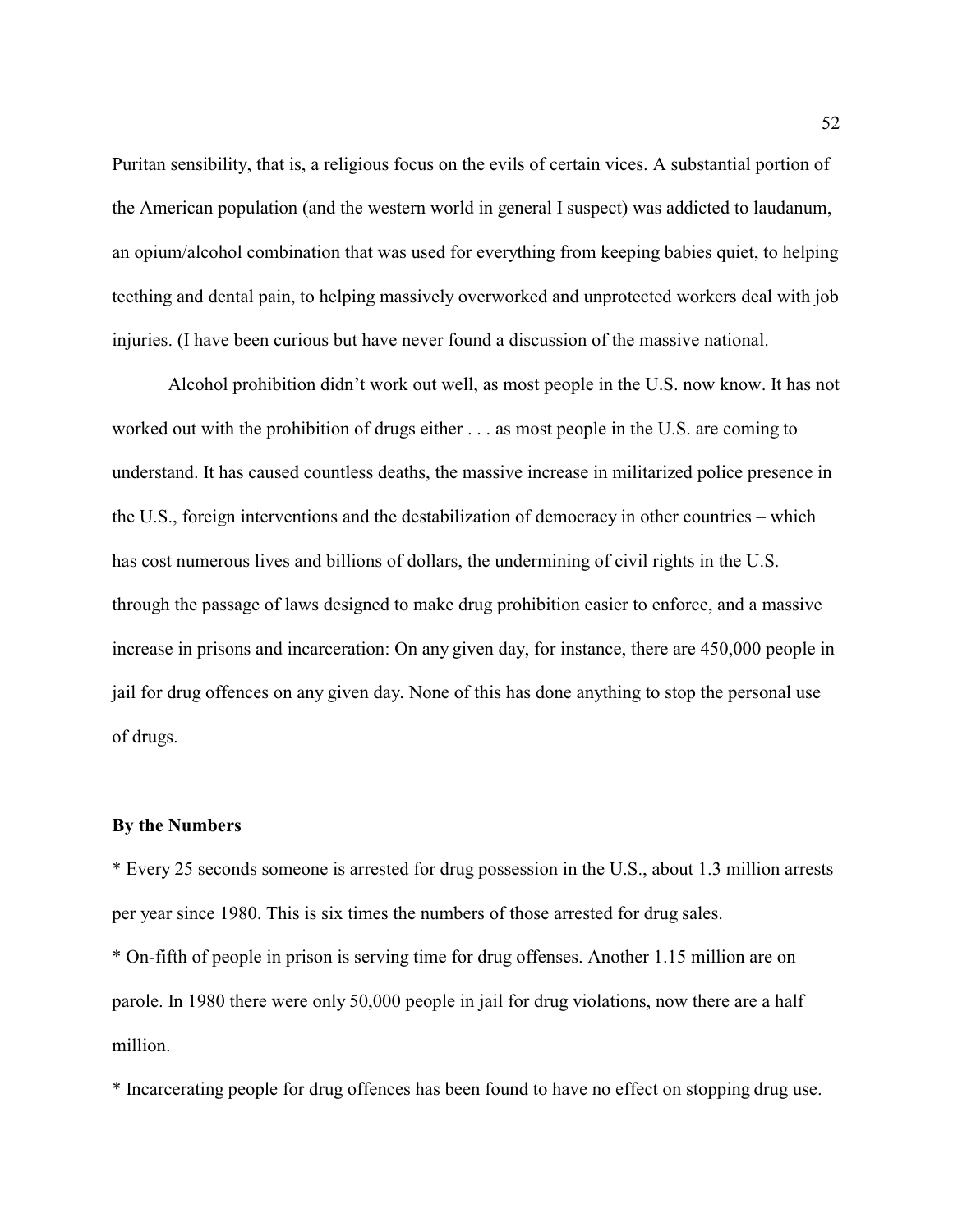Puritan sensibility, that is, a religious focus on the evils of certain vices. A substantial portion of the American population (and the western world in general I suspect) was addicted to laudanum, an opium/alcohol combination that was used for everything from keeping babies quiet, to helping teething and dental pain, to helping massively overworked and unprotected workers deal with job injuries. (I have been curious but have never found a discussion of the massive national.

Alcohol prohibition didn't work out well, as most people in the U.S. now know. It has not worked out with the prohibition of drugs either . . . as most people in the U.S. are coming to understand. It has caused countless deaths, the massive increase in militarized police presence in the U.S., foreign interventions and the destabilization of democracy in other countries – which has cost numerous lives and billions of dollars, the undermining of civil rights in the U.S. through the passage of laws designed to make drug prohibition easier to enforce, and a massive increase in prisons and incarceration: On any given day, for instance, there are 450,000 people in jail for drug offences on any given day. None of this has done anything to stop the personal use of drugs.

**By the Numbers**

* Every 25 seconds someone is arrested for drug possession in the U.S., about 1.3 million arrests per year since 1980. This is six times the numbers of those arrested for drug sales.
* On-fifth of people in prison is serving time for drug offenses. Another 1.15 million are on parole. In 1980 there were only 50,000 people in jail for drug violations, now there are a half million.
* Incarcerating people for drug offences has been found to have no effect on stopping drug use.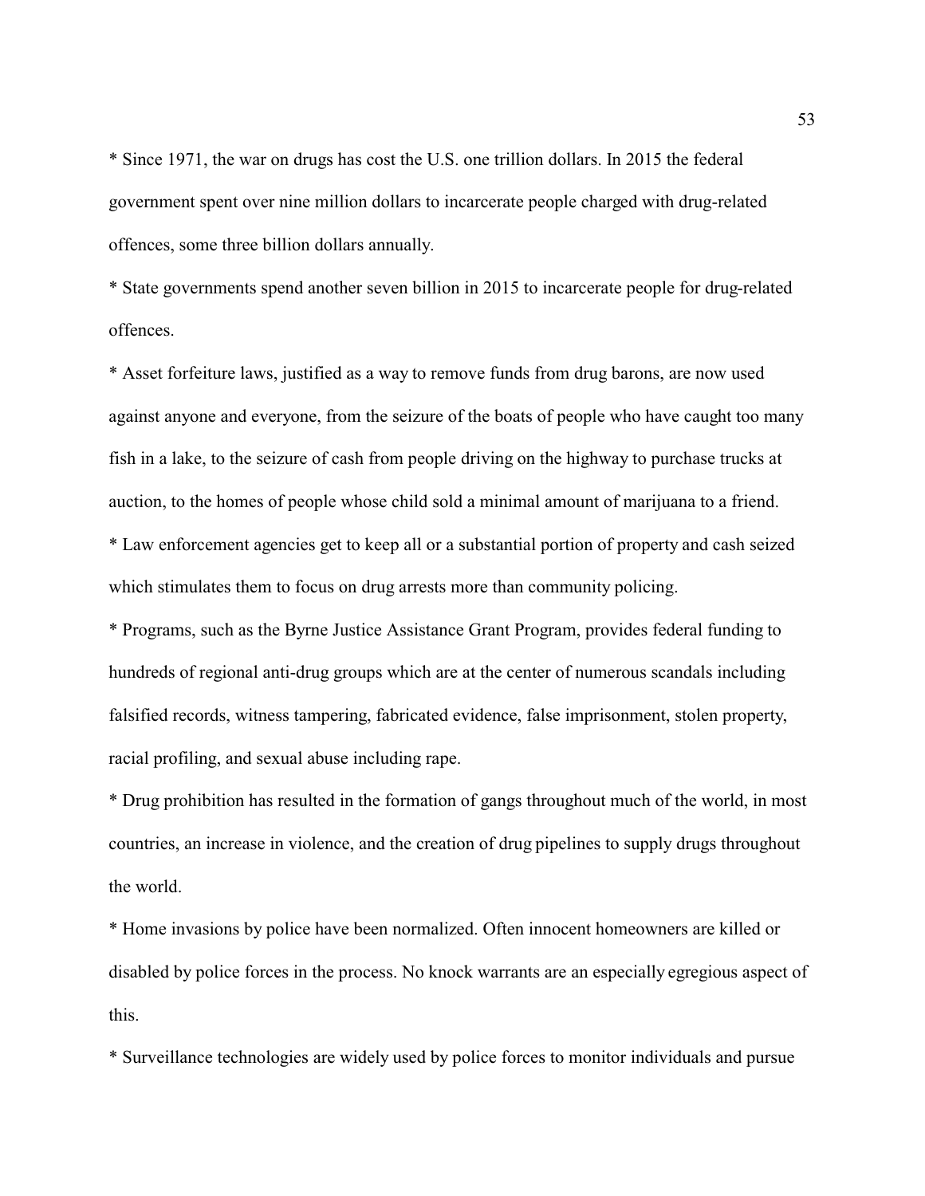* Since 1971, the war on drugs has cost the U.S. one trillion dollars. In 2015 the federal government spent over nine million dollars to incarcerate people charged with drug-related offences, some three billion dollars annually.

* State governments spend another seven billion in 2015 to incarcerate people for drug-related offences.

* Asset forfeiture laws, justified as a way to remove funds from drug barons, are now used against anyone and everyone, from the seizure of the boats of people who have caught too many fish in a lake, to the seizure of cash from people driving on the highway to purchase trucks at auction, to the homes of people whose child sold a minimal amount of marijuana to a friend.

* Law enforcement agencies get to keep all or a substantial portion of property and cash seized which stimulates them to focus on drug arrests more than community policing.

* Programs, such as the Byrne Justice Assistance Grant Program, provides federal funding to hundreds of regional anti-drug groups which are at the center of numerous scandals including falsified records, witness tampering, fabricated evidence, false imprisonment, stolen property, racial profiling, and sexual abuse including rape.

* Drug prohibition has resulted in the formation of gangs throughout much of the world, in most countries, an increase in violence, and the creation of drug pipelines to supply drugs throughout the world.

* Home invasions by police have been normalized. Often innocent homeowners are killed or disabled by police forces in the process. No knock warrants are an especially egregious aspect of this.

* Surveillance technologies are widely used by police forces to monitor individuals and pursue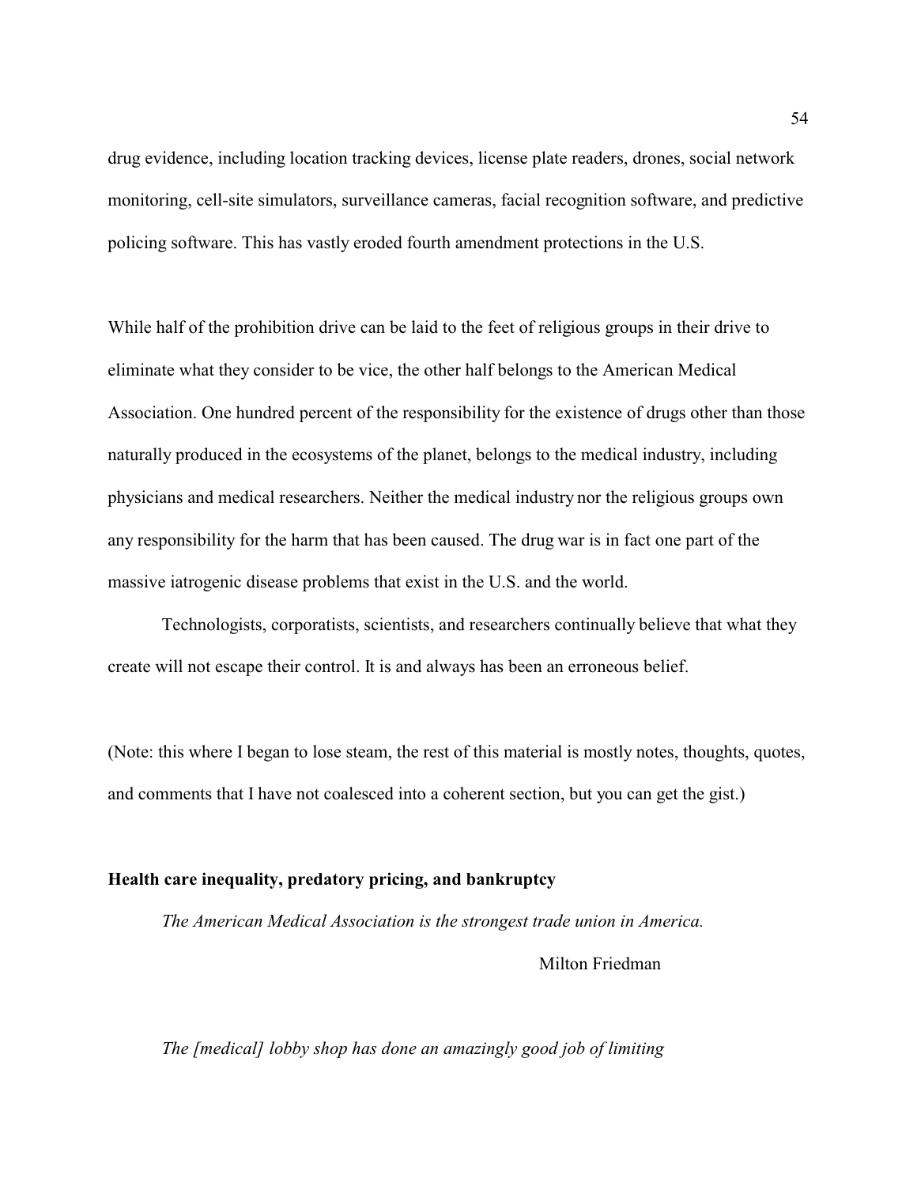drug evidence, including location tracking devices, license plate readers, drones, social network monitoring, cell-site simulators, surveillance cameras, facial recognition software, and predictive policing software. This has vastly eroded fourth amendment protections in the U.S.

While half of the prohibition drive can be laid to the feet of religious groups in their drive to eliminate what they consider to be vice, the other half belongs to the American Medical Association. One hundred percent of the responsibility for the existence of drugs other than those naturally produced in the ecosystems of the planet, belongs to the medical industry, including physicians and medical researchers. Neither the medical industry nor the religious groups own any responsibility for the harm that has been caused. The drug war is in fact one part of the massive iatrogenic disease problems that exist in the U.S. and the world.

Technologists, corporatists, scientists, and researchers continually believe that what they create will not escape their control. It is and always has been an erroneous belief.

(Note: this where I began to lose steam, the rest of this material is mostly notes, thoughts, quotes, and comments that I have not coalesced into a coherent section, but you can get the gist.)

**Health care inequality, predatory pricing, and bankruptcy**

*The American Medical Association is the strongest trade union in America.*

Milton Friedman

*The [medical] lobby shop has done an amazingly good job of limiting*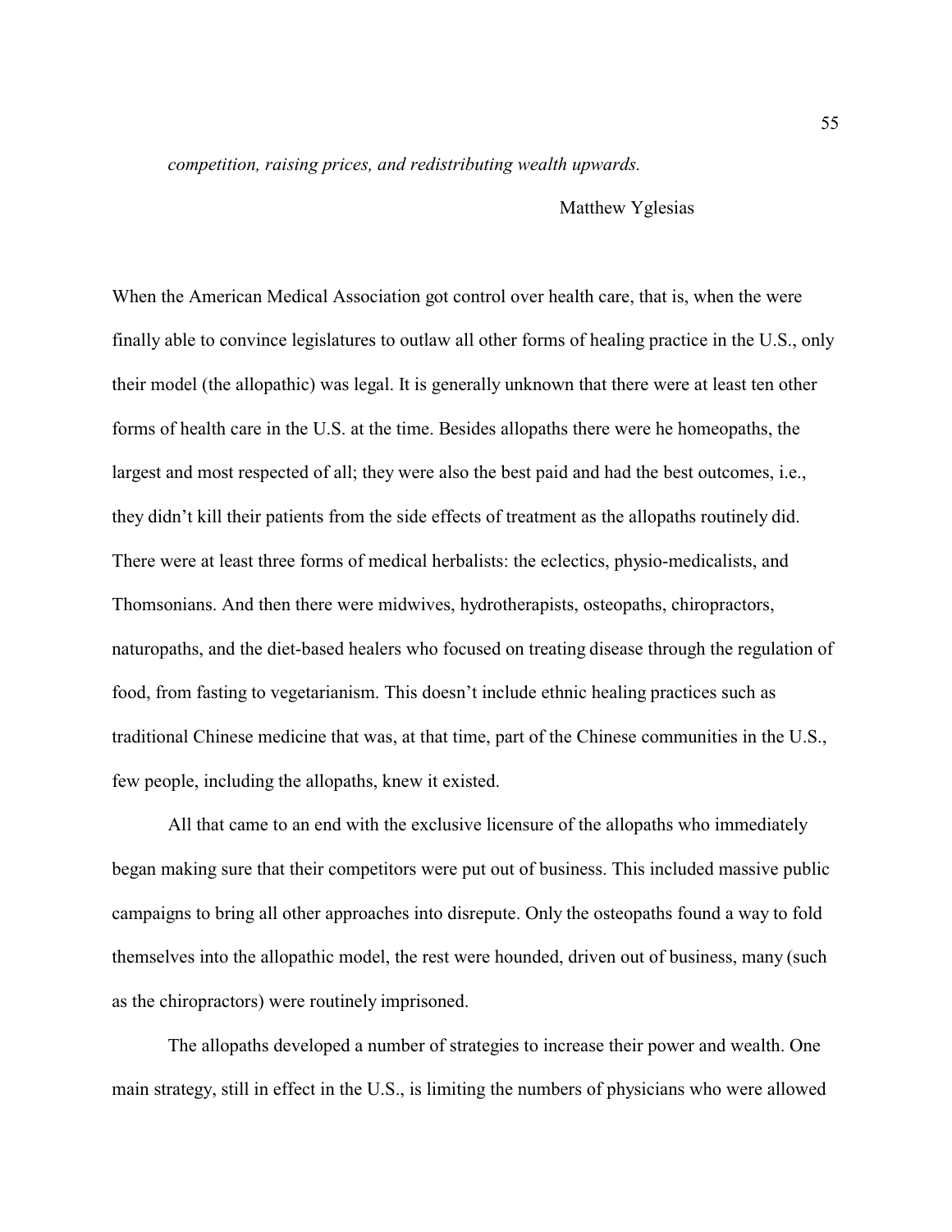*competition, raising prices, and redistributing wealth upwards.*

Matthew Yglesias

When the American Medical Association got control over health care, that is, when the were finally able to convince legislatures to outlaw all other forms of healing practice in the U.S., only their model (the allopathic) was legal. It is generally unknown that there were at least ten other forms of health care in the U.S. at the time. Besides allopaths there were he homeopaths, the largest and most respected of all; they were also the best paid and had the best outcomes, i.e., they didn't kill their patients from the side effects of treatment as the allopaths routinely did. There were at least three forms of medical herbalists: the eclectics, physio-medicalists, and Thomsonians. And then there were midwives, hydrotherapists, osteopaths, chiropractors, naturopaths, and the diet-based healers who focused on treating disease through the regulation of food, from fasting to vegetarianism. This doesn't include ethnic healing practices such as traditional Chinese medicine that was, at that time, part of the Chinese communities in the U.S., few people, including the allopaths, knew it existed.

All that came to an end with the exclusive licensure of the allopaths who immediately began making sure that their competitors were put out of business. This included massive public campaigns to bring all other approaches into disrepute. Only the osteopaths found a way to fold themselves into the allopathic model, the rest were hounded, driven out of business, many (such as the chiropractors) were routinely imprisoned.

The allopaths developed a number of strategies to increase their power and wealth. One main strategy, still in effect in the U.S., is limiting the numbers of physicians who were allowed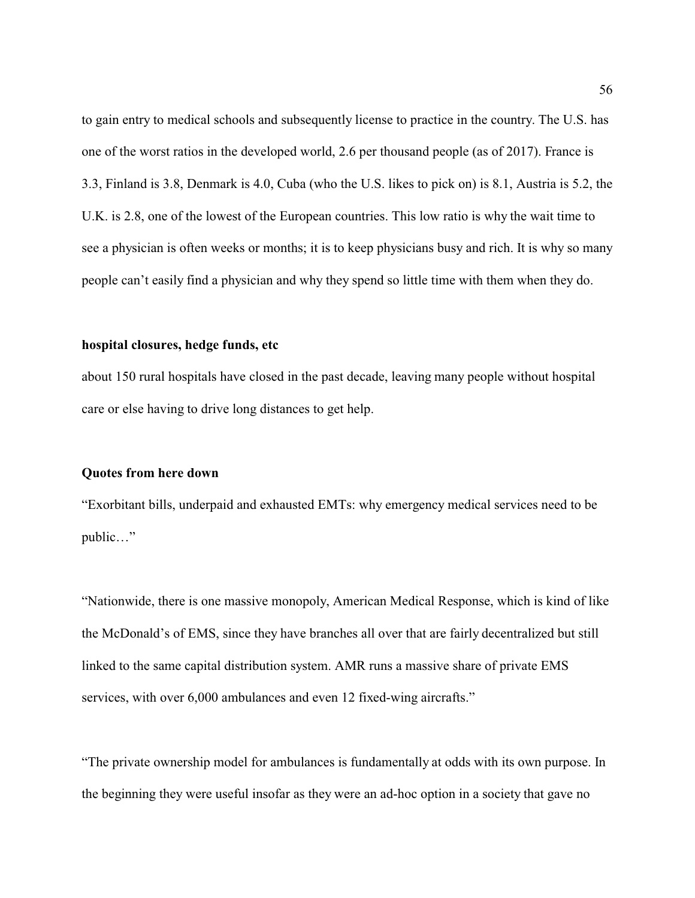to gain entry to medical schools and subsequently license to practice in the country. The U.S. has one of the worst ratios in the developed world, 2.6 per thousand people (as of 2017). France is 3.3, Finland is 3.8, Denmark is 4.0, Cuba (who the U.S. likes to pick on) is 8.1, Austria is 5.2, the U.K. is 2.8, one of the lowest of the European countries. This low ratio is why the wait time to see a physician is often weeks or months; it is to keep physicians busy and rich. It is why so many people can't easily find a physician and why they spend so little time with them when they do.

**hospital closures, hedge funds, etc**

about 150 rural hospitals have closed in the past decade, leaving many people without hospital care or else having to drive long distances to get help.

**Quotes from here down**

"Exorbitant bills, underpaid and exhausted EMTs: why emergency medical services need to be public…"

"Nationwide, there is one massive monopoly, American Medical Response, which is kind of like the McDonald's of EMS, since they have branches all over that are fairly decentralized but still linked to the same capital distribution system. AMR runs a massive share of private EMS services, with over 6,000 ambulances and even 12 fixed-wing aircrafts."

"The private ownership model for ambulances is fundamentally at odds with its own purpose. In the beginning they were useful insofar as they were an ad-hoc option in a society that gave no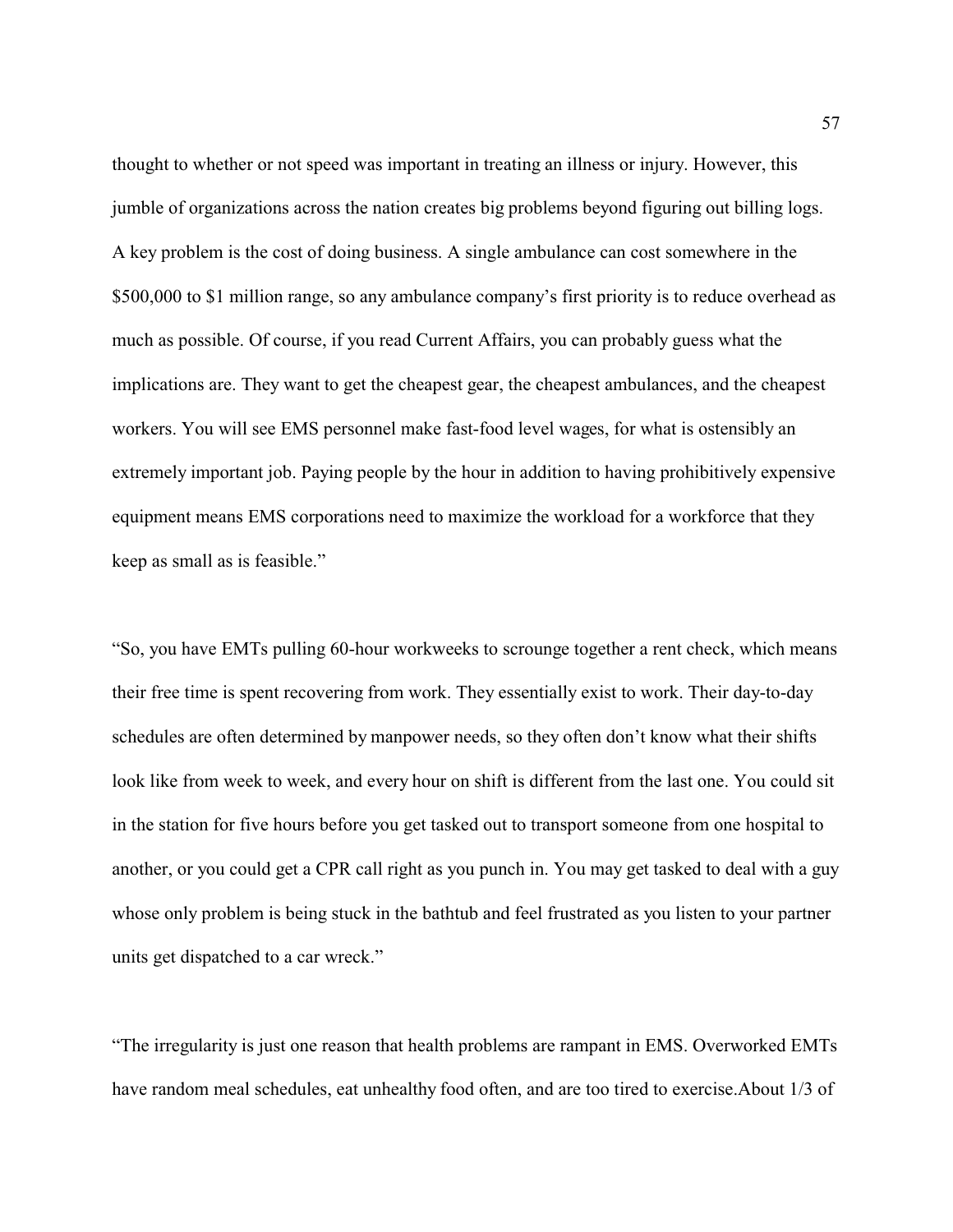thought to whether or not speed was important in treating an illness or injury. However, this jumble of organizations across the nation creates big problems beyond figuring out billing logs. A key problem is the cost of doing business. A single ambulance can cost somewhere in the $500,000 to $1 million range, so any ambulance company's first priority is to reduce overhead as much as possible. Of course, if you read Current Affairs, you can probably guess what the implications are. They want to get the cheapest gear, the cheapest ambulances, and the cheapest workers. You will see EMS personnel make fast-food level wages, for what is ostensibly an extremely important job. Paying people by the hour in addition to having prohibitively expensive equipment means EMS corporations need to maximize the workload for a workforce that they keep as small as is feasible."

"So, you have EMTs pulling 60-hour workweeks to scrounge together a rent check, which means their free time is spent recovering from work. They essentially exist to work. Their day-to-day schedules are often determined by manpower needs, so they often don't know what their shifts look like from week to week, and every hour on shift is different from the last one. You could sit in the station for five hours before you get tasked out to transport someone from one hospital to another, or you could get a CPR call right as you punch in. You may get tasked to deal with a guy whose only problem is being stuck in the bathtub and feel frustrated as you listen to your partner units get dispatched to a car wreck."

"The irregularity is just one reason that health problems are rampant in EMS. Overworked EMTs have random meal schedules, eat unhealthy food often, and are too tired to exercise.About 1/3 of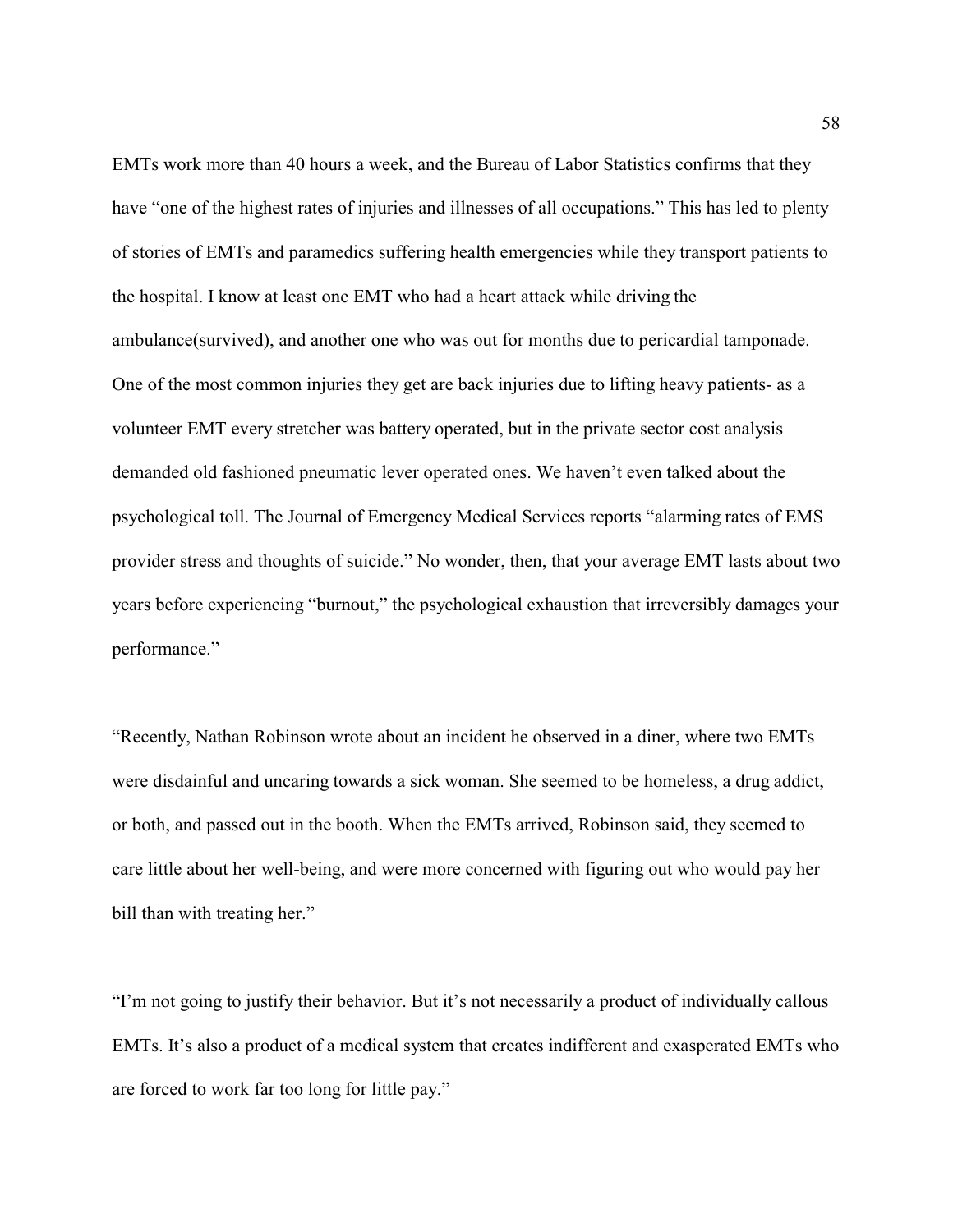EMTs work more than 40 hours a week, and the Bureau of Labor Statistics confirms that they have "one of the highest rates of injuries and illnesses of all occupations." This has led to plenty of stories of EMTs and paramedics suffering health emergencies while they transport patients to the hospital. I know at least one EMT who had a heart attack while driving the ambulance(survived), and another one who was out for months due to pericardial tamponade. One of the most common injuries they get are back injuries due to lifting heavy patients- as a volunteer EMT every stretcher was battery operated, but in the private sector cost analysis demanded old fashioned pneumatic lever operated ones. We haven't even talked about the psychological toll. The Journal of Emergency Medical Services reports "alarming rates of EMS provider stress and thoughts of suicide." No wonder, then, that your average EMT lasts about two years before experiencing "burnout," the psychological exhaustion that irreversibly damages your performance."

"Recently, Nathan Robinson wrote about an incident he observed in a diner, where two EMTs were disdainful and uncaring towards a sick woman. She seemed to be homeless, a drug addict, or both, and passed out in the booth. When the EMTs arrived, Robinson said, they seemed to care little about her well-being, and were more concerned with figuring out who would pay her bill than with treating her."

"I'm not going to justify their behavior. But it's not necessarily a product of individually callous EMTs. It's also a product of a medical system that creates indifferent and exasperated EMTs who are forced to work far too long for little pay."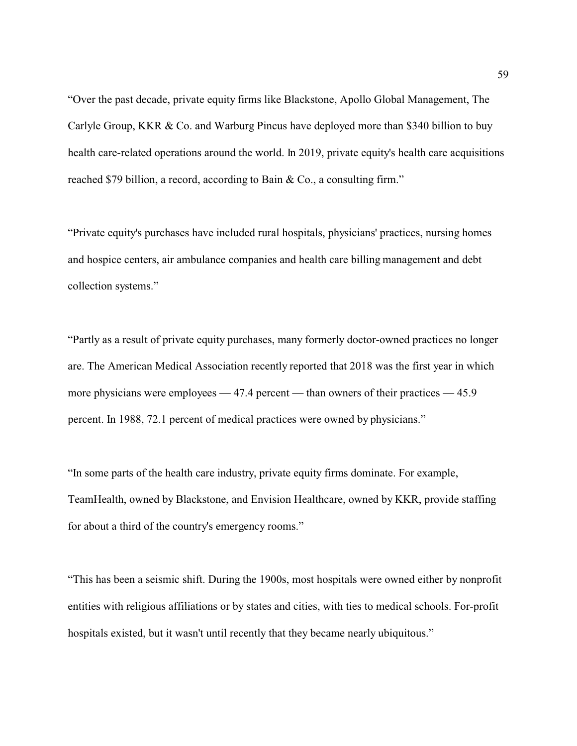"Over the past decade, private equity firms like Blackstone, Apollo Global Management, The Carlyle Group, KKR & Co. and Warburg Pincus have deployed more than $340 billion to buy health care-related operations around the world. In 2019, private equity's health care acquisitions reached $79 billion, a record, according to Bain & Co., a consulting firm."

"Private equity's purchases have included rural hospitals, physicians' practices, nursing homes and hospice centers, air ambulance companies and health care billing management and debt collection systems."

"Partly as a result of private equity purchases, many formerly doctor-owned practices no longer are. The American Medical Association recently reported that 2018 was the first year in which more physicians were employees — 47.4 percent — than owners of their practices — 45.9 percent. In 1988, 72.1 percent of medical practices were owned by physicians."

"In some parts of the health care industry, private equity firms dominate. For example, TeamHealth, owned by Blackstone, and Envision Healthcare, owned by KKR, provide staffing for about a third of the country's emergency rooms."

"This has been a seismic shift. During the 1900s, most hospitals were owned either by nonprofit entities with religious affiliations or by states and cities, with ties to medical schools. For-profit hospitals existed, but it wasn't until recently that they became nearly ubiquitous."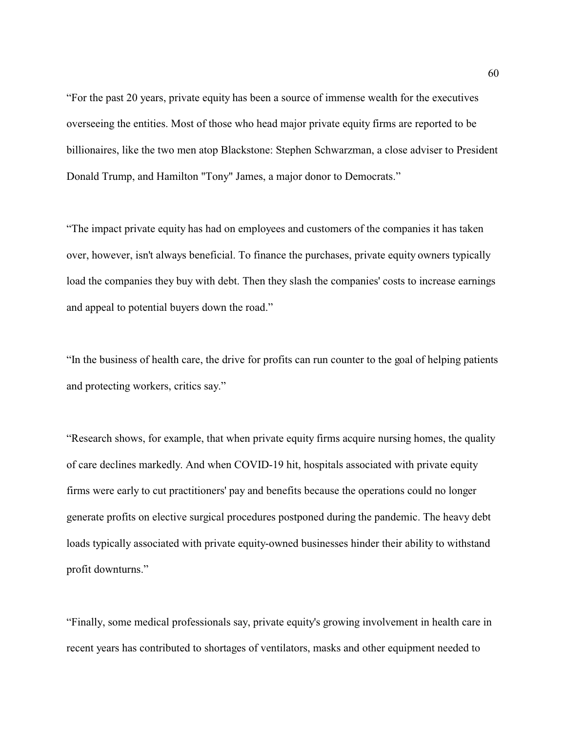“For the past 20 years, private equity has been a source of immense wealth for the executives overseeing the entities. Most of those who head major private equity firms are reported to be billionaires, like the two men atop Blackstone: Stephen Schwarzman, a close adviser to President Donald Trump, and Hamilton "Tony" James, a major donor to Democrats.”

“The impact private equity has had on employees and customers of the companies it has taken over, however, isn't always beneficial. To finance the purchases, private equity owners typically load the companies they buy with debt. Then they slash the companies' costs to increase earnings and appeal to potential buyers down the road.”

“In the business of health care, the drive for profits can run counter to the goal of helping patients and protecting workers, critics say.”

“Research shows, for example, that when private equity firms acquire nursing homes, the quality of care declines markedly. And when COVID-19 hit, hospitals associated with private equity firms were early to cut practitioners' pay and benefits because the operations could no longer generate profits on elective surgical procedures postponed during the pandemic. The heavy debt loads typically associated with private equity-owned businesses hinder their ability to withstand profit downturns.”

“Finally, some medical professionals say, private equity's growing involvement in health care in recent years has contributed to shortages of ventilators, masks and other equipment needed to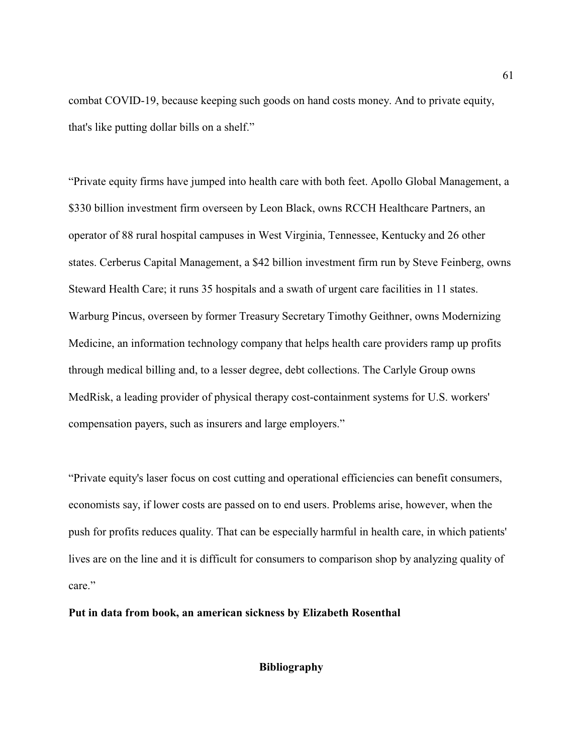combat COVID-19, because keeping such goods on hand costs money. And to private equity, that's like putting dollar bills on a shelf."

"Private equity firms have jumped into health care with both feet. Apollo Global Management, a $330 billion investment firm overseen by Leon Black, owns RCCH Healthcare Partners, an operator of 88 rural hospital campuses in West Virginia, Tennessee, Kentucky and 26 other states. Cerberus Capital Management, a $42 billion investment firm run by Steve Feinberg, owns Steward Health Care; it runs 35 hospitals and a swath of urgent care facilities in 11 states. Warburg Pincus, overseen by former Treasury Secretary Timothy Geithner, owns Modernizing Medicine, an information technology company that helps health care providers ramp up profits through medical billing and, to a lesser degree, debt collections. The Carlyle Group owns MedRisk, a leading provider of physical therapy cost-containment systems for U.S. workers' compensation payers, such as insurers and large employers."

"Private equity's laser focus on cost cutting and operational efficiencies can benefit consumers, economists say, if lower costs are passed on to end users. Problems arise, however, when the push for profits reduces quality. That can be especially harmful in health care, in which patients' lives are on the line and it is difficult for consumers to comparison shop by analyzing quality of care."

**Put in data from book, an american sickness by Elizabeth Rosenthal**

## Bibliography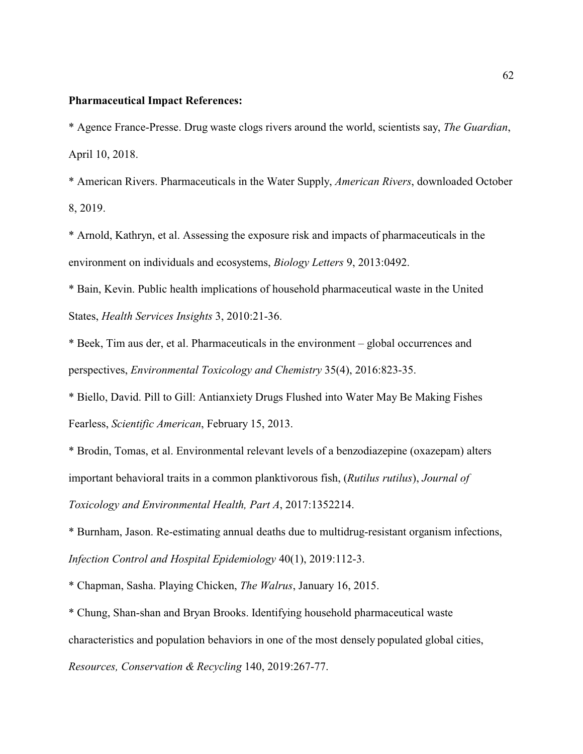**Pharmaceutical Impact References:**

* Agence France-Presse. Drug waste clogs rivers around the world, scientists say, *The Guardian*, April 10, 2018.

* American Rivers. Pharmaceuticals in the Water Supply, *American Rivers*, downloaded October 8, 2019.

* Arnold, Kathryn, et al. Assessing the exposure risk and impacts of pharmaceuticals in the environment on individuals and ecosystems, *Biology Letters* 9, 2013:0492.

* Bain, Kevin. Public health implications of household pharmaceutical waste in the United States, *Health Services Insights* 3, 2010:21-36.

* Beek, Tim aus der, et al. Pharmaceuticals in the environment – global occurrences and perspectives, *Environmental Toxicology and Chemistry* 35(4), 2016:823-35.

* Biello, David. Pill to Gill: Antianxiety Drugs Flushed into Water May Be Making Fishes Fearless, *Scientific American*, February 15, 2013.

* Brodin, Tomas, et al. Environmental relevant levels of a benzodiazepine (oxazepam) alters important behavioral traits in a common planktivorous fish, (*Rutilus rutilus*), *Journal of Toxicology and Environmental Health, Part A*, 2017:1352214.

* Burnham, Jason. Re-estimating annual deaths due to multidrug-resistant organism infections, *Infection Control and Hospital Epidemiology* 40(1), 2019:112-3.

* Chapman, Sasha. Playing Chicken, *The Walrus*, January 16, 2015.

* Chung, Shan-shan and Bryan Brooks. Identifying household pharmaceutical waste characteristics and population behaviors in one of the most densely populated global cities, *Resources, Conservation & Recycling* 140, 2019:267-77.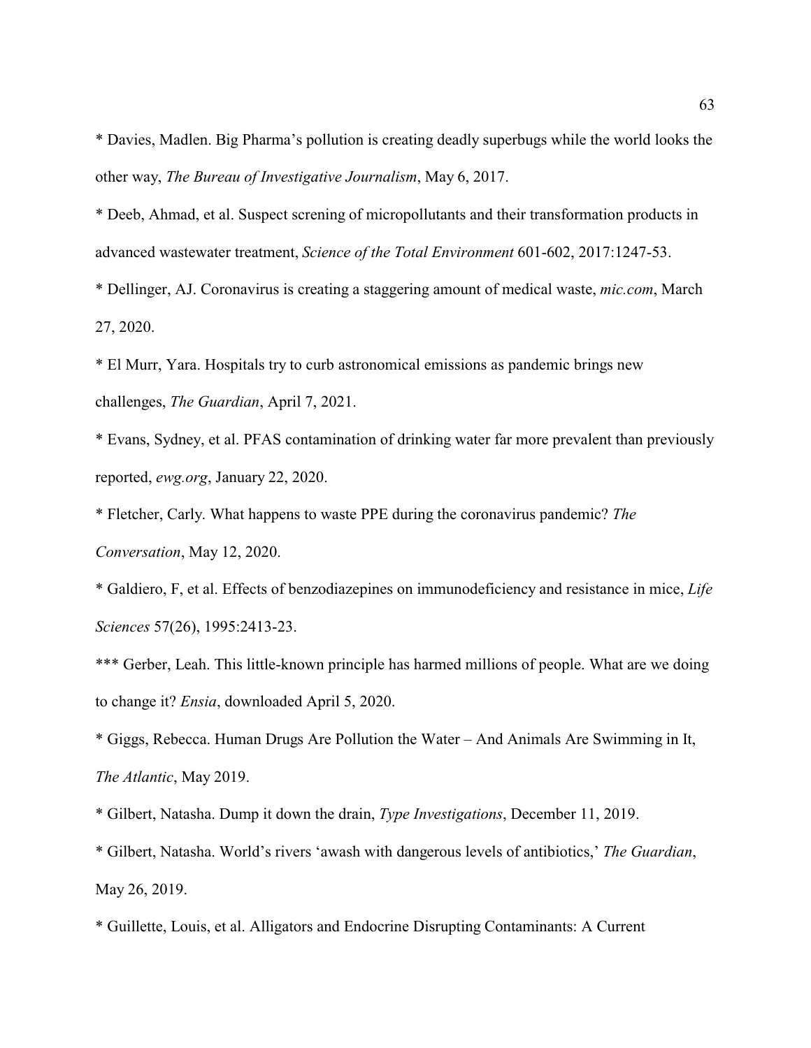* Davies, Madlen. Big Pharma's pollution is creating deadly superbugs while the world looks the other way, *The Bureau of Investigative Journalism*, May 6, 2017.

* Deeb, Ahmad, et al. Suspect screning of micropollutants and their transformation products in advanced wastewater treatment, *Science of the Total Environment* 601-602, 2017:1247-53.

* Dellinger, AJ. Coronavirus is creating a staggering amount of medical waste, *mic.com*, March 27, 2020.

* El Murr, Yara. Hospitals try to curb astronomical emissions as pandemic brings new challenges, *The Guardian*, April 7, 2021.

* Evans, Sydney, et al. PFAS contamination of drinking water far more prevalent than previously reported, *ewg.org*, January 22, 2020.

* Fletcher, Carly. What happens to waste PPE during the coronavirus pandemic? *The Conversation*, May 12, 2020.

* Galdiero, F, et al. Effects of benzodiazepines on immunodeficiency and resistance in mice, *Life Sciences* 57(26), 1995:2413-23.

*** Gerber, Leah. This little-known principle has harmed millions of people. What are we doing to change it? *Ensia*, downloaded April 5, 2020.

* Giggs, Rebecca. Human Drugs Are Pollution the Water – And Animals Are Swimming in It, *The Atlantic*, May 2019.

* Gilbert, Natasha. Dump it down the drain, *Type Investigations*, December 11, 2019.

* Gilbert, Natasha. World's rivers 'awash with dangerous levels of antibiotics,' *The Guardian*, May 26, 2019.

* Guillette, Louis, et al. Alligators and Endocrine Disrupting Contaminants: A Current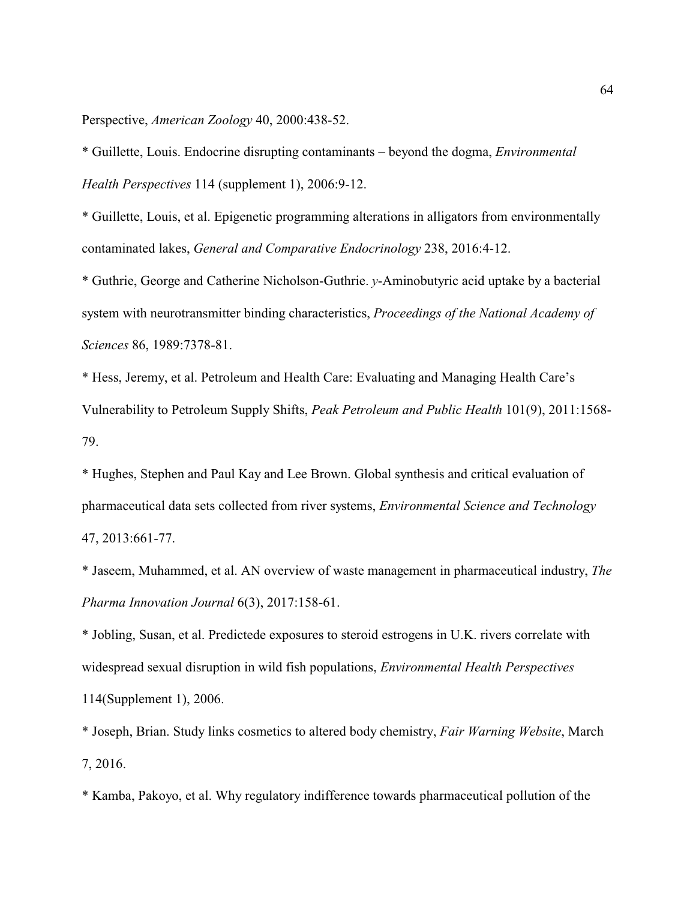Perspective, *American Zoology* 40, 2000:438-52.

* Guillette, Louis. Endocrine disrupting contaminants – beyond the dogma, *Environmental Health Perspectives* 114 (supplement 1), 2006:9-12.

* Guillette, Louis, et al. Epigenetic programming alterations in alligators from environmentally contaminated lakes, *General and Comparative Endocrinology* 238, 2016:4-12.

* Guthrie, George and Catherine Nicholson-Guthrie. *y*-Aminobutyric acid uptake by a bacterial system with neurotransmitter binding characteristics, *Proceedings of the National Academy of Sciences* 86, 1989:7378-81.

* Hess, Jeremy, et al. Petroleum and Health Care: Evaluating and Managing Health Care's Vulnerability to Petroleum Supply Shifts, *Peak Petroleum and Public Health* 101(9), 2011:1568-79.

* Hughes, Stephen and Paul Kay and Lee Brown. Global synthesis and critical evaluation of pharmaceutical data sets collected from river systems, *Environmental Science and Technology* 47, 2013:661-77.

* Jaseem, Muhammed, et al. AN overview of waste management in pharmaceutical industry, *The Pharma Innovation Journal* 6(3), 2017:158-61.

* Jobling, Susan, et al. Predictede exposures to steroid estrogens in U.K. rivers correlate with widespread sexual disruption in wild fish populations, *Environmental Health Perspectives* 114(Supplement 1), 2006.

* Joseph, Brian. Study links cosmetics to altered body chemistry, *Fair Warning Website*, March 7, 2016.

* Kamba, Pakoyo, et al. Why regulatory indifference towards pharmaceutical pollution of the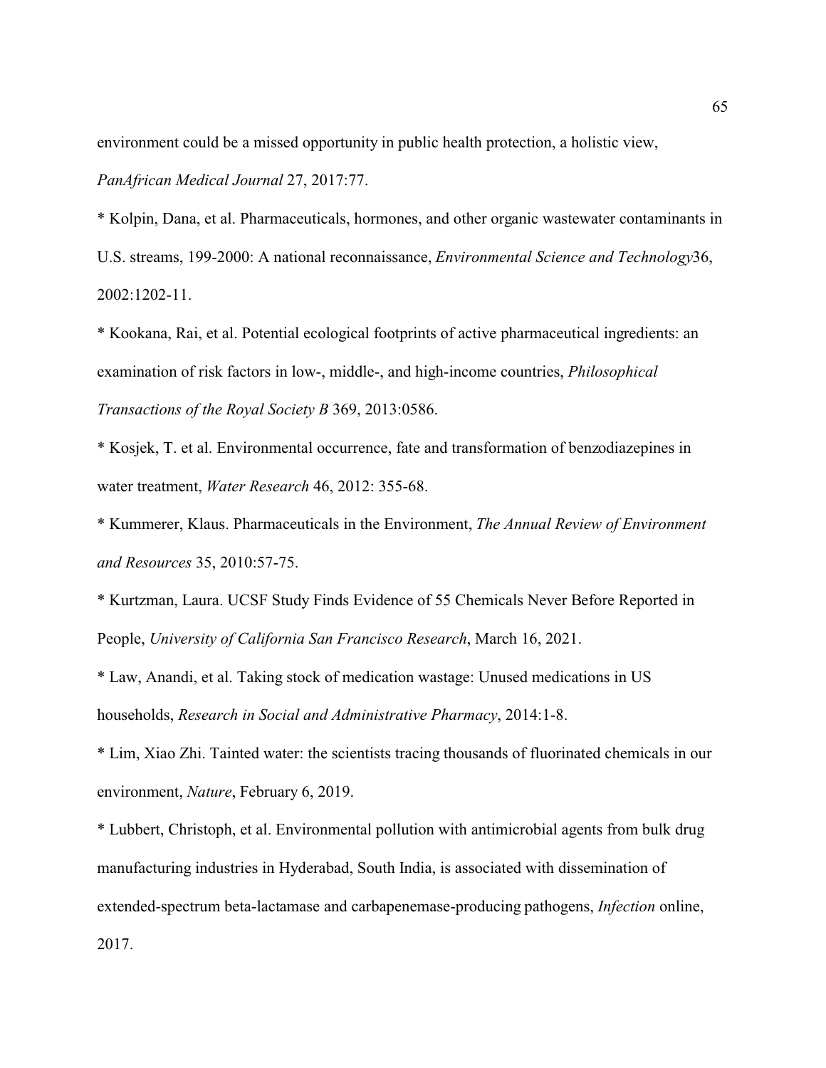environment could be a missed opportunity in public health protection, a holistic view, *PanAfrican Medical Journal* 27, 2017:77.

* Kolpin, Dana, et al. Pharmaceuticals, hormones, and other organic wastewater contaminants in U.S. streams, 199-2000: A national reconnaissance, *Environmental Science and Technology*36, 2002:1202-11.

* Kookana, Rai, et al. Potential ecological footprints of active pharmaceutical ingredients: an examination of risk factors in low-, middle-, and high-income countries, *Philosophical Transactions of the Royal Society B* 369, 2013:0586.

* Kosjek, T. et al. Environmental occurrence, fate and transformation of benzodiazepines in water treatment, *Water Research* 46, 2012: 355-68.

* Kummerer, Klaus. Pharmaceuticals in the Environment, *The Annual Review of Environment and Resources* 35, 2010:57-75.

* Kurtzman, Laura. UCSF Study Finds Evidence of 55 Chemicals Never Before Reported in People, *University of California San Francisco Research*, March 16, 2021.

* Law, Anandi, et al. Taking stock of medication wastage: Unused medications in US households, *Research in Social and Administrative Pharmacy*, 2014:1-8.

* Lim, Xiao Zhi. Tainted water: the scientists tracing thousands of fluorinated chemicals in our environment, *Nature*, February 6, 2019.

* Lubbert, Christoph, et al. Environmental pollution with antimicrobial agents from bulk drug manufacturing industries in Hyderabad, South India, is associated with dissemination of extended-spectrum beta-lactamase and carbapenemase-producing pathogens, *Infection* online, 2017.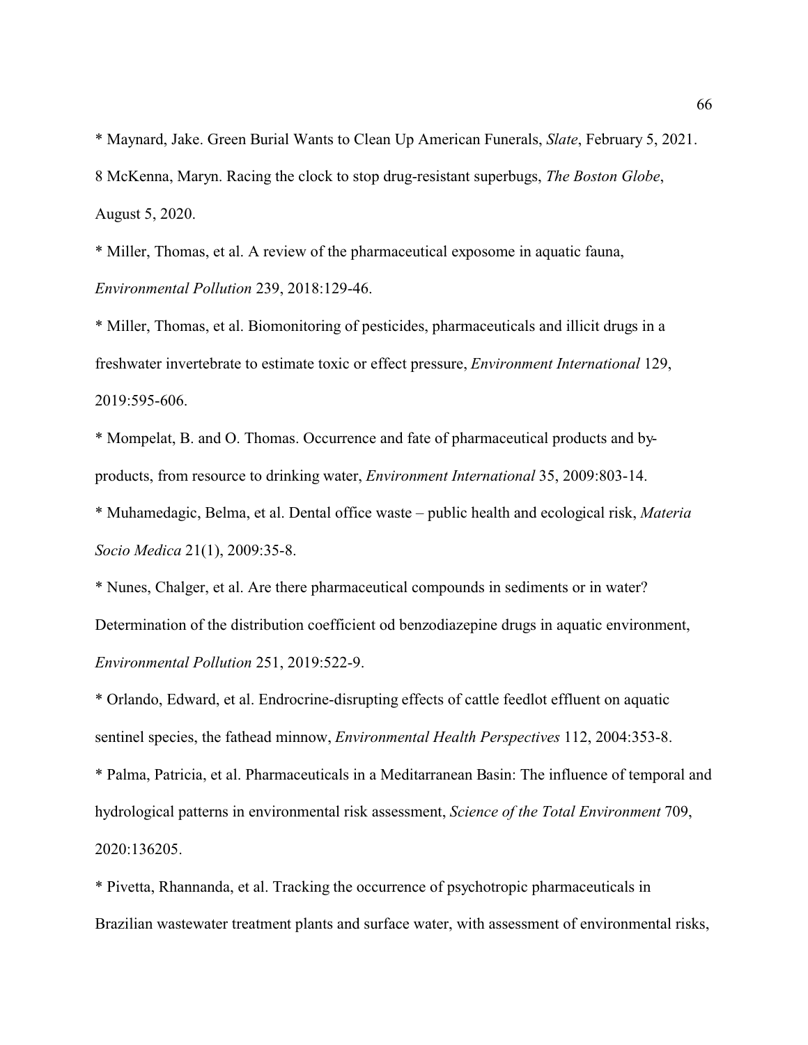* Maynard, Jake. Green Burial Wants to Clean Up American Funerals, *Slate*, February 5, 2021.

8 McKenna, Maryn. Racing the clock to stop drug-resistant superbugs, *The Boston Globe*, August 5, 2020.

* Miller, Thomas, et al. A review of the pharmaceutical exposome in aquatic fauna, *Environmental Pollution* 239, 2018:129-46.

* Miller, Thomas, et al. Biomonitoring of pesticides, pharmaceuticals and illicit drugs in a freshwater invertebrate to estimate toxic or effect pressure, *Environment International* 129, 2019:595-606.

* Mompelat, B. and O. Thomas. Occurrence and fate of pharmaceutical products and by-products, from resource to drinking water, *Environment International* 35, 2009:803-14.

* Muhamedagic, Belma, et al. Dental office waste – public health and ecological risk, *Materia Socio Medica* 21(1), 2009:35-8.

* Nunes, Chalger, et al. Are there pharmaceutical compounds in sediments or in water? Determination of the distribution coefficient od benzodiazepine drugs in aquatic environment, *Environmental Pollution* 251, 2019:522-9.

* Orlando, Edward, et al. Endrocrine-disrupting effects of cattle feedlot effluent on aquatic sentinel species, the fathead minnow, *Environmental Health Perspectives* 112, 2004:353-8.

* Palma, Patricia, et al. Pharmaceuticals in a Meditarranean Basin: The influence of temporal and hydrological patterns in environmental risk assessment, *Science of the Total Environment* 709, 2020:136205.

* Pivetta, Rhannanda, et al. Tracking the occurrence of psychotropic pharmaceuticals in Brazilian wastewater treatment plants and surface water, with assessment of environmental risks,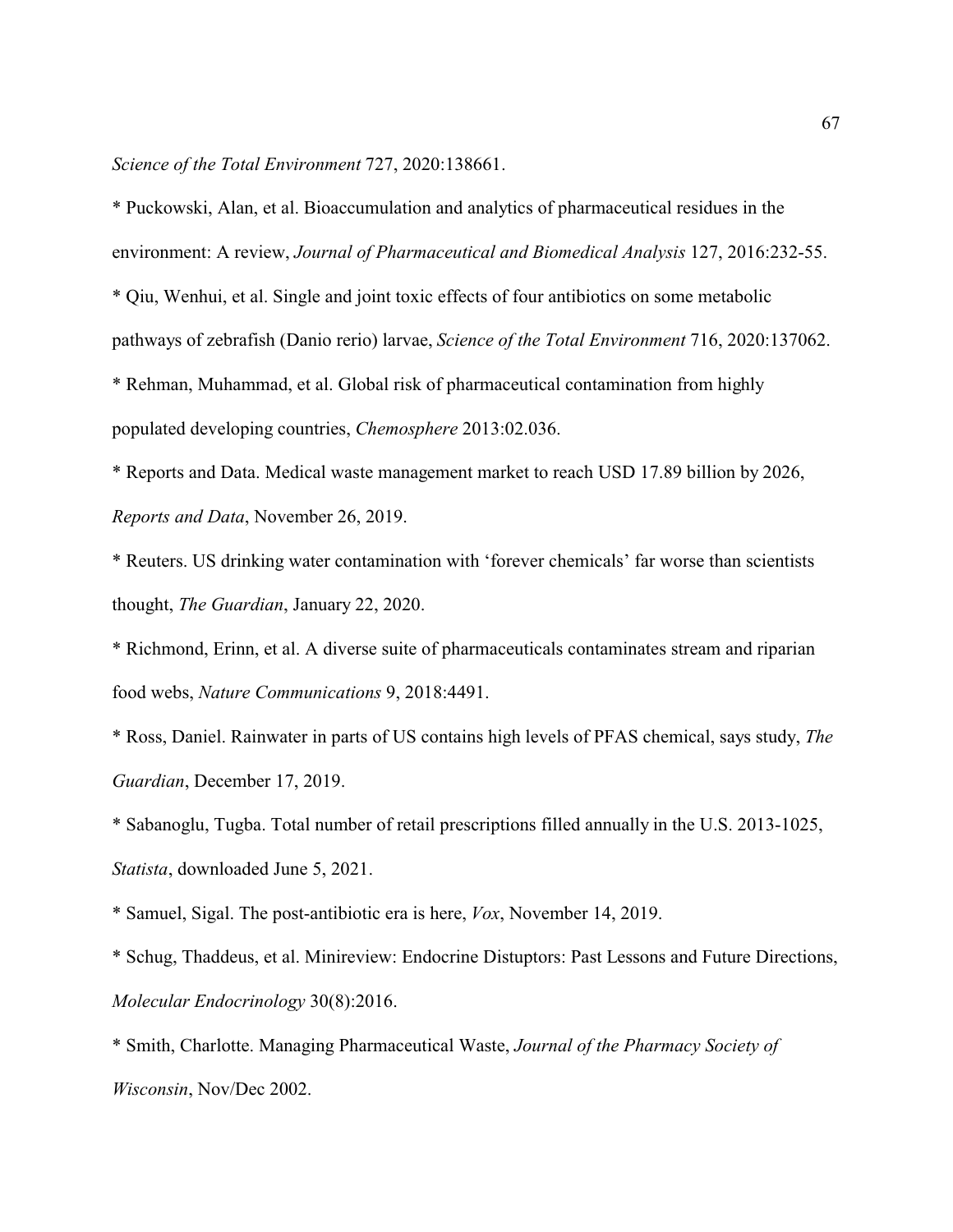*Science of the Total Environment* 727, 2020:138661.

* Puckowski, Alan, et al. Bioaccumulation and analytics of pharmaceutical residues in the environment: A review, *Journal of Pharmaceutical and Biomedical Analysis* 127, 2016:232-55.

* Qiu, Wenhui, et al. Single and joint toxic effects of four antibiotics on some metabolic pathways of zebrafish (Danio rerio) larvae, *Science of the Total Environment* 716, 2020:137062.

* Rehman, Muhammad, et al. Global risk of pharmaceutical contamination from highly populated developing countries, *Chemosphere* 2013:02.036.

* Reports and Data. Medical waste management market to reach USD 17.89 billion by 2026, *Reports and Data*, November 26, 2019.

* Reuters. US drinking water contamination with 'forever chemicals' far worse than scientists thought, *The Guardian*, January 22, 2020.

* Richmond, Erinn, et al. A diverse suite of pharmaceuticals contaminates stream and riparian food webs, *Nature Communications* 9, 2018:4491.

* Ross, Daniel. Rainwater in parts of US contains high levels of PFAS chemical, says study, *The Guardian*, December 17, 2019.

* Sabanoglu, Tugba. Total number of retail prescriptions filled annually in the U.S. 2013-1025, *Statista*, downloaded June 5, 2021.

* Samuel, Sigal. The post-antibiotic era is here, *Vox*, November 14, 2019.

* Schug, Thaddeus, et al. Minireview: Endocrine Distuptors: Past Lessons and Future Directions, *Molecular Endocrinology* 30(8):2016.

* Smith, Charlotte. Managing Pharmaceutical Waste, *Journal of the Pharmacy Society of Wisconsin*, Nov/Dec 2002.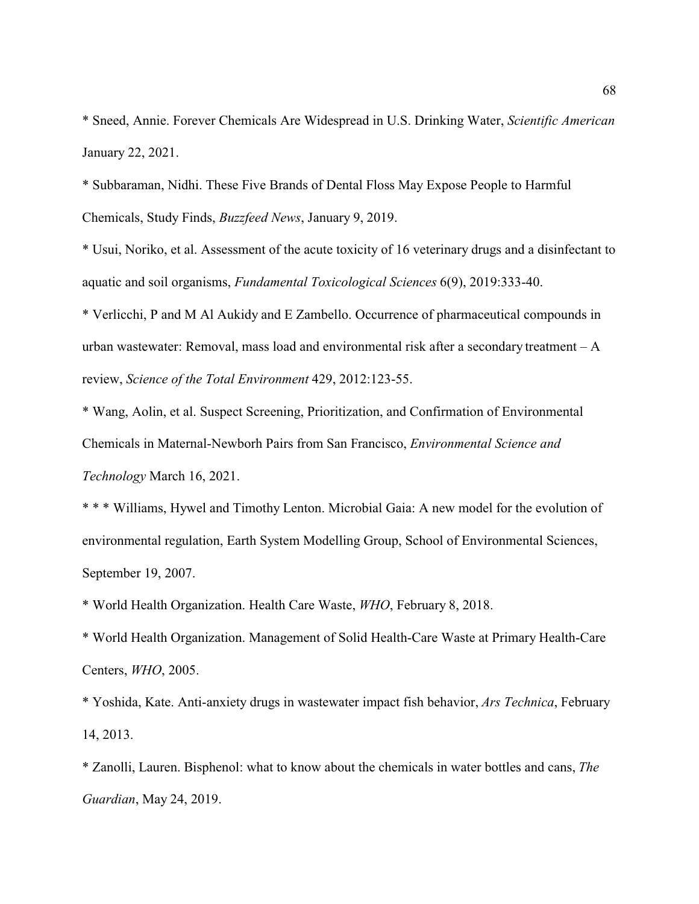* Sneed, Annie. Forever Chemicals Are Widespread in U.S. Drinking Water, *Scientific American* January 22, 2021.

* Subbaraman, Nidhi. These Five Brands of Dental Floss May Expose People to Harmful Chemicals, Study Finds, *Buzzfeed News*, January 9, 2019.

* Usui, Noriko, et al. Assessment of the acute toxicity of 16 veterinary drugs and a disinfectant to aquatic and soil organisms, *Fundamental Toxicological Sciences* 6(9), 2019:333-40.

* Verlicchi, P and M Al Aukidy and E Zambello. Occurrence of pharmaceutical compounds in urban wastewater: Removal, mass load and environmental risk after a secondary treatment – A review, *Science of the Total Environment* 429, 2012:123-55.

* Wang, Aolin, et al. Suspect Screening, Prioritization, and Confirmation of Environmental Chemicals in Maternal-Newborh Pairs from San Francisco, *Environmental Science and Technology* March 16, 2021.

* * * Williams, Hywel and Timothy Lenton. Microbial Gaia: A new model for the evolution of environmental regulation, Earth System Modelling Group, School of Environmental Sciences, September 19, 2007.

* World Health Organization. Health Care Waste, *WHO*, February 8, 2018.

* World Health Organization. Management of Solid Health-Care Waste at Primary Health-Care Centers, *WHO*, 2005.

* Yoshida, Kate. Anti-anxiety drugs in wastewater impact fish behavior, *Ars Technica*, February 14, 2013.

* Zanolli, Lauren. Bisphenol: what to know about the chemicals in water bottles and cans, *The Guardian*, May 24, 2019.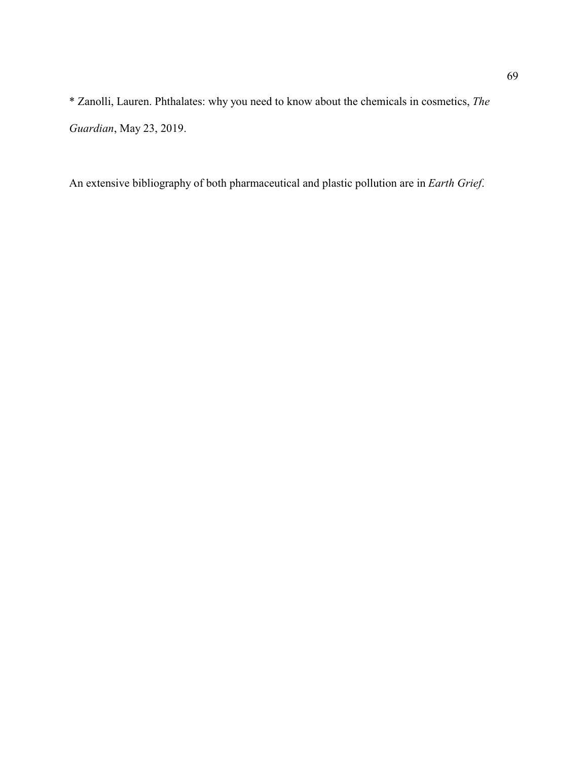* Zanolli, Lauren. Phthalates: why you need to know about the chemicals in cosmetics, *The Guardian*, May 23, 2019.

An extensive bibliography of both pharmaceutical and plastic pollution are in *Earth Grief*.